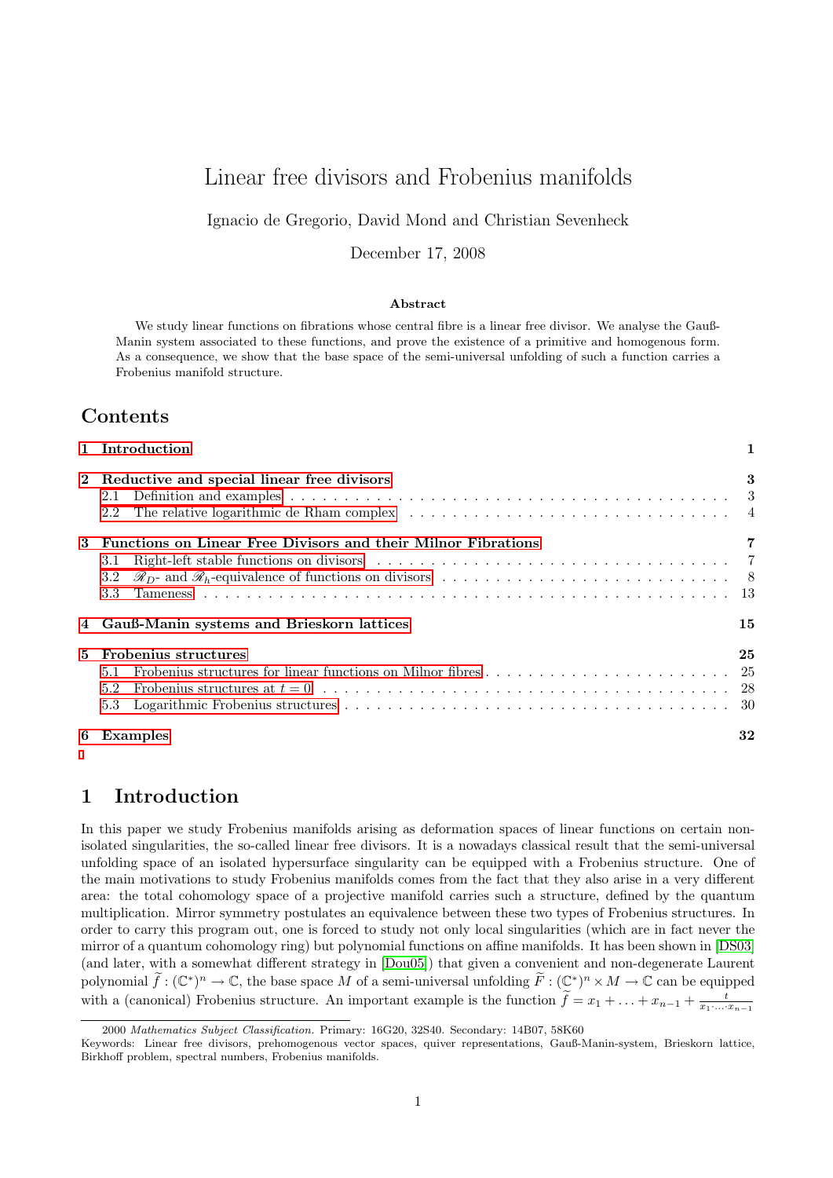# Linear free divisors and Frobenius manifolds

Ignacio de Gregorio, David Mond and Christian Sevenheck

December 17, 2008

### Abstract

We study linear functions on fibrations whose central fibre is a linear free divisor. We analyse the Gauß-Manin system associated to these functions, and prove the existence of a primitive and homogenous form. As a consequence, we show that the base space of the semi-universal unfolding of such a function carries a Frobenius manifold structure.

## Contents

- **1 Introduction** — **1**
- **2 Reductive and special linear free divisors** — **3**
  - 2.1 Definition and examples — 3
  - 2.2 The relative logarithmic de Rham complex — 4
- **3 Functions on Linear Free Divisors and their Milnor Fibrations** — **7**
  - 3.1 Right-left stable functions on divisors — 7
  - 3.2 $\mathscr{R}_D$- and $\mathscr{R}_h$-equivalence of functions on divisors — 8
  - 3.3 Tameness — 13
- **4 Gauß-Manin systems and Brieskorn lattices** — **15**
- **5 Frobenius structures** — **25**
  - 5.1 Frobenius structures for linear functions on Milnor fibres — 25
  - 5.2 Frobenius structures at $t = 0$ — 28
  - 5.3 Logarithmic Frobenius structures — 30
- **6 Examples** — **32**

## 1 Introduction

In this paper we study Frobenius manifolds arising as deformation spaces of linear functions on certain non-isolated singularities, the so-called linear free divisors. It is a nowadays classical result that the semi-universal unfolding space of an isolated hypersurface singularity can be equipped with a Frobenius structure. One of the main motivations to study Frobenius manifolds comes from the fact that they also arise in a very different area: the total cohomology space of a projective manifold carries such a structure, defined by the quantum multiplication. Mirror symmetry postulates an equivalence between these two types of Frobenius structures. In order to carry this program out, one is forced to study not only local singularities (which are in fact never the mirror of a quantum cohomology ring) but polynomial functions on affine manifolds. It has been shown in [DS03] (and later, with a somewhat different strategy in [Dou05]) that given a convenient and non-degenerate Laurent polynomial $\widetilde{f} : (\mathbb{C}^*)^n \to \mathbb{C}$, the base space $M$ of a semi-universal unfolding $\widetilde{F} : (\mathbb{C}^*)^n \times M \to \mathbb{C}$ can be equipped with a (canonical) Frobenius structure. An important example is the function $\widetilde{f} = x_1 + \ldots + x_{n-1} + \frac{t}{x_1 \cdot \ldots \cdot x_{n-1}}$

---

2000 *Mathematics Subject Classification.* Primary: 16G20, 32S40. Secondary: 14B07, 58K60

Keywords: Linear free divisors, prehomogenous vector spaces, quiver representations, Gauß-Manin-system, Brieskorn lattice, Birkhoff problem, spectral numbers, Frobenius manifolds.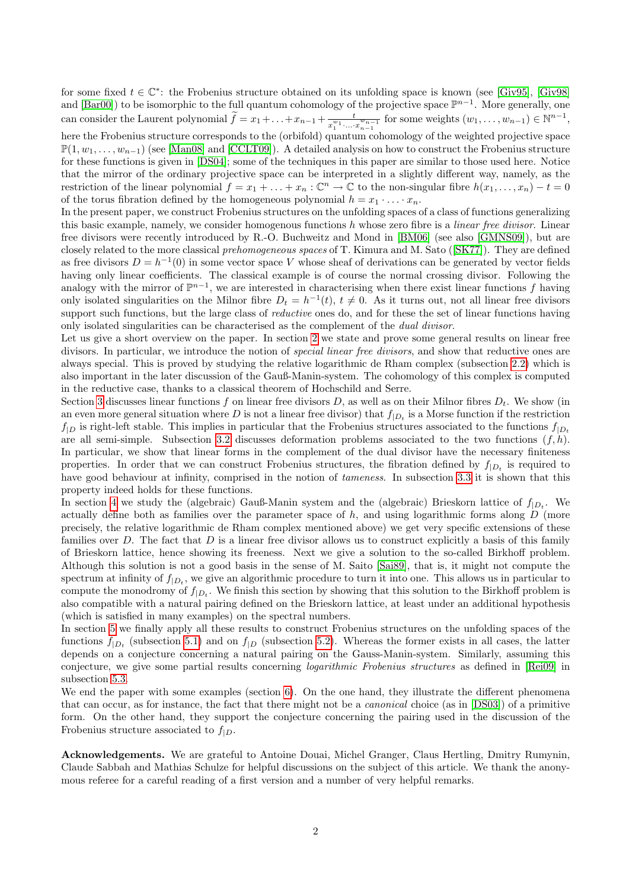for some fixed $t \in \mathbb{C}^*$: the Frobenius structure obtained on its unfolding space is known (see [Giv95], [Giv98] and [Bar00]) to be isomorphic to the full quantum cohomology of the projective space $\mathbb{P}^{n-1}$. More generally, one can consider the Laurent polynomial $\widetilde{f} = x_1 + \ldots + x_{n-1} + \frac{t}{x_1^{w_1} \cdot \ldots \cdot x_{n-1}^{w_{n-1}}}$ for some weights $(w_1, \ldots, w_{n-1}) \in \mathbb{N}^{n-1}$, here the Frobenius structure corresponds to the (orbifold) quantum cohomology of the weighted projective space $\mathbb{P}(1, w_1, \ldots, w_{n-1})$ (see [Man08] and [CCLT09]). A detailed analysis on how to construct the Frobenius structure for these functions is given in [DS04]; some of the techniques in this paper are similar to those used here. Notice that the mirror of the ordinary projective space can be interpreted in a slightly different way, namely, as the restriction of the linear polynomial $f = x_1 + \ldots + x_n : \mathbb{C}^n \to \mathbb{C}$ to the non-singular fibre $h(x_1, \ldots, x_n) - t = 0$ of the torus fibration defined by the homogeneous polynomial $h = x_1 \cdot \ldots \cdot x_n$.

In the present paper, we construct Frobenius structures on the unfolding spaces of a class of functions generalizing this basic example, namely, we consider homogenous functions $h$ whose zero fibre is a *linear free divisor*. Linear free divisors were recently introduced by R.-O. Buchweitz and Mond in [BM06] (see also [GMNS09]), but are closely related to the more classical *prehomogeneous spaces* of T. Kimura and M. Sato ([SK77]). They are defined as free divisors $D = h^{-1}(0)$ in some vector space $V$ whose sheaf of derivations can be generated by vector fields having only linear coefficients. The classical example is of course the normal crossing divisor. Following the analogy with the mirror of $\mathbb{P}^{n-1}$, we are interested in characterising when there exist linear functions $f$ having only isolated singularities on the Milnor fibre $D_t = h^{-1}(t)$, $t \neq 0$. As it turns out, not all linear free divisors support such functions, but the large class of *reductive* ones do, and for these the set of linear functions having only isolated singularities can be characterised as the complement of the *dual divisor*.

Let us give a short overview on the paper. In section 2 we state and prove some general results on linear free divisors. In particular, we introduce the notion of *special linear free divisors*, and show that reductive ones are always special. This is proved by studying the relative logarithmic de Rham complex (subsection 2.2) which is also important in the later discussion of the Gauß-Manin-system. The cohomology of this complex is computed in the reductive case, thanks to a classical theorem of Hochschild and Serre.

Section 3 discusses linear functions $f$ on linear free divisors $D$, as well as on their Milnor fibres $D_t$. We show (in an even more general situation where $D$ is not a linear free divisor) that $f_{|D_t}$ is a Morse function if the restriction $f_{|D}$ is right-left stable. This implies in particular that the Frobenius structures associated to the functions $f_{|D_t}$ are all semi-simple. Subsection 3.2 discusses deformation problems associated to the two functions $(f, h)$. In particular, we show that linear forms in the complement of the dual divisor have the necessary finiteness properties. In order that we can construct Frobenius structures, the fibration defined by $f_{|D_t}$ is required to have good behaviour at infinity, comprised in the notion of *tameness*. In subsection 3.3 it is shown that this property indeed holds for these functions.

In section 4 we study the (algebraic) Gauß-Manin system and the (algebraic) Brieskorn lattice of $f_{|D_t}$. We actually define both as families over the parameter space of $h$, and using logarithmic forms along $D$ (more precisely, the relative logarithmic de Rham complex mentioned above) we get very specific extensions of these families over $D$. The fact that $D$ is a linear free divisor allows us to construct explicitly a basis of this family of Brieskorn lattice, hence showing its freeness. Next we give a solution to the so-called Birkhoff problem. Although this solution is not a good basis in the sense of M. Saito [Sai89], that is, it might not compute the spectrum at infinity of $f_{|D_t}$, we give an algorithmic procedure to turn it into one. This allows us in particular to compute the monodromy of $f_{|D_t}$. We finish this section by showing that this solution to the Birkhoff problem is also compatible with a natural pairing defined on the Brieskorn lattice, at least under an additional hypothesis (which is satisfied in many examples) on the spectral numbers.

In section 5 we finally apply all these results to construct Frobenius structures on the unfolding spaces of the functions $f_{|D_t}$ (subsection 5.1) and on $f_{|D}$ (subsection 5.2). Whereas the former exists in all cases, the latter depends on a conjecture concerning a natural pairing on the Gauss-Manin-system. Similarly, assuming this conjecture, we give some partial results concerning *logarithmic Frobenius structures* as defined in [Rei09] in subsection 5.3.

We end the paper with some examples (section 6). On the one hand, they illustrate the different phenomena that can occur, as for instance, the fact that there might not be a *canonical* choice (as in [DS03]) of a primitive form. On the other hand, they support the conjecture concerning the pairing used in the discussion of the Frobenius structure associated to $f_{|D}$.

**Acknowledgements.** We are grateful to Antoine Douai, Michel Granger, Claus Hertling, Dmitry Rumynin, Claude Sabbah and Mathias Schulze for helpful discussions on the subject of this article. We thank the anonymous referee for a careful reading of a first version and a number of very helpful remarks.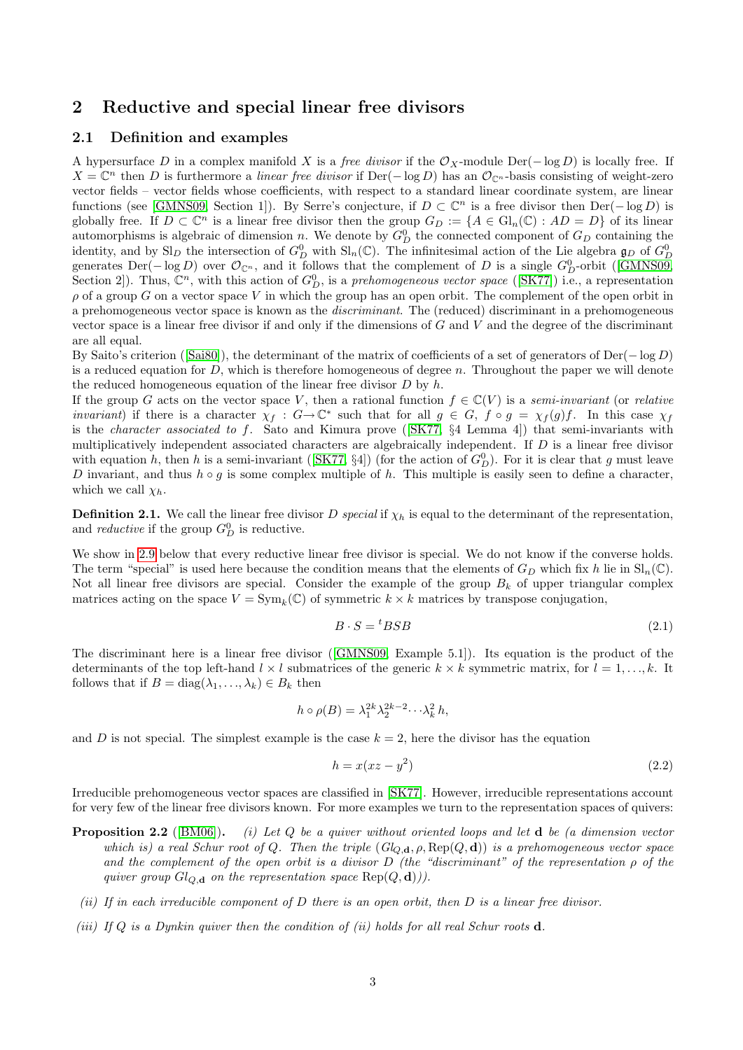## 2 Reductive and special linear free divisors

### 2.1 Definition and examples

A hypersurface $D$ in a complex manifold $X$ is a *free divisor* if the $\mathcal{O}_X$-module $\mathrm{Der}(-\log D)$ is locally free. If $X = \mathbb{C}^n$ then $D$ is furthermore a *linear free divisor* if $\mathrm{Der}(-\log D)$ has an $\mathcal{O}_{\mathbb{C}^n}$-basis consisting of weight-zero vector fields – vector fields whose coefficients, with respect to a standard linear coordinate system, are linear functions (see [GMNS09, Section 1]). By Serre's conjecture, if $D \subset \mathbb{C}^n$ is a free divisor then $\mathrm{Der}(-\log D)$ is globally free. If $D \subset \mathbb{C}^n$ is a linear free divisor then the group $G_D := \{A \in \mathrm{Gl}_n(\mathbb{C}) : AD = D\}$ of its linear automorphisms is algebraic of dimension $n$. We denote by $G_D^0$ the connected component of $G_D$ containing the identity, and by $\mathrm{Sl}_D$ the intersection of $G_D^0$ with $\mathrm{Sl}_n(\mathbb{C})$. The infinitesimal action of the Lie algebra $\mathfrak{g}_D$ of $G_D^0$ generates $\mathrm{Der}(-\log D)$ over $\mathcal{O}_{\mathbb{C}^n}$, and it follows that the complement of $D$ is a single $G_D^0$-orbit ([GMNS09, Section 2]). Thus, $\mathbb{C}^n$, with this action of $G_D^0$, is a *prehomogeneous vector space* ([SK77]) i.e., a representation $\rho$ of a group $G$ on a vector space $V$ in which the group has an open orbit. The complement of the open orbit in a prehomogeneous vector space is known as the *discriminant*. The (reduced) discriminant in a prehomogeneous vector space is a linear free divisor if and only if the dimensions of $G$ and $V$ and the degree of the discriminant are all equal.

By Saito's criterion ([Sai80]), the determinant of the matrix of coefficients of a set of generators of $\mathrm{Der}(-\log D)$ is a reduced equation for $D$, which is therefore homogeneous of degree $n$. Throughout the paper we will denote the reduced homogeneous equation of the linear free divisor $D$ by $h$.

If the group $G$ acts on the vector space $V$, then a rational function $f \in \mathbb{C}(V)$ is a *semi-invariant* (or *relative invariant*) if there is a character $\chi_f : G \to \mathbb{C}^*$ such that for all $g \in G$, $f \circ g = \chi_f(g) f$. In this case $\chi_f$ is the *character associated to* $f$. Sato and Kimura prove ([SK77, §4 Lemma 4]) that semi-invariants with multiplicatively independent associated characters are algebraically independent. If $D$ is a linear free divisor with equation $h$, then $h$ is a semi-invariant ([SK77, §4]) (for the action of $G_D^0$). For it is clear that $g$ must leave $D$ invariant, and thus $h \circ g$ is some complex multiple of $h$. This multiple is easily seen to define a character, which we call $\chi_h$.

**Definition 2.1.** We call the linear free divisor $D$ *special* if $\chi_h$ is equal to the determinant of the representation, and *reductive* if the group $G_D^0$ is reductive.

We show in 2.9 below that every reductive linear free divisor is special. We do not know if the converse holds. The term "special" is used here because the condition means that the elements of $G_D$ which fix $h$ lie in $\mathrm{Sl}_n(\mathbb{C})$. Not all linear free divisors are special. Consider the example of the group $B_k$ of upper triangular complex matrices acting on the space $V = \mathrm{Sym}_k(\mathbb{C})$ of symmetric $k \times k$ matrices by transpose conjugation,

$$B \cdot S = {}^tBSB \tag{2.1}$$

The discriminant here is a linear free divisor ([GMNS09, Example 5.1]). Its equation is the product of the determinants of the top left-hand $l \times l$ submatrices of the generic $k \times k$ symmetric matrix, for $l = 1, \ldots, k$. It follows that if $B = \mathrm{diag}(\lambda_1, \ldots, \lambda_k) \in B_k$ then

$$h \circ \rho(B) = \lambda_1^{2k} \lambda_2^{2k-2} \cdots \lambda_k^2 \, h,$$

and $D$ is not special. The simplest example is the case $k = 2$, here the divisor has the equation

$$h = x(xz - y^2) \tag{2.2}$$

Irreducible prehomogeneous vector spaces are classified in [SK77]. However, irreducible representations account for very few of the linear free divisors known. For more examples we turn to the representation spaces of quivers:

**Proposition 2.2** ([BM06]). *(i) Let $Q$ be a quiver without oriented loops and let $\mathbf{d}$ be (a dimension vector which is) a real Schur root of $Q$. Then the triple $(Gl_{Q,\mathbf{d}}, \rho, \mathrm{Rep}(Q, \mathbf{d}))$ is a prehomogeneous vector space and the complement of the open orbit is a divisor $D$ (the "discriminant" of the representation $\rho$ of the quiver group $Gl_{Q,\mathbf{d}}$ on the representation space $\mathrm{Rep}(Q, \mathbf{d})$).*

*(ii) If in each irreducible component of $D$ there is an open orbit, then $D$ is a linear free divisor.*

*(iii) If $Q$ is a Dynkin quiver then the condition of (ii) holds for all real Schur roots $\mathbf{d}$.*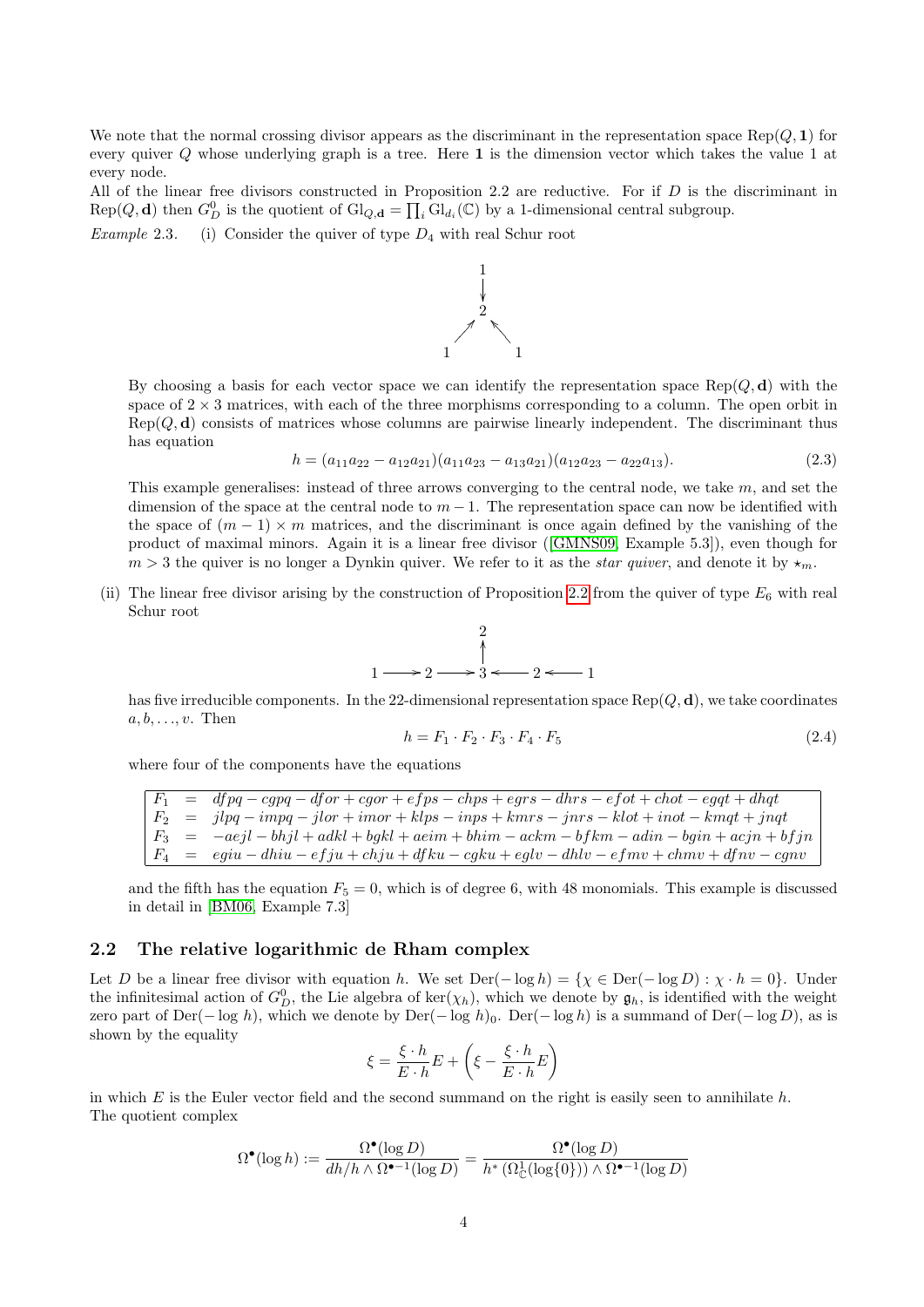We note that the normal crossing divisor appears as the discriminant in the representation space $\mathrm{Rep}(Q, \mathbf{1})$ for every quiver $Q$ whose underlying graph is a tree. Here $\mathbf{1}$ is the dimension vector which takes the value 1 at every node.

All of the linear free divisors constructed in Proposition 2.2 are reductive. For if $D$ is the discriminant in $\mathrm{Rep}(Q, \mathbf{d})$ then $G_D^0$ is the quotient of $\mathrm{Gl}_{Q,\mathbf{d}} = \prod_i \mathrm{Gl}_{d_i}(\mathbb{C})$ by a 1-dimensional central subgroup.

*Example* 2.3. (i) Consider the quiver of type $D_4$ with real Schur root

$$\begin{array}{ccc} & 1 & \\ & \downarrow & \\ & 2 & \\ \nearrow & & \nwarrow \\ 1 & & 1 \end{array}$$

By choosing a basis for each vector space we can identify the representation space $\mathrm{Rep}(Q, \mathbf{d})$ with the space of $2 \times 3$ matrices, with each of the three morphisms corresponding to a column. The open orbit in $\mathrm{Rep}(Q, \mathbf{d})$ consists of matrices whose columns are pairwise linearly independent. The discriminant thus has equation

$$h = (a_{11}a_{22} - a_{12}a_{21})(a_{11}a_{23} - a_{13}a_{21})(a_{12}a_{23} - a_{22}a_{13}). \tag{2.3}$$

This example generalises: instead of three arrows converging to the central node, we take $m$, and set the dimension of the space at the central node to $m-1$. The representation space can now be identified with the space of $(m-1) \times m$ matrices, and the discriminant is once again defined by the vanishing of the product of maximal minors. Again it is a linear free divisor ([GMNS09, Example 5.3]), even though for $m > 3$ the quiver is no longer a Dynkin quiver. We refer to it as the *star quiver*, and denote it by $\star_m$.

(ii) The linear free divisor arising by the construction of Proposition 2.2 from the quiver of type $E_6$ with real Schur root

$$\begin{array}{ccccccccc} & & & & 2 & & & & \\ & & & & \uparrow & & & & \\ 1 & \longrightarrow & 2 & \longrightarrow & 3 & \longleftarrow & 2 & \longleftarrow & 1 \end{array}$$

has five irreducible components. In the 22-dimensional representation space $\mathrm{Rep}(Q, \mathbf{d})$, we take coordinates $a, b, \ldots, v$. Then

$$h = F_1 \cdot F_2 \cdot F_3 \cdot F_4 \cdot F_5 \tag{2.4}$$

where four of the components have the equations

$$\begin{array}{lcl} F_1 & = & dfpq - cgpq - dfor + cgor + efps - chps + egrs - dhrs - efot + chot - egqt + dhqt \\ F_2 & = & jlpq - impq - jlor + imor + klps - inps + kmrs - jnrs - klot + inot - kmqt + jnqt \\ F_3 & = & -aejl - bhjl + adkl + bgkl + aeim + bhim - ackm - bfkm - adin - bgin + acjn + bfjn \\ F_4 & = & egiu - dhiu - efju + chju + dfku - cgku + eglv - dhlv - efmv + chmv + dfnv - cgnv \end{array}$$

and the fifth has the equation $F_5 = 0$, which is of degree 6, with 48 monomials. This example is discussed in detail in [BM06, Example 7.3]

## 2.2 The relative logarithmic de Rham complex

Let $D$ be a linear free divisor with equation $h$. We set $\mathrm{Der}(-\log h) = \{\chi \in \mathrm{Der}(-\log D) : \chi \cdot h = 0\}$. Under the infinitesimal action of $G_D^0$, the Lie algebra of $\ker(\chi_h)$, which we denote by $\mathfrak{g}_h$, is identified with the weight zero part of $\mathrm{Der}(-\log h)$, which we denote by $\mathrm{Der}(-\log h)_0$. $\mathrm{Der}(-\log h)$ is a summand of $\mathrm{Der}(-\log D)$, as is shown by the equality

$$\xi = \frac{\xi \cdot h}{E \cdot h} E + \left( \xi - \frac{\xi \cdot h}{E \cdot h} E \right)$$

in which $E$ is the Euler vector field and the second summand on the right is easily seen to annihilate $h$.

The quotient complex

$$\Omega^\bullet(\log h) := \frac{\Omega^\bullet(\log D)}{dh/h \wedge \Omega^{\bullet-1}(\log D)} = \frac{\Omega^\bullet(\log D)}{h^*\left(\Omega^1_{\mathbb{C}}(\log\{0\})\right) \wedge \Omega^{\bullet-1}(\log D)}$$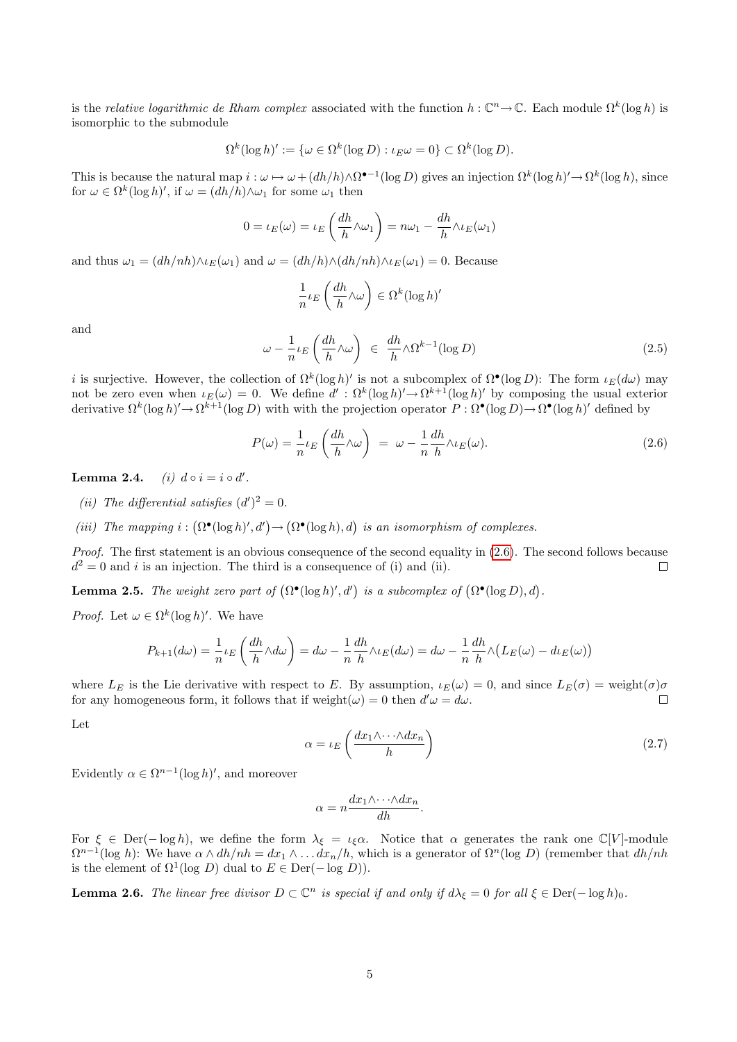is the *relative logarithmic de Rham complex* associated with the function $h:\mathbb{C}^n\to\mathbb{C}$. Each module $\Omega^k(\log h)$ is isomorphic to the submodule

$$\Omega^k(\log h)' := \{\omega\in\Omega^k(\log D) : \iota_E\omega = 0\}\subset \Omega^k(\log D).$$

This is because the natural map $i:\omega\mapsto \omega+(dh/h)\wedge\Omega^{\bullet-1}(\log D)$ gives an injection $\Omega^k(\log h)'\to\Omega^k(\log h)$, since for $\omega\in\Omega^k(\log h)'$, if $\omega=(dh/h)\wedge\omega_1$ for some $\omega_1$ then

$$0=\iota_E(\omega)=\iota_E\left(\frac{dh}{h}\wedge\omega_1\right)=n\omega_1-\frac{dh}{h}\wedge\iota_E(\omega_1)$$

and thus $\omega_1=(dh/nh)\wedge\iota_E(\omega_1)$ and $\omega=(dh/h)\wedge(dh/nh)\wedge\iota_E(\omega_1)=0$. Because

$$\frac{1}{n}\iota_E\left(\frac{dh}{h}\wedge\omega\right)\in\Omega^k(\log h)'$$

and

$$\omega-\frac{1}{n}\iota_E\left(\frac{dh}{h}\wedge\omega\right)\ \in\ \frac{dh}{h}\wedge\Omega^{k-1}(\log D) \tag{2.5}$$

$i$ is surjective. However, the collection of $\Omega^k(\log h)'$ is not a subcomplex of $\Omega^\bullet(\log D)$: The form $\iota_E(d\omega)$ may not be zero even when $\iota_E(\omega)=0$. We define $d':\Omega^k(\log h)'\to\Omega^{k+1}(\log h)'$ by composing the usual exterior derivative $\Omega^k(\log h)'\to\Omega^{k+1}(\log D)$ with with the projection operator $P:\Omega^\bullet(\log D)\to\Omega^\bullet(\log h)'$ defined by

$$P(\omega)=\frac{1}{n}\iota_E\left(\frac{dh}{h}\wedge\omega\right)\ =\ \omega-\frac{1}{n}\frac{dh}{h}\wedge\iota_E(\omega). \tag{2.6}$$

**Lemma 2.4.** *(i) $d\circ i=i\circ d'$.*

*(ii) The differential satisfies $(d')^2=0$.*

*(iii) The mapping $i:\left(\Omega^\bullet(\log h)',d'\right)\to\left(\Omega^\bullet(\log h),d\right)$ is an isomorphism of complexes.*

*Proof.* The first statement is an obvious consequence of the second equality in (2.6). The second follows because $d^2=0$ and $i$ is an injection. The third is a consequence of (i) and (ii). $\square$

**Lemma 2.5.** *The weight zero part of $\left(\Omega^\bullet(\log h)',d'\right)$ is a subcomplex of $\left(\Omega^\bullet(\log D),d\right)$.*

*Proof.* Let $\omega\in\Omega^k(\log h)'$. We have

$$P_{k+1}(d\omega)=\frac{1}{n}\iota_E\left(\frac{dh}{h}\wedge d\omega\right)=d\omega-\frac{1}{n}\frac{dh}{h}\wedge\iota_E(d\omega)=d\omega-\frac{1}{n}\frac{dh}{h}\wedge\big(L_E(\omega)-d\iota_E(\omega)\big)$$

where $L_E$ is the Lie derivative with respect to $E$. By assumption, $\iota_E(\omega)=0$, and since $L_E(\sigma)=\text{weight}(\sigma)\sigma$ for any homogeneous form, it follows that if weight$(\omega)=0$ then $d'\omega=d\omega$. $\square$

Let

$$\alpha=\iota_E\left(\frac{dx_1\wedge\cdots\wedge dx_n}{h}\right) \tag{2.7}$$

Evidently $\alpha\in\Omega^{n-1}(\log h)'$, and moreover

$$\alpha=n\frac{dx_1\wedge\cdots\wedge dx_n}{dh}.$$

For $\xi\in\operatorname{Der}(-\log h)$, we define the form $\lambda_\xi=\iota_\xi\alpha$. Notice that $\alpha$ generates the rank one $\mathbb{C}[V]$-module $\Omega^{n-1}(\log h)$: We have $\alpha\wedge dh/nh=dx_1\wedge\ldots dx_n/h$, which is a generator of $\Omega^n(\log D)$ (remember that $dh/nh$ is the element of $\Omega^1(\log D)$ dual to $E\in\operatorname{Der}(-\log D)$).

**Lemma 2.6.** *The linear free divisor $D\subset\mathbb{C}^n$ is special if and only if $d\lambda_\xi=0$ for all $\xi\in\operatorname{Der}(-\log h)_0$.*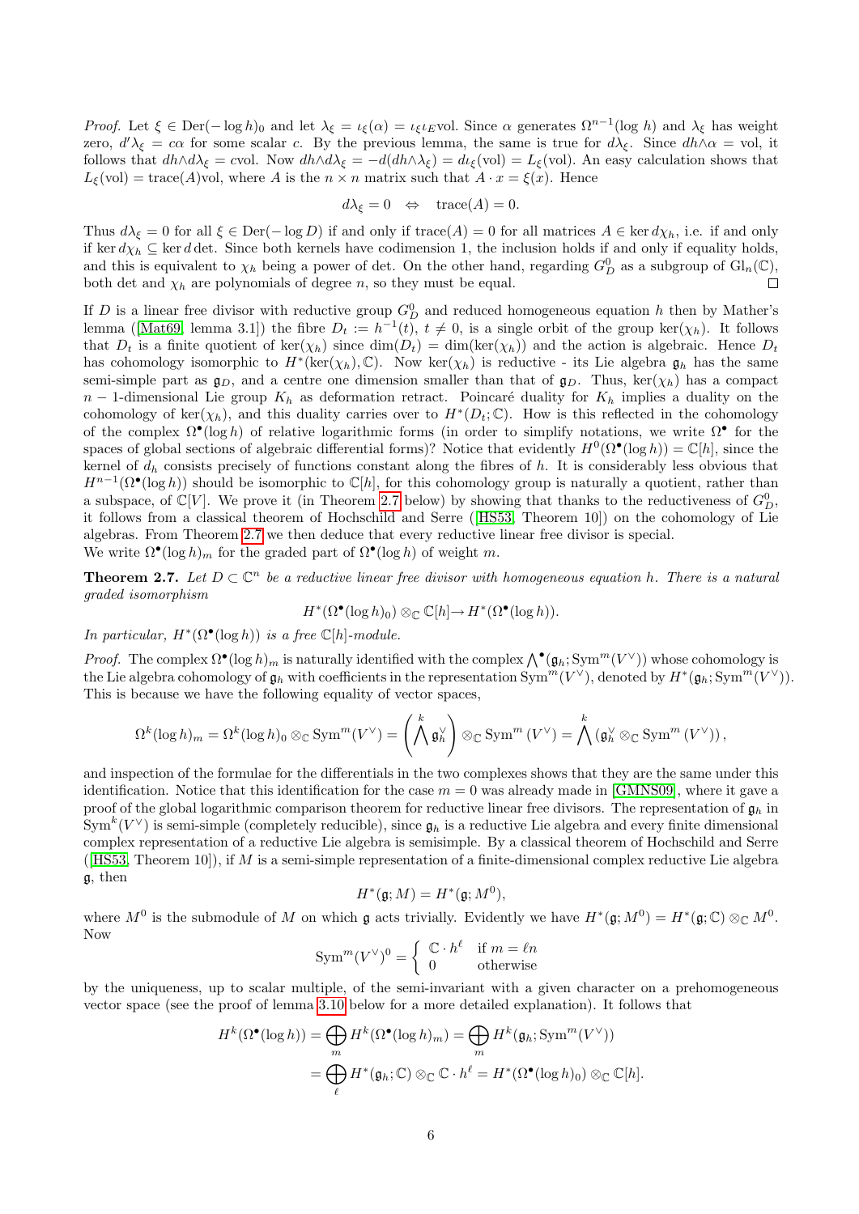*Proof.* Let $\xi \in \mathrm{Der}(-\log h)_0$ and let $\lambda_\xi = \iota_\xi(\alpha) = \iota_\xi \iota_E \mathrm{vol}$. Since $\alpha$ generates $\Omega^{n-1}(\log h)$ and $\lambda_\xi$ has weight zero, $d'\lambda_\xi = c\alpha$ for some scalar $c$. By the previous lemma, the same is true for $d\lambda_\xi$. Since $dh \wedge \alpha = \mathrm{vol}$, it follows that $dh \wedge d\lambda_\xi = c\mathrm{vol}$. Now $dh \wedge d\lambda_\xi = -d(dh \wedge \lambda_\xi) = d\iota_\xi(\mathrm{vol}) = L_\xi(\mathrm{vol})$. An easy calculation shows that $L_\xi(\mathrm{vol}) = \mathrm{trace}(A)\mathrm{vol}$, where $A$ is the $n \times n$ matrix such that $A \cdot x = \xi(x)$. Hence

$$d\lambda_\xi = 0 \quad \Leftrightarrow \quad \mathrm{trace}(A) = 0.$$

Thus $d\lambda_\xi = 0$ for all $\xi \in \mathrm{Der}(-\log D)$ if and only if $\mathrm{trace}(A) = 0$ for all matrices $A \in \ker d\chi_h$, i.e. if and only if $\ker d\chi_h \subseteq \ker d \det$. Since both kernels have codimension 1, the inclusion holds if and only if equality holds, and this is equivalent to $\chi_h$ being a power of det. On the other hand, regarding $G_D^0$ as a subgroup of $\mathrm{Gl}_n(\mathbb{C})$, both det and $\chi_h$ are polynomials of degree $n$, so they must be equal. $\square$

If $D$ is a linear free divisor with reductive group $G_D^0$ and reduced homogeneous equation $h$ then by Mather's lemma ([Mat69, lemma 3.1]) the fibre $D_t := h^{-1}(t)$, $t \neq 0$, is a single orbit of the group $\ker(\chi_h)$. It follows that $D_t$ is a finite quotient of $\ker(\chi_h)$ since $\dim(D_t) = \dim(\ker(\chi_h))$ and the action is algebraic. Hence $D_t$ has cohomology isomorphic to $H^*(\ker(\chi_h), \mathbb{C})$. Now $\ker(\chi_h)$ is reductive - its Lie algebra $\mathfrak{g}_h$ has the same semi-simple part as $\mathfrak{g}_D$, and a centre one dimension smaller than that of $\mathfrak{g}_D$. Thus, $\ker(\chi_h)$ has a compact $n-1$-dimensional Lie group $K_h$ as deformation retract. Poincaré duality for $K_h$ implies a duality on the cohomology of $\ker(\chi_h)$, and this duality carries over to $H^*(D_t; \mathbb{C})$. How is this reflected in the cohomology of the complex $\Omega^\bullet(\log h)$ of relative logarithmic forms (in order to simplify notations, we write $\Omega^\bullet$ for the spaces of global sections of algebraic differential forms)? Notice that evidently $H^0(\Omega^\bullet(\log h)) = \mathbb{C}[h]$, since the kernel of $d_h$ consists precisely of functions constant along the fibres of $h$. It is considerably less obvious that $H^{n-1}(\Omega^\bullet(\log h))$ should be isomorphic to $\mathbb{C}[h]$, for this cohomology group is naturally a quotient, rather than a subspace, of $\mathbb{C}[V]$. We prove it (in Theorem 2.7 below) by showing that thanks to the reductiveness of $G_D^0$, it follows from a classical theorem of Hochschild and Serre ([HS53, Theorem 10]) on the cohomology of Lie algebras. From Theorem 2.7 we then deduce that every reductive linear free divisor is special.
We write $\Omega^\bullet(\log h)_m$ for the graded part of $\Omega^\bullet(\log h)$ of weight $m$.

**Theorem 2.7.** *Let $D \subset \mathbb{C}^n$ be a reductive linear free divisor with homogeneous equation $h$. There is a natural graded isomorphism*

$$H^*(\Omega^\bullet(\log h)_0) \otimes_{\mathbb{C}} \mathbb{C}[h] \to H^*(\Omega^\bullet(\log h)).$$

*In particular, $H^*(\Omega^\bullet(\log h))$ is a free $\mathbb{C}[h]$-module.*

*Proof.* The complex $\Omega^\bullet(\log h)_m$ is naturally identified with the complex $\bigwedge^\bullet(\mathfrak{g}_h; \mathrm{Sym}^m(V^\vee))$ whose cohomology is the Lie algebra cohomology of $\mathfrak{g}_h$ with coefficients in the representation $\mathrm{Sym}^m(V^\vee)$, denoted by $H^*(\mathfrak{g}_h; \mathrm{Sym}^m(V^\vee))$. This is because we have the following equality of vector spaces,

$$\Omega^k(\log h)_m = \Omega^k(\log h)_0 \otimes_{\mathbb{C}} \mathrm{Sym}^m(V^\vee) = \left( \bigwedge^k \mathfrak{g}_h^\vee \right) \otimes_{\mathbb{C}} \mathrm{Sym}^m(V^\vee) = \bigwedge^k (\mathfrak{g}_h^\vee \otimes_{\mathbb{C}} \mathrm{Sym}^m(V^\vee)),$$

and inspection of the formulae for the differentials in the two complexes shows that they are the same under this identification. Notice that this identification for the case $m = 0$ was already made in [GMNS09], where it gave a proof of the global logarithmic comparison theorem for reductive linear free divisors. The representation of $\mathfrak{g}_h$ in $\mathrm{Sym}^k(V^\vee)$ is semi-simple (completely reducible), since $\mathfrak{g}_h$ is a reductive Lie algebra and every finite dimensional complex representation of a reductive Lie algebra is semisimple. By a classical theorem of Hochschild and Serre ([HS53, Theorem 10]), if $M$ is a semi-simple representation of a finite-dimensional complex reductive Lie algebra $\mathfrak{g}$, then

$$H^*(\mathfrak{g}; M) = H^*(\mathfrak{g}; M^0),$$

where $M^0$ is the submodule of $M$ on which $\mathfrak{g}$ acts trivially. Evidently we have $H^*(\mathfrak{g}; M^0) = H^*(\mathfrak{g}; \mathbb{C}) \otimes_{\mathbb{C}} M^0$. Now

$$\mathrm{Sym}^m(V^\vee)^0 = \begin{cases} \mathbb{C} \cdot h^\ell & \text{if } m = \ell n \\ 0 & \text{otherwise} \end{cases}$$

by the uniqueness, up to scalar multiple, of the semi-invariant with a given character on a prehomogeneous vector space (see the proof of lemma 3.10 below for a more detailed explanation). It follows that

$$\begin{aligned} H^k(\Omega^\bullet(\log h)) &= \bigoplus_m H^k(\Omega^\bullet(\log h)_m) = \bigoplus_m H^k(\mathfrak{g}_h; \mathrm{Sym}^m(V^\vee)) \\ &= \bigoplus_\ell H^*(\mathfrak{g}_h; \mathbb{C}) \otimes_{\mathbb{C}} \mathbb{C} \cdot h^\ell = H^*(\Omega^\bullet(\log h)_0) \otimes_{\mathbb{C}} \mathbb{C}[h]. \end{aligned}$$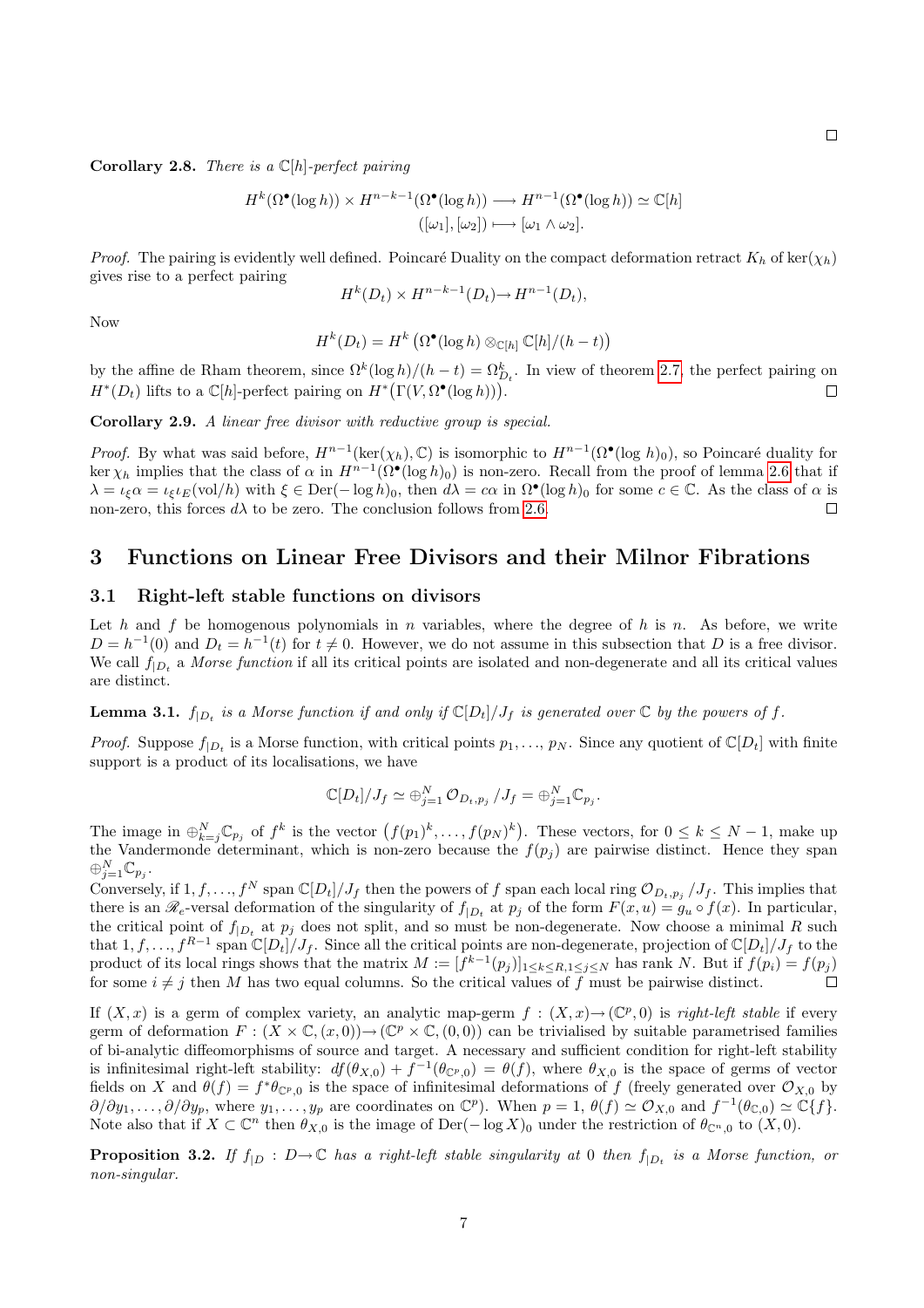□

**Corollary 2.8.** *There is a* $\mathbb{C}[h]$*-perfect pairing*

$$H^k(\Omega^\bullet(\log h)) \times H^{n-k-1}(\Omega^\bullet(\log h)) \longrightarrow H^{n-1}(\Omega^\bullet(\log h)) \simeq \mathbb{C}[h]$$
$$([\omega_1],[\omega_2]) \longmapsto [\omega_1 \wedge \omega_2].$$

*Proof.* The pairing is evidently well defined. Poincaré Duality on the compact deformation retract $K_h$ of $\ker(\chi_h)$ gives rise to a perfect pairing

$$H^k(D_t) \times H^{n-k-1}(D_t) \to H^{n-1}(D_t),$$

Now

$$H^k(D_t) = H^k\left(\Omega^\bullet(\log h) \otimes_{\mathbb{C}[h]} \mathbb{C}[h]/(h-t)\right)$$

by the affine de Rham theorem, since $\Omega^k(\log h)/(h-t) = \Omega^k_{D_t}$. In view of theorem 2.7, the perfect pairing on $H^*(D_t)$ lifts to a $\mathbb{C}[h]$-perfect pairing on $H^*\big(\Gamma(V, \Omega^\bullet(\log h))\big)$. □

**Corollary 2.9.** *A linear free divisor with reductive group is special.*

*Proof.* By what was said before, $H^{n-1}(\ker(\chi_h), \mathbb{C})$ is isomorphic to $H^{n-1}(\Omega^\bullet(\log h)_0)$, so Poincaré duality for $\ker \chi_h$ implies that the class of $\alpha$ in $H^{n-1}(\Omega^\bullet(\log h)_0)$ is non-zero. Recall from the proof of lemma 2.6 that if $\lambda = \iota_\xi \alpha = \iota_\xi \iota_E(\text{vol}/h)$ with $\xi \in \mathrm{Der}(-\log h)_0$, then $d\lambda = c\alpha$ in $\Omega^\bullet(\log h)_0$ for some $c \in \mathbb{C}$. As the class of $\alpha$ is non-zero, this forces $d\lambda$ to be zero. The conclusion follows from 2.6. □

# 3 Functions on Linear Free Divisors and their Milnor Fibrations

## 3.1 Right-left stable functions on divisors

Let $h$ and $f$ be homogenous polynomials in $n$ variables, where the degree of $h$ is $n$. As before, we write $D = h^{-1}(0)$ and $D_t = h^{-1}(t)$ for $t \neq 0$. However, we do not assume in this subsection that $D$ is a free divisor. We call $f_{|D_t}$ a *Morse function* if all its critical points are isolated and non-degenerate and all its critical values are distinct.

**Lemma 3.1.** $f_{|D_t}$ *is a Morse function if and only if* $\mathbb{C}[D_t]/J_f$ *is generated over* $\mathbb{C}$ *by the powers of* $f$.

*Proof.* Suppose $f_{|D_t}$ is a Morse function, with critical points $p_1, \ldots, p_N$. Since any quotient of $\mathbb{C}[D_t]$ with finite support is a product of its localisations, we have

$$\mathbb{C}[D_t]/J_f \simeq \oplus_{j=1}^N \mathcal{O}_{D_t,p_j}/J_f = \oplus_{j=1}^N \mathbb{C}_{p_j}.$$

The image in $\oplus_{k=j}^N \mathbb{C}_{p_j}$ of $f^k$ is the vector $\big(f(p_1)^k, \ldots, f(p_N)^k\big)$. These vectors, for $0 \leq k \leq N-1$, make up the Vandermonde determinant, which is non-zero because the $f(p_j)$ are pairwise distinct. Hence they span $\oplus_{j=1}^N \mathbb{C}_{p_j}$.

Conversely, if $1, f, \ldots, f^N$ span $\mathbb{C}[D_t]/J_f$ then the powers of $f$ span each local ring $\mathcal{O}_{D_t,p_j}/J_f$. This implies that there is an $\mathscr{R}_e$-versal deformation of the singularity of $f_{|D_t}$ at $p_j$ of the form $F(x,u) = g_u \circ f(x)$. In particular, the critical point of $f_{|D_t}$ at $p_j$ does not split, and so must be non-degenerate. Now choose a minimal $R$ such that $1, f, \ldots, f^{R-1}$ span $\mathbb{C}[D_t]/J_f$. Since all the critical points are non-degenerate, projection of $\mathbb{C}[D_t]/J_f$ to the product of its local rings shows that the matrix $M := [f^{k-1}(p_j)]_{1 \leq k \leq R, 1 \leq j \leq N}$ has rank $N$. But if $f(p_i) = f(p_j)$ for some $i \neq j$ then $M$ has two equal columns. So the critical values of $f$ must be pairwise distinct. □

If $(X, x)$ is a germ of complex variety, an analytic map-germ $f : (X, x) \to (\mathbb{C}^p, 0)$ is *right-left stable* if every germ of deformation $F : (X \times \mathbb{C}, (x, 0)) \to (\mathbb{C}^p \times \mathbb{C}, (0, 0))$ can be trivialised by suitable parametrised families of bi-analytic diffeomorphisms of source and target. A necessary and sufficient condition for right-left stability is infinitesimal right-left stability: $df(\theta_{X,0}) + f^{-1}(\theta_{\mathbb{C}^p,0}) = \theta(f)$, where $\theta_{X,0}$ is the space of germs of vector fields on $X$ and $\theta(f) = f^*\theta_{\mathbb{C}^p,0}$ is the space of infinitesimal deformations of $f$ (freely generated over $\mathcal{O}_{X,0}$ by $\partial/\partial y_1, \ldots, \partial/\partial y_p$, where $y_1, \ldots, y_p$ are coordinates on $\mathbb{C}^p$). When $p = 1$, $\theta(f) \simeq \mathcal{O}_{X,0}$ and $f^{-1}(\theta_{\mathbb{C},0}) \simeq \mathbb{C}\{f\}$. Note also that if $X \subset \mathbb{C}^n$ then $\theta_{X,0}$ is the image of $\mathrm{Der}(-\log X)_0$ under the restriction of $\theta_{\mathbb{C}^n,0}$ to $(X, 0)$.

**Proposition 3.2.** *If* $f_{|D} : D \to \mathbb{C}$ *has a right-left stable singularity at* $0$ *then* $f_{|D_t}$ *is a Morse function, or non-singular.*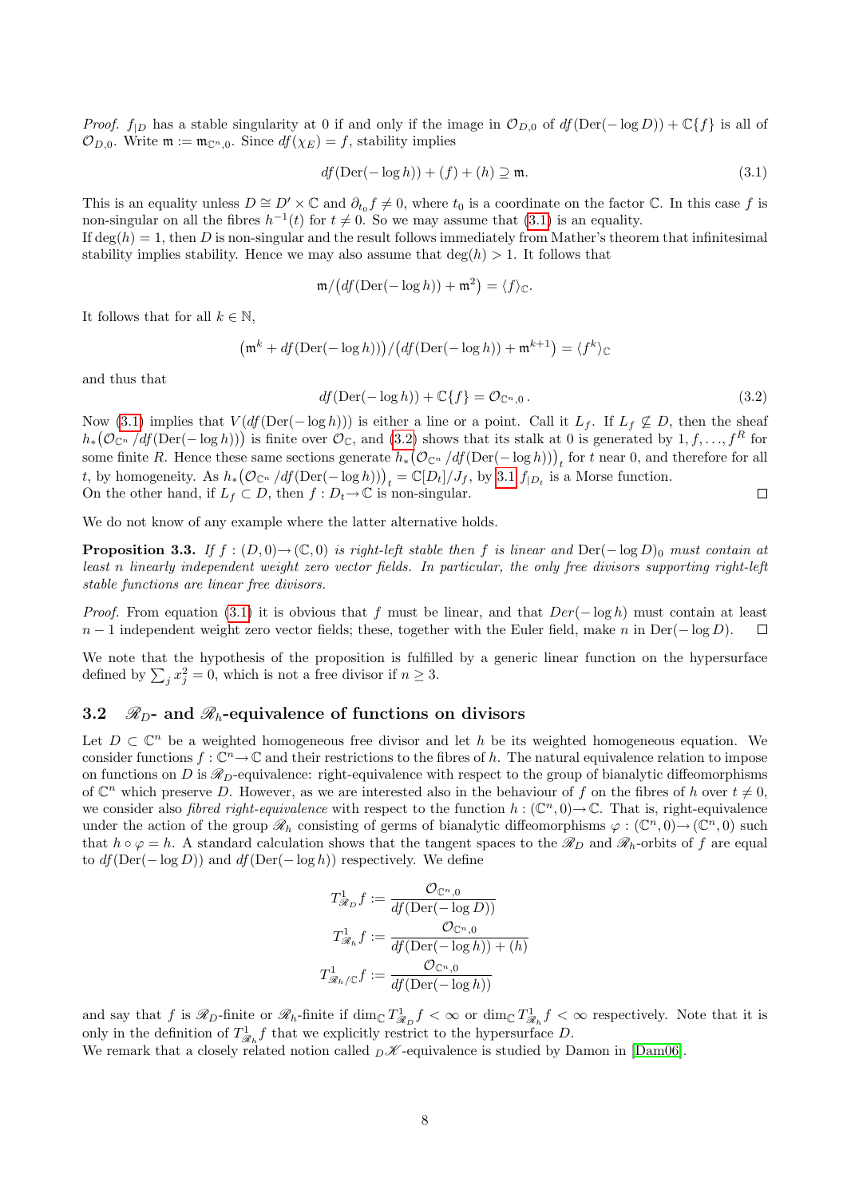*Proof.* $f_{|D}$ has a stable singularity at 0 if and only if the image in $\mathcal{O}_{D,0}$ of $df(\mathrm{Der}(-\log D)) + \mathbb{C}\{f\}$ is all of $\mathcal{O}_{D,0}$. Write $\mathfrak{m} := \mathfrak{m}_{\mathbb{C}^n,0}$. Since $df(\chi_E) = f$, stability implies

$$df(\mathrm{Der}(-\log h)) + (f) + (h) \supseteq \mathfrak{m}. \tag{3.1}$$

This is an equality unless $D \cong D' \times \mathbb{C}$ and $\partial_{t_0} f \neq 0$, where $t_0$ is a coordinate on the factor $\mathbb{C}$. In this case $f$ is non-singular on all the fibres $h^{-1}(t)$ for $t \neq 0$. So we may assume that (3.1) is an equality.
If $\deg(h) = 1$, then $D$ is non-singular and the result follows immediately from Mather's theorem that infinitesimal stability implies stability. Hence we may also assume that $\deg(h) > 1$. It follows that

$$\mathfrak{m}/\big(df(\mathrm{Der}(-\log h)) + \mathfrak{m}^2\big) = \langle f \rangle_{\mathbb{C}}.$$

It follows that for all $k \in \mathbb{N}$,

$$\big(\mathfrak{m}^k + df(\mathrm{Der}(-\log h))\big)/\big(df(\mathrm{Der}(-\log h)) + \mathfrak{m}^{k+1}\big) = \langle f^k \rangle_{\mathbb{C}}$$

and thus that

$$df(\mathrm{Der}(-\log h)) + \mathbb{C}\{f\} = \mathcal{O}_{\mathbb{C}^n,0}\,. \tag{3.2}$$

Now (3.1) implies that $V(df(\mathrm{Der}(-\log h)))$ is either a line or a point. Call it $L_f$. If $L_f \not\subseteq D$, then the sheaf $h_*\big(\mathcal{O}_{\mathbb{C}^n}/df(\mathrm{Der}(-\log h))\big)$ is finite over $\mathcal{O}_{\mathbb{C}}$, and (3.2) shows that its stalk at 0 is generated by $1, f, \ldots, f^R$ for some finite $R$. Hence these same sections generate $h_*\big(\mathcal{O}_{\mathbb{C}^n}/df(\mathrm{Der}(-\log h))\big)_t$ for $t$ near 0, and therefore for all $t$, by homogeneity. As $h_*\big(\mathcal{O}_{\mathbb{C}^n}/df(\mathrm{Der}(-\log h))\big)_t = \mathbb{C}[D_t]/J_f$, by 3.1 $f_{|D_t}$ is a Morse function.
On the other hand, if $L_f \subset D$, then $f : D_t \to \mathbb{C}$ is non-singular. ◻

We do not know of any example where the latter alternative holds.

**Proposition 3.3.** *If $f : (D, 0) \to (\mathbb{C}, 0)$ is right-left stable then $f$ is linear and $\mathrm{Der}(-\log D)_0$ must contain at least $n$ linearly independent weight zero vector fields. In particular, the only free divisors supporting right-left stable functions are linear free divisors.*

*Proof.* From equation (3.1) it is obvious that $f$ must be linear, and that $Der(-\log h)$ must contain at least $n-1$ independent weight zero vector fields; these, together with the Euler field, make $n$ in $\mathrm{Der}(-\log D)$. ◻

We note that the hypothesis of the proposition is fulfilled by a generic linear function on the hypersurface defined by $\sum_j x_j^2 = 0$, which is not a free divisor if $n \geq 3$.

### 3.2 $\mathscr{R}_D$- and $\mathscr{R}_h$-equivalence of functions on divisors

Let $D \subset \mathbb{C}^n$ be a weighted homogeneous free divisor and let $h$ be its weighted homogeneous equation. We consider functions $f : \mathbb{C}^n \to \mathbb{C}$ and their restrictions to the fibres of $h$. The natural equivalence relation to impose on functions on $D$ is $\mathscr{R}_D$-equivalence: right-equivalence with respect to the group of bianalytic diffeomorphisms of $\mathbb{C}^n$ which preserve $D$. However, as we are interested also in the behaviour of $f$ on the fibres of $h$ over $t \neq 0$, we consider also *fibred right-equivalence* with respect to the function $h : (\mathbb{C}^n, 0) \to \mathbb{C}$. That is, right-equivalence under the action of the group $\mathscr{R}_h$ consisting of germs of bianalytic diffeomorphisms $\varphi : (\mathbb{C}^n, 0) \to (\mathbb{C}^n, 0)$ such that $h \circ \varphi = h$. A standard calculation shows that the tangent spaces to the $\mathscr{R}_D$ and $\mathscr{R}_h$-orbits of $f$ are equal to $df(\mathrm{Der}(-\log D))$ and $df(\mathrm{Der}(-\log h))$ respectively. We define

$$T^1_{\mathscr{R}_D} f := \frac{\mathcal{O}_{\mathbb{C}^n,0}}{df(\mathrm{Der}(-\log D))}$$

$$T^1_{\mathscr{R}_h} f := \frac{\mathcal{O}_{\mathbb{C}^n,0}}{df(\mathrm{Der}(-\log h)) + (h)}$$

$$T^1_{\mathscr{R}_h/\mathbb{C}} f := \frac{\mathcal{O}_{\mathbb{C}^n,0}}{df(\mathrm{Der}(-\log h))}$$

and say that $f$ is $\mathscr{R}_D$-finite or $\mathscr{R}_h$-finite if $\dim_{\mathbb{C}} T^1_{\mathscr{R}_D} f < \infty$ or $\dim_{\mathbb{C}} T^1_{\mathscr{R}_h} f < \infty$ respectively. Note that it is only in the definition of $T^1_{\mathscr{R}_h} f$ that we explicitly restrict to the hypersurface $D$.
We remark that a closely related notion called ${}_D\mathscr{K}$-equivalence is studied by Damon in [Dam06].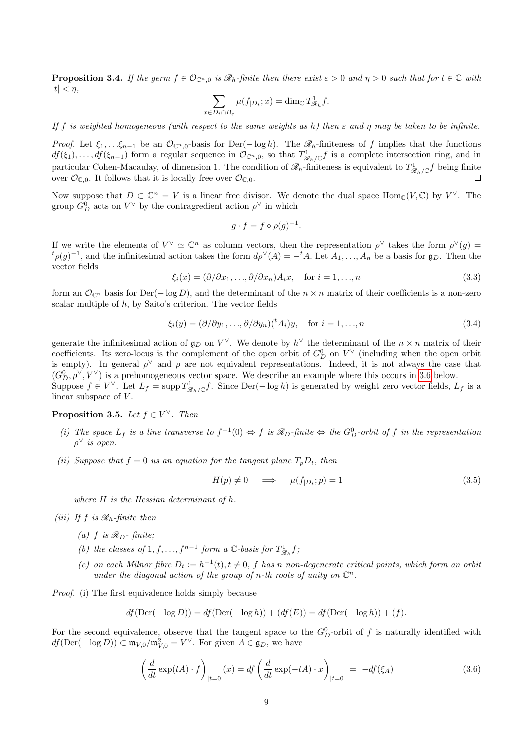**Proposition 3.4.** *If the germ $f \in \mathcal{O}_{\mathbb{C}^n,0}$ is $\mathscr{R}_h$-finite then there exist $\varepsilon > 0$ and $\eta > 0$ such that for $t \in \mathbb{C}$ with $|t| < \eta$,*

$$\sum_{x \in D_t \cap B_\varepsilon} \mu(f_{|D_t}; x) = \dim_{\mathbb{C}} T^1_{\mathscr{R}_h} f.$$

*If $f$ is weighted homogeneous (with respect to the same weights as $h$) then $\varepsilon$ and $\eta$ may be taken to be infinite.*

*Proof.* Let $\xi_1, \ldots \xi_{n-1}$ be an $\mathcal{O}_{\mathbb{C}^n,0}$-basis for $\mathrm{Der}(-\log h)$. The $\mathscr{R}_h$-finiteness of $f$ implies that the functions $df(\xi_1), \ldots, df(\xi_{n-1})$ form a regular sequence in $\mathcal{O}_{\mathbb{C}^n,0}$, so that $T^1_{\mathscr{R}_h/\mathbb{C}} f$ is a complete intersection ring, and in particular Cohen-Macaulay, of dimension 1. The condition of $\mathscr{R}_h$-finiteness is equivalent to $T^1_{\mathscr{R}_h/\mathbb{C}} f$ being finite over $\mathcal{O}_{\mathbb{C},0}$. It follows that it is locally free over $\mathcal{O}_{\mathbb{C},0}$. $\square$

Now suppose that $D \subset \mathbb{C}^n = V$ is a linear free divisor. We denote the dual space $\mathrm{Hom}_{\mathbb{C}}(V, \mathbb{C})$ by $V^\vee$. The group $G^0_D$ acts on $V^\vee$ by the contragredient action $\rho^\vee$ in which

$$g \cdot f = f \circ \rho(g)^{-1}.$$

If we write the elements of $V^\vee \simeq \mathbb{C}^n$ as column vectors, then the representation $\rho^\vee$ takes the form $\rho^\vee(g) = {}^t\rho(g)^{-1}$, and the infinitesimal action takes the form $d\rho^\vee(A) = -{}^tA$. Let $A_1, \ldots, A_n$ be a basis for $\mathfrak{g}_D$. Then the vector fields

$$\xi_i(x) = (\partial/\partial x_1, \ldots, \partial/\partial x_n) A_i x, \quad \text{for } i = 1, \ldots, n \tag{3.3}$$

form an $\mathcal{O}_{\mathbb{C}^n}$ basis for $\mathrm{Der}(-\log D)$, and the determinant of the $n \times n$ matrix of their coefficients is a non-zero scalar multiple of $h$, by Saito's criterion. The vector fields

$$\xi_i(y) = (\partial/\partial y_1, \ldots, \partial/\partial y_n)({}^tA_i) y, \quad \text{for } i = 1, \ldots, n \tag{3.4}$$

generate the infinitesimal action of $\mathfrak{g}_D$ on $V^\vee$. We denote by $h^\vee$ the determinant of the $n \times n$ matrix of their coefficients. Its zero-locus is the complement of the open orbit of $G^0_D$ on $V^\vee$ (including when the open orbit is empty). In general $\rho^\vee$ and $\rho$ are not equivalent representations. Indeed, it is not always the case that $(G^0_D, \rho^\vee, V^\vee)$ is a prehomogeneous vector space. We describe an example where this occurs in 3.6 below.
Suppose $f \in V^\vee$. Let $L_f = \mathrm{supp}\, T^1_{\mathscr{R}_h/\mathbb{C}} f$. Since $\mathrm{Der}(-\log h)$ is generated by weight zero vector fields, $L_f$ is a linear subspace of $V$.

**Proposition 3.5.** *Let $f \in V^\vee$. Then*

*(i) The space $L_f$ is a line transverse to $f^{-1}(0)$ $\Leftrightarrow$ $f$ is $\mathscr{R}_D$-finite $\Leftrightarrow$ the $G^0_D$-orbit of $f$ in the representation $\rho^\vee$ is open.*

*(ii) Suppose that $f = 0$ us an equation for the tangent plane $T_pD_t$, then*

$$H(p) \neq 0 \quad \Longrightarrow \quad \mu(f_{|D_t}; p) = 1 \tag{3.5}$$

*where $H$ is the Hessian determinant of $h$.*

*(iii) If $f$ is $\mathscr{R}_h$-finite then*

*(a) $f$ is $\mathscr{R}_D$- finite;*

*(b) the classes of $1, f, \ldots, f^{n-1}$ form a $\mathbb{C}$-basis for $T^1_{\mathscr{R}_h} f$;*

*(c) on each Milnor fibre $D_t := h^{-1}(t), t \neq 0$, $f$ has $n$ non-degenerate critical points, which form an orbit under the diagonal action of the group of $n$-th roots of unity on $\mathbb{C}^n$.*

*Proof.* (i) The first equivalence holds simply because

$$df(\mathrm{Der}(-\log D)) = df(\mathrm{Der}(-\log h)) + (df(E)) = df(\mathrm{Der}(-\log h)) + (f).$$

For the second equivalence, observe that the tangent space to the $G^0_D$-orbit of $f$ is naturally identified with $df(\mathrm{Der}(-\log D)) \subset \mathfrak{m}_{V,0}/\mathfrak{m}^2_{V,0} = V^\vee$. For given $A \in \mathfrak{g}_D$, we have

$$\left(\frac{d}{dt}\exp(tA) \cdot f\right)_{|t=0}(x) = df\left(\frac{d}{dt}\exp(-tA) \cdot x\right)_{|t=0} \; = \; -df(\xi_A) \tag{3.6}$$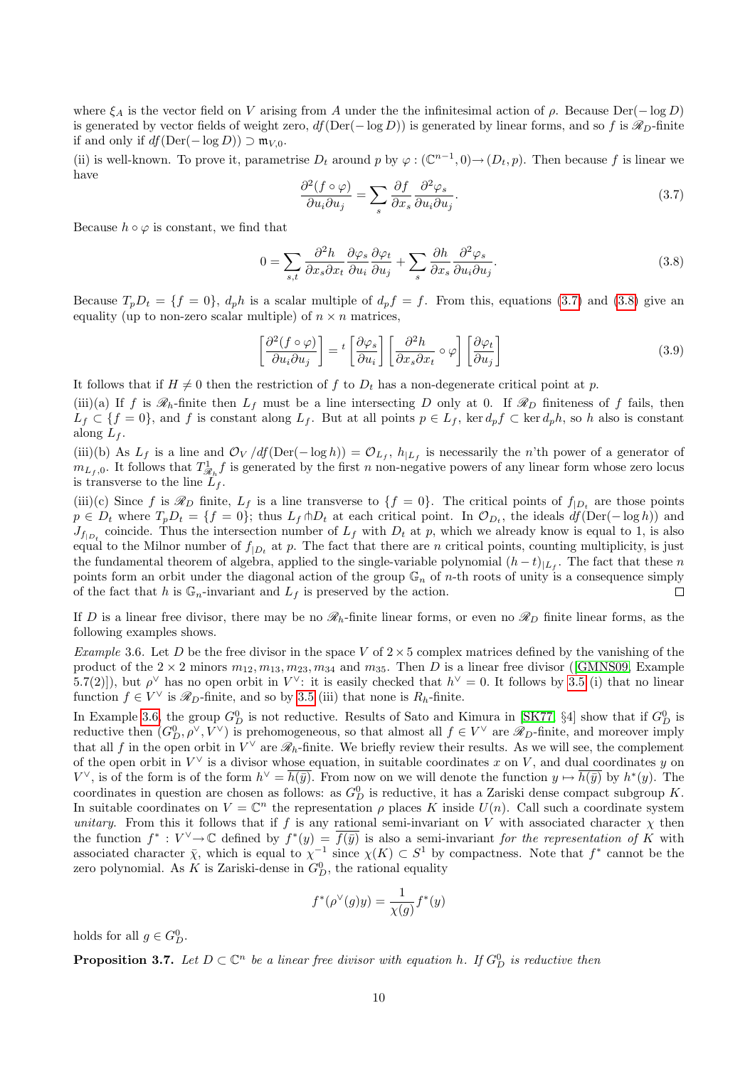where $\xi_A$ is the vector field on $V$ arising from $A$ under the the infinitesimal action of $\rho$. Because $\mathrm{Der}(-\log D)$ is generated by vector fields of weight zero, $df(\mathrm{Der}(-\log D))$ is generated by linear forms, and so $f$ is $\mathscr{R}_D$-finite if and only if $df(\mathrm{Der}(-\log D)) \supset \mathfrak{m}_{V,0}$.

(ii) is well-known. To prove it, parametrise $D_t$ around $p$ by $\varphi : (\mathbb{C}^{n-1}, 0) \to (D_t, p)$. Then because $f$ is linear we have

$$\frac{\partial^2 (f \circ \varphi)}{\partial u_i \partial u_j} = \sum_s \frac{\partial f}{\partial x_s} \frac{\partial^2 \varphi_s}{\partial u_i \partial u_j}. \tag{3.7}$$

Because $h \circ \varphi$ is constant, we find that

$$0 = \sum_{s,t} \frac{\partial^2 h}{\partial x_s \partial x_t} \frac{\partial \varphi_s}{\partial u_i} \frac{\partial \varphi_t}{\partial u_j} + \sum_s \frac{\partial h}{\partial x_s} \frac{\partial^2 \varphi_s}{\partial u_i \partial u_j}. \tag{3.8}$$

Because $T_p D_t = \{f = 0\}$, $d_p h$ is a scalar multiple of $d_p f = f$. From this, equations (3.7) and (3.8) give an equality (up to non-zero scalar multiple) of $n \times n$ matrices,

$$\left[\frac{\partial^2 (f \circ \varphi)}{\partial u_i \partial u_j}\right] = {}^t \left[\frac{\partial \varphi_s}{\partial u_i}\right] \left[\frac{\partial^2 h}{\partial x_s \partial x_t} \circ \varphi\right] \left[\frac{\partial \varphi_t}{\partial u_j}\right] \tag{3.9}$$

It follows that if $H \neq 0$ then the restriction of $f$ to $D_t$ has a non-degenerate critical point at $p$.

(iii)(a) If $f$ is $\mathscr{R}_h$-finite then $L_f$ must be a line intersecting $D$ only at 0. If $\mathscr{R}_D$ finiteness of $f$ fails, then $L_f \subset \{f = 0\}$, and $f$ is constant along $L_f$. But at all points $p \in L_f$, $\ker d_p f \subset \ker d_p h$, so $h$ also is constant along $L_f$.

(iii)(b) As $L_f$ is a line and $\mathcal{O}_V / df(\mathrm{Der}(-\log h)) = \mathcal{O}_{L_f}$, $h_{|L_f}$ is necessarily the $n$'th power of a generator of $m_{L_f,0}$. It follows that $T^1_{\mathscr{R}_h} f$ is generated by the first $n$ non-negative powers of any linear form whose zero locus is transverse to the line $L_f$.

(iii)(c) Since $f$ is $\mathscr{R}_D$ finite, $L_f$ is a line transverse to $\{f = 0\}$. The critical points of $f_{|D_t}$ are those points $p \in D_t$ where $T_p D_t = \{f = 0\}$; thus $L_f \pitchfork D_t$ at each critical point. In $\mathcal{O}_{D_t}$, the ideals $df(\mathrm{Der}(-\log h))$ and $J_{f_{|D_t}}$ coincide. Thus the intersection number of $L_f$ with $D_t$ at $p$, which we already know is equal to 1, is also equal to the Milnor number of $f_{|D_t}$ at $p$. The fact that there are $n$ critical points, counting multiplicity, is just the fundamental theorem of algebra, applied to the single-variable polynomial $(h - t)_{|L_f}$. The fact that these $n$ points form an orbit under the diagonal action of the group $\mathbb{G}_n$ of $n$-th roots of unity is a consequence simply of the fact that $h$ is $\mathbb{G}_n$-invariant and $L_f$ is preserved by the action. $\square$

If $D$ is a linear free divisor, there may be no $\mathscr{R}_h$-finite linear forms, or even no $\mathscr{R}_D$ finite linear forms, as the following examples shows.

*Example* 3.6. Let $D$ be the free divisor in the space $V$ of $2 \times 5$ complex matrices defined by the vanishing of the product of the $2 \times 2$ minors $m_{12}, m_{13}, m_{23}, m_{34}$ and $m_{35}$. Then $D$ is a linear free divisor ([GMNS09, Example 5.7(2)]), but $\rho^\vee$ has no open orbit in $V^\vee$: it is easily checked that $h^\vee = 0$. It follows by 3.5 (i) that no linear function $f \in V^\vee$ is $\mathscr{R}_D$-finite, and so by 3.5 (iii) that none is $R_h$-finite.

In Example 3.6, the group $G_D^0$ is not reductive. Results of Sato and Kimura in [SK77, §4] show that if $G_D^0$ is reductive then $(G_D^0, \rho^\vee, V^\vee)$ is prehomogeneous, so that almost all $f \in V^\vee$ are $\mathscr{R}_D$-finite, and moreover imply that all $f$ in the open orbit in $V^\vee$ are $\mathscr{R}_h$-finite. We briefly review their results. As we will see, the complement of the open orbit in $V^\vee$ is a divisor whose equation, in suitable coordinates $x$ on $V$, and dual coordinates $y$ on $V^\vee$, is of the form is of the form $h^\vee = \overline{h(\overline{y})}$. From now on we will denote the function $y \mapsto \overline{h(\overline{y})}$ by $h^*(y)$. The coordinates in question are chosen as follows: as $G_D^0$ is reductive, it has a Zariski dense compact subgroup $K$. In suitable coordinates on $V = \mathbb{C}^n$ the representation $\rho$ places $K$ inside $U(n)$. Call such a coordinate system *unitary*. From this it follows that if $f$ is any rational semi-invariant on $V$ with associated character $\chi$ then the function $f^* : V^\vee \to \mathbb{C}$ defined by $f^*(y) = \overline{f(\overline{y})}$ is also a semi-invariant *for the representation of* $K$ with associated character $\bar{\chi}$, which is equal to $\chi^{-1}$ since $\chi(K) \subset S^1$ by compactness. Note that $f^*$ cannot be the zero polynomial. As $K$ is Zariski-dense in $G_D^0$, the rational equality

$$f^*(\rho^\vee(g)y) = \frac{1}{\chi(g)} f^*(y)$$

holds for all $g \in G_D^0$.

**Proposition 3.7.** *Let $D \subset \mathbb{C}^n$ be a linear free divisor with equation $h$. If $G_D^0$ is reductive then*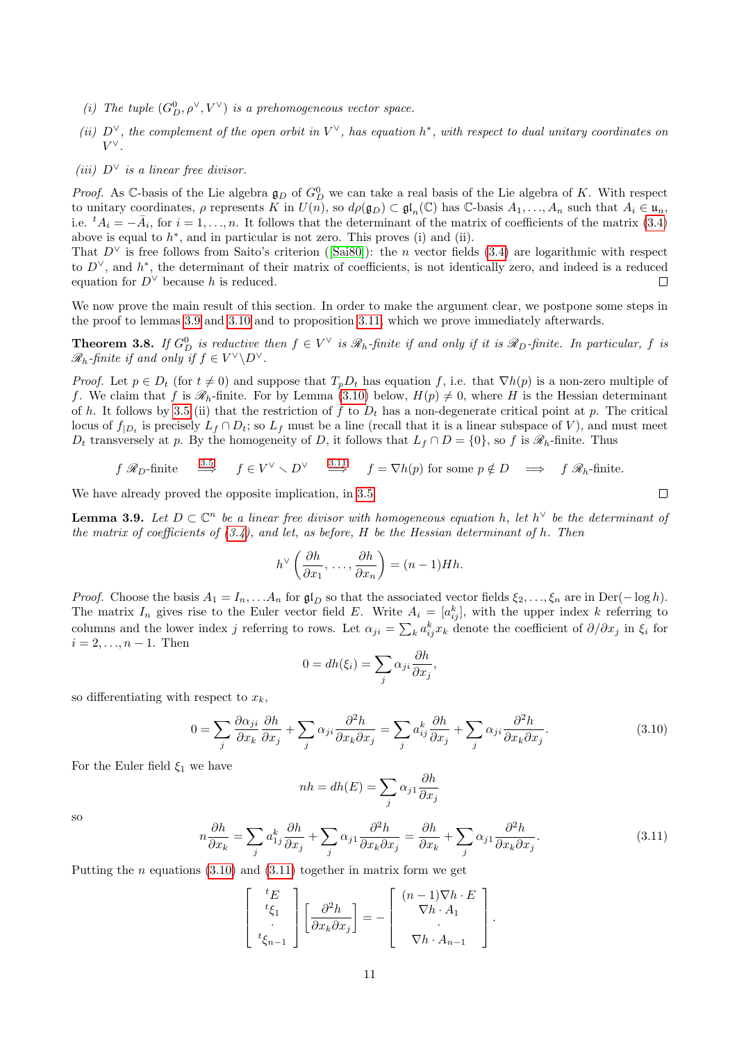*(i) The tuple $(G_D^0, \rho^\vee, V^\vee)$ is a prehomogeneous vector space.*

*(ii) $D^\vee$, the complement of the open orbit in $V^\vee$, has equation $h^*$, with respect to dual unitary coordinates on $V^\vee$.*

*(iii) $D^\vee$ is a linear free divisor.*

*Proof.* As $\mathbb{C}$-basis of the Lie algebra $\mathfrak{g}_D$ of $G_D^0$ we can take a real basis of the Lie algebra of $K$. With respect to unitary coordinates, $\rho$ represents $K$ in $U(n)$, so $d\rho(\mathfrak{g}_D) \subset \mathfrak{gl}_n(\mathbb{C})$ has $\mathbb{C}$-basis $A_1, \ldots, A_n$ such that $A_i \in \mathfrak{u}_n$, i.e. ${}^tA_i = -\bar{A}_i$, for $i = 1, \ldots, n$. It follows that the determinant of the matrix of coefficients of the matrix (3.4) above is equal to $h^*$, and in particular is not zero. This proves (i) and (ii).
That $D^\vee$ is free follows from Saito's criterion ([Sai80]): the $n$ vector fields (3.4) are logarithmic with respect to $D^\vee$, and $h^*$, the determinant of their matrix of coefficients, is not identically zero, and indeed is a reduced equation for $D^\vee$ because $h$ is reduced. $\square$

We now prove the main result of this section. In order to make the argument clear, we postpone some steps in the proof to lemmas 3.9 and 3.10 and to proposition 3.11, which we prove immediately afterwards.

**Theorem 3.8.** *If $G_D^0$ is reductive then $f \in V^\vee$ is $\mathscr{R}_h$-finite if and only if it is $\mathscr{R}_D$-finite. In particular, $f$ is $\mathscr{R}_h$-finite if and only if $f \in V^\vee \backslash D^\vee$.*

*Proof.* Let $p \in D_t$ (for $t \neq 0$) and suppose that $T_pD_t$ has equation $f$, i.e. that $\nabla h(p)$ is a non-zero multiple of $f$. We claim that $f$ is $\mathscr{R}_h$-finite. For by Lemma (3.10) below, $H(p) \neq 0$, where $H$ is the Hessian determinant of $h$. It follows by 3.5 (ii) that the restriction of $f$ to $D_t$ has a non-degenerate critical point at $p$. The critical locus of $f_{|D_t}$ is precisely $L_f \cap D_t$; so $L_f$ must be a line (recall that it is a linear subspace of $V$), and must meet $D_t$ transversely at $p$. By the homogeneity of $D$, it follows that $L_f \cap D = \{0\}$, so $f$ is $\mathscr{R}_h$-finite. Thus

$$f \ \mathscr{R}_D\text{-finite} \quad \overset{3.5}{\Longrightarrow} \quad f \in V^\vee \smallsetminus D^\vee \quad \overset{3.11}{\Longrightarrow} \quad f = \nabla h(p) \text{ for some } p \notin D \quad \Longrightarrow \quad f \ \mathscr{R}_h\text{-finite}.$$

We have already proved the opposite implication, in 3.5. $\square$

**Lemma 3.9.** *Let $D \subset \mathbb{C}^n$ be a linear free divisor with homogeneous equation $h$, let $h^\vee$ be the determinant of the matrix of coefficients of (3.4), and let, as before, $H$ be the Hessian determinant of $h$. Then*

$$h^\vee\left(\frac{\partial h}{\partial x_1}, \ldots, \frac{\partial h}{\partial x_n}\right) = (n-1)Hh.$$

*Proof.* Choose the basis $A_1 = I_n, \ldots A_n$ for $\mathfrak{gl}_D$ so that the associated vector fields $\xi_2, \ldots, \xi_n$ are in $\mathrm{Der}(-\log h)$. The matrix $I_n$ gives rise to the Euler vector field $E$. Write $A_i = [a_{ij}^k]$, with the upper index $k$ referring to columns and the lower index $j$ referring to rows. Let $\alpha_{ji} = \sum_k a_{ij}^k x_k$ denote the coefficient of $\partial/\partial x_j$ in $\xi_i$ for $i = 2, \ldots, n-1$. Then

$$0 = dh(\xi_i) = \sum_j \alpha_{ji} \frac{\partial h}{\partial x_j},$$

so differentiating with respect to $x_k$,

$$0 = \sum_j \frac{\partial \alpha_{ji}}{\partial x_k}\frac{\partial h}{\partial x_j} + \sum_j \alpha_{ji}\frac{\partial^2 h}{\partial x_k \partial x_j} = \sum_j a_{ij}^k \frac{\partial h}{\partial x_j} + \sum_j \alpha_{ji}\frac{\partial^2 h}{\partial x_k \partial x_j}. \tag{3.10}$$

For the Euler field $\xi_1$ we have

$$nh = dh(E) = \sum_j \alpha_{j1}\frac{\partial h}{\partial x_j}$$

so

$$n\frac{\partial h}{\partial x_k} = \sum_j a_{1j}^k \frac{\partial h}{\partial x_j} + \sum_j \alpha_{j1}\frac{\partial^2 h}{\partial x_k \partial x_j} = \frac{\partial h}{\partial x_k} + \sum_j \alpha_{j1}\frac{\partial^2 h}{\partial x_k \partial x_j}. \tag{3.11}$$

Putting the $n$ equations (3.10) and (3.11) together in matrix form we get

$$\begin{bmatrix} {}^tE \\ {}^t\xi_1 \\ \cdot \\ {}^t\xi_{n-1} \end{bmatrix} \left[\frac{\partial^2 h}{\partial x_k \partial x_j}\right] = -\begin{bmatrix} (n-1)\nabla h \cdot E \\ \nabla h \cdot A_1 \\ \cdot \\ \nabla h \cdot A_{n-1} \end{bmatrix}.$$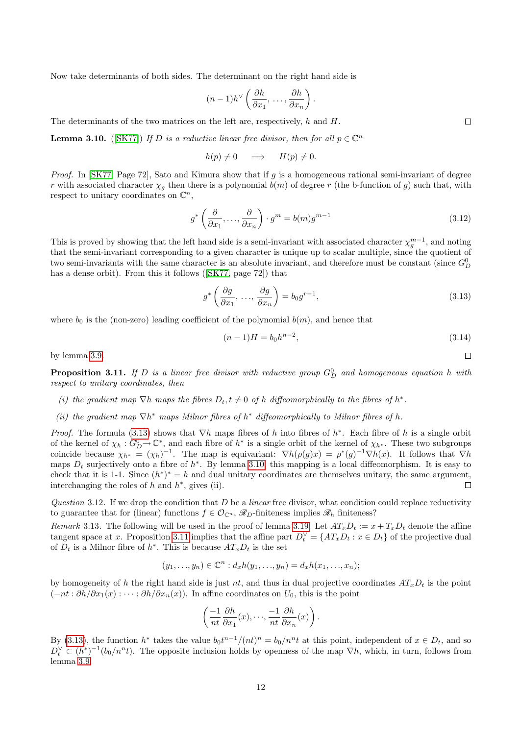Now take determinants of both sides. The determinant on the right hand side is

$$(n-1)h^\vee\left(\frac{\partial h}{\partial x_1}, \ldots, \frac{\partial h}{\partial x_n}\right).$$

The determinants of the two matrices on the left are, respectively, $h$ and $H$. □

**Lemma 3.10.** ([SK77]) *If $D$ is a reductive linear free divisor, then for all $p \in \mathbb{C}^n$*

$$h(p) \neq 0 \quad \implies \quad H(p) \neq 0.$$

*Proof.* In [SK77, Page 72], Sato and Kimura show that if $g$ is a homogeneous rational semi-invariant of degree $r$ with associated character $\chi_g$ then there is a polynomial $b(m)$ of degree $r$ (the b-function of $g$) such that, with respect to unitary coordinates on $\mathbb{C}^n$,

$$g^*\left(\frac{\partial}{\partial x_1}, \ldots, \frac{\partial}{\partial x_n}\right) \cdot g^m = b(m) g^{m-1} \tag{3.12}$$

This is proved by showing that the left hand side is a semi-invariant with associated character $\chi_g^{m-1}$, and noting that the semi-invariant corresponding to a given character is unique up to scalar multiple, since the quotient of two semi-invariants with the same character is an absolute invariant, and therefore must be constant (since $G_D^0$ has a dense orbit). From this it follows ([SK77, page 72]) that

$$g^*\left(\frac{\partial g}{\partial x_1}, \ldots, \frac{\partial g}{\partial x_n}\right) = b_0 g^{r-1}, \tag{3.13}$$

where $b_0$ is the (non-zero) leading coefficient of the polynomial $b(m)$, and hence that

$$(n-1)H = b_0 h^{n-2}, \tag{3.14}$$

by lemma 3.9. □

**Proposition 3.11.** *If $D$ is a linear free divisor with reductive group $G_D^0$ and homogeneous equation $h$ with respect to unitary coordinates, then*

*(i) the gradient map $\nabla h$ maps the fibres $D_t, t \neq 0$ of $h$ diffeomorphically to the fibres of $h^*$.*

*(ii) the gradient map $\nabla h^*$ maps Milnor fibres of $h^*$ diffeomorphically to Milnor fibres of $h$.*

*Proof.* The formula (3.13) shows that $\nabla h$ maps fibres of $h$ into fibres of $h^*$. Each fibre of $h$ is a single orbit of the kernel of $\chi_h : G_D^0 \to \mathbb{C}^*$, and each fibre of $h^*$ is a single orbit of the kernel of $\chi_{h^*}$. These two subgroups coincide because $\chi_{h^*} = (\chi_h)^{-1}$. The map is equivariant: $\nabla h(\rho(g)x) = \rho^*(g)^{-1}\nabla h(x)$. It follows that $\nabla h$ maps $D_t$ surjectively onto a fibre of $h^*$. By lemma 3.10, this mapping is a local diffeomorphism. It is easy to check that it is 1-1. Since $(h^*)^* = h$ and dual unitary coordinates are themselves unitary, the same argument, interchanging the roles of $h$ and $h^*$, gives (ii). □

*Question* 3.12. If we drop the condition that $D$ be a *linear* free divisor, what condition could replace reductivity to guarantee that for (linear) functions $f \in \mathcal{O}_{\mathbb{C}^n}$, $\mathscr{R}_D$-finiteness implies $\mathscr{R}_h$ finiteness?

*Remark* 3.13. The following will be used in the proof of lemma 3.19. Let $AT_xD_t := x + T_xD_t$ denote the affine tangent space at $x$. Proposition 3.11 implies that the affine part $D_t^\vee = \{AT_xD_t : x \in D_t\}$ of the projective dual of $D_t$ is a Milnor fibre of $h^*$. This is because $AT_xD_t$ is the set

$$(y_1, \ldots, y_n) \in \mathbb{C}^n : d_xh(y_1, \ldots, y_n) = d_xh(x_1, \ldots, x_n);$$

by homogeneity of $h$ the right hand side is just $nt$, and thus in dual projective coordinates $AT_xD_t$ is the point $(-nt : \partial h/\partial x_1(x) : \cdots : \partial h/\partial x_n(x))$. In affine coordinates on $U_0$, this is the point

$$\left(\frac{-1}{nt}\frac{\partial h}{\partial x_1}(x), \cdots, \frac{-1}{nt}\frac{\partial h}{\partial x_n}(x)\right).$$

By (3.13), the function $h^*$ takes the value $b_0 t^{n-1}/(nt)^n = b_0/n^n t$ at this point, independent of $x \in D_t$, and so $D_t^\vee \subset (h^*)^{-1}(b_0/n^n t)$. The opposite inclusion holds by openness of the map $\nabla h$, which, in turn, follows from lemma 3.9.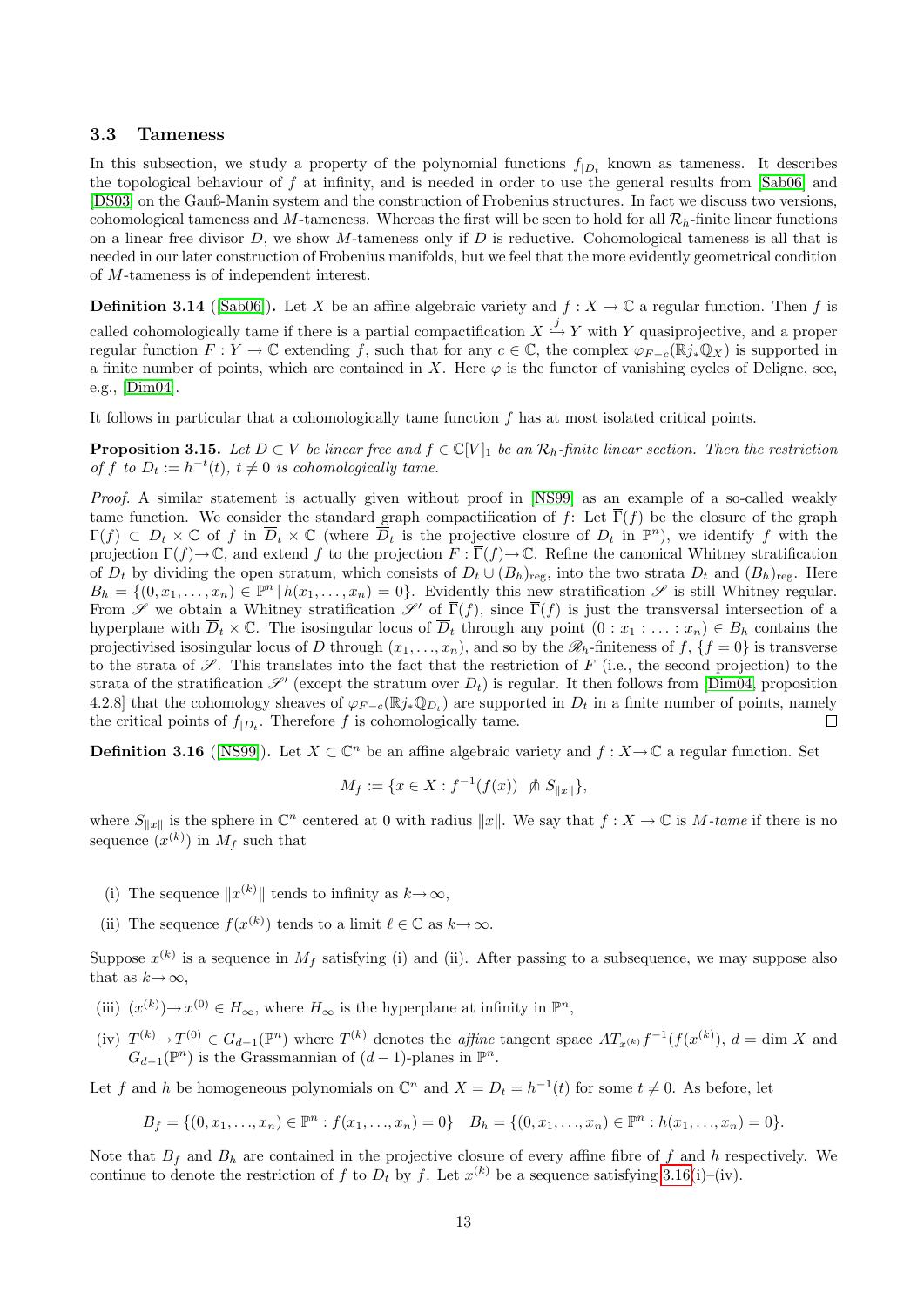### 3.3 Tameness

In this subsection, we study a property of the polynomial functions $f_{|D_t}$ known as tameness. It describes the topological behaviour of $f$ at infinity, and is needed in order to use the general results from [Sab06] and [DS03] on the Gauß-Manin system and the construction of Frobenius structures. In fact we discuss two versions, cohomological tameness and $M$-tameness. Whereas the first will be seen to hold for all $\mathcal{R}_h$-finite linear functions on a linear free divisor $D$, we show $M$-tameness only if $D$ is reductive. Cohomological tameness is all that is needed in our later construction of Frobenius manifolds, but we feel that the more evidently geometrical condition of $M$-tameness is of independent interest.

**Definition 3.14** ([Sab06]). Let $X$ be an affine algebraic variety and $f : X \to \mathbb{C}$ a regular function. Then $f$ is called cohomologically tame if there is a partial compactification $X \overset{j}{\hookrightarrow} Y$ with $Y$ quasiprojective, and a proper regular function $F : Y \to \mathbb{C}$ extending $f$, such that for any $c \in \mathbb{C}$, the complex $\varphi_{F-c}(\mathbb{R}j_*\mathbb{Q}_X)$ is supported in a finite number of points, which are contained in $X$. Here $\varphi$ is the functor of vanishing cycles of Deligne, see, e.g., [Dim04].

It follows in particular that a cohomologically tame function $f$ has at most isolated critical points.

**Proposition 3.15.** *Let $D \subset V$ be linear free and $f \in \mathbb{C}[V]_1$ be an $\mathcal{R}_h$-finite linear section. Then the restriction of $f$ to $D_t := h^{-t}(t)$, $t \neq 0$ is cohomologically tame.*

*Proof.* A similar statement is actually given without proof in [NS99] as an example of a so-called weakly tame function. We consider the standard graph compactification of $f$: Let $\overline{\Gamma}(f)$ be the closure of the graph $\Gamma(f) \subset D_t \times \mathbb{C}$ of $f$ in $\overline{D}_t \times \mathbb{C}$ (where $\overline{D}_t$ is the projective closure of $D_t$ in $\mathbb{P}^n$), we identify $f$ with the projection $\Gamma(f) \to \mathbb{C}$, and extend $f$ to the projection $F : \overline{\Gamma}(f) \to \mathbb{C}$. Refine the canonical Whitney stratification of $\overline{D}_t$ by dividing the open stratum, which consists of $D_t \cup (B_h)_{\text{reg}}$, into the two strata $D_t$ and $(B_h)_{\text{reg}}$. Here $B_h = \{(0, x_1, \ldots, x_n) \in \mathbb{P}^n \,|\, h(x_1, \ldots, x_n) = 0\}$. Evidently this new stratification $\mathscr{S}$ is still Whitney regular. From $\mathscr{S}$ we obtain a Whitney stratification $\mathscr{S}'$ of $\overline{\Gamma}(f)$, since $\overline{\Gamma}(f)$ is just the transversal intersection of a hyperplane with $\overline{D}_t \times \mathbb{C}$. The isosingular locus of $\overline{D}_t$ through any point $(0 : x_1 : \ldots : x_n) \in B_h$ contains the projectivised isosingular locus of $D$ through $(x_1, \ldots, x_n)$, and so by the $\mathscr{R}_h$-finiteness of $f$, $\{f = 0\}$ is transverse to the strata of $\mathscr{S}$. This translates into the fact that the restriction of $F$ (i.e., the second projection) to the strata of the stratification $\mathscr{S}'$ (except the stratum over $D_t$) is regular. It then follows from [Dim04, proposition 4.2.8] that the cohomology sheaves of $\varphi_{F-c}(\mathbb{R}j_*\mathbb{Q}_{D_t})$ are supported in $D_t$ in a finite number of points, namely the critical points of $f_{|D_t}$. Therefore $f$ is cohomologically tame. $\square$

**Definition 3.16** ([NS99]). Let $X \subset \mathbb{C}^n$ be an affine algebraic variety and $f : X \to \mathbb{C}$ a regular function. Set

$$M_f := \{x \in X : f^{-1}(f(x)) \;\not\pitchfork\; S_{\|x\|}\},$$

where $S_{\|x\|}$ is the sphere in $\mathbb{C}^n$ centered at 0 with radius $\|x\|$. We say that $f : X \to \mathbb{C}$ is *M-tame* if there is no sequence $(x^{(k)})$ in $M_f$ such that

(i) The sequence $\|x^{(k)}\|$ tends to infinity as $k \to \infty$,

(ii) The sequence $f(x^{(k)})$ tends to a limit $\ell \in \mathbb{C}$ as $k \to \infty$.

Suppose $x^{(k)}$ is a sequence in $M_f$ satisfying (i) and (ii). After passing to a subsequence, we may suppose also that as $k \to \infty$,

(iii) $(x^{(k)}) \to x^{(0)} \in H_\infty$, where $H_\infty$ is the hyperplane at infinity in $\mathbb{P}^n$,

(iv) $T^{(k)} \to T^{(0)} \in G_{d-1}(\mathbb{P}^n)$ where $T^{(k)}$ denotes the *affine* tangent space $AT_{x^{(k)}} f^{-1}(f(x^{(k)})$, $d = \dim X$ and $G_{d-1}(\mathbb{P}^n)$ is the Grassmannian of $(d-1)$-planes in $\mathbb{P}^n$.

Let $f$ and $h$ be homogeneous polynomials on $\mathbb{C}^n$ and $X = D_t = h^{-1}(t)$ for some $t \neq 0$. As before, let

$$B_f = \{(0, x_1, \ldots, x_n) \in \mathbb{P}^n : f(x_1, \ldots, x_n) = 0\} \quad B_h = \{(0, x_1, \ldots, x_n) \in \mathbb{P}^n : h(x_1, \ldots, x_n) = 0\}.$$

Note that $B_f$ and $B_h$ are contained in the projective closure of every affine fibre of $f$ and $h$ respectively. We continue to denote the restriction of $f$ to $D_t$ by $f$. Let $x^{(k)}$ be a sequence satisfying 3.16(i)–(iv).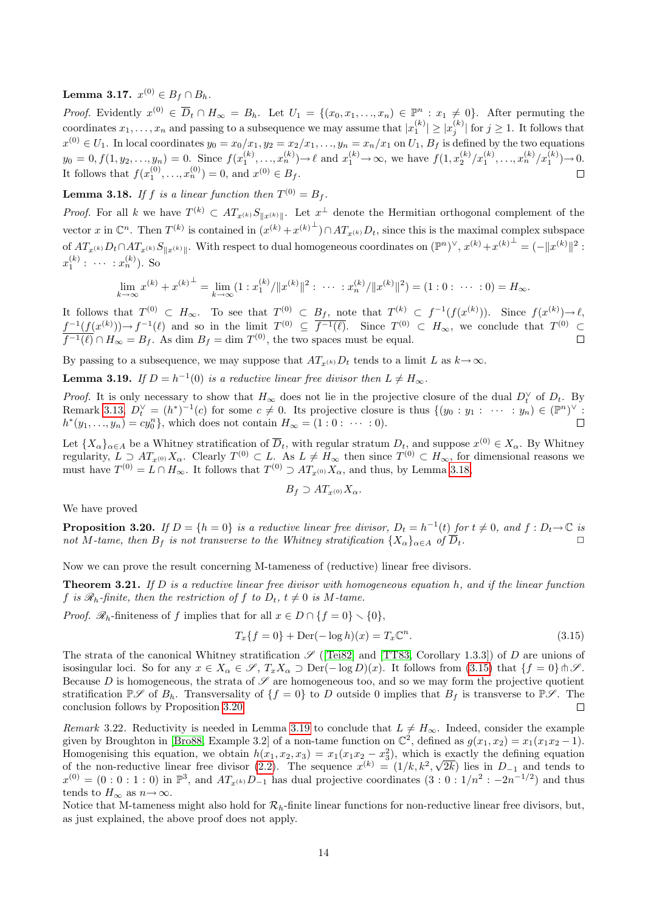**Lemma 3.17.** $x^{(0)} \in B_f \cap B_h$.

*Proof.* Evidently $x^{(0)} \in \overline{D}_t \cap H_\infty = B_h$. Let $U_1 = \{(x_0, x_1, \ldots, x_n) \in \mathbb{P}^n : x_1 \neq 0\}$. After permuting the coordinates $x_1, \ldots, x_n$ and passing to a subsequence we may assume that $|x_1^{(k)}| \geq |x_j^{(k)}|$ for $j \geq 1$. It follows that $x^{(0)} \in U_1$. In local coordinates $y_0 = x_0/x_1, y_2 = x_2/x_1, \ldots, y_n = x_n/x_1$ on $U_1$, $B_f$ is defined by the two equations $y_0 = 0, f(1, y_2, \ldots, y_n) = 0$. Since $f(x_1^{(k)}, \ldots, x_n^{(k)}) \to \ell$ and $x_1^{(k)} \to \infty$, we have $f(1, x_2^{(k)}/x_1^{(k)}, \ldots, x_n^{(k)}/x_1^{(k)}) \to 0$. It follows that $f(x_1^{(0)}, \ldots, x_n^{(0)}) = 0$, and $x^{(0)} \in B_f$. $\square$

**Lemma 3.18.** *If $f$ is a linear function then $T^{(0)} = B_f$.*

*Proof.* For all $k$ we have $T^{(k)} \subset AT_{x^{(k)}} S_{\|x^{(k)}\|}$. Let $x^\perp$ denote the Hermitian orthogonal complement of the vector $x$ in $\mathbb{C}^n$. Then $T^{(k)}$ is contained in $(x^{(k)} + {x^{(k)}}^\perp) \cap AT_{x^{(k)}} D_t$, since this is the maximal complex subspace of $AT_{x^{(k)}} D_t \cap AT_{x^{(k)}} S_{\|x^{(k)}\|}$. With respect to dual homogeneous coordinates on $(\mathbb{P}^n)^\vee$, $x^{(k)} + {x^{(k)}}^\perp = (-\|x^{(k)}\|^2 : x_1^{(k)} : \cdots : x_n^{(k)})$. So

$$\lim_{k \to \infty} x^{(k)} + {x^{(k)}}^\perp = \lim_{k \to \infty} (1 : x_1^{(k)}/\|x^{(k)}\|^2 : \cdots : x_n^{(k)}/\|x^{(k)}\|^2) = (1 : 0 : \cdots : 0) = H_\infty.$$

It follows that $T^{(0)} \subset H_\infty$. To see that $T^{(0)} \subset B_f$, note that $T^{(k)} \subset f^{-1}(f(x^{(k)}))$. Since $f(x^{(k)}) \to \ell$, $\overline{f^{-1}(f(x^{(k)}))} \to \overline{f^{-1}(\ell)}$ and so in the limit $T^{(0)} \subseteq \overline{f^{-1}(\ell)}$. Since $T^{(0)} \subset H_\infty$, we conclude that $T^{(0)} \subset \overline{f^{-1}(\ell)} \cap H_\infty = B_f$. As $\dim B_f = \dim T^{(0)}$, the two spaces must be equal. $\square$

By passing to a subsequence, we may suppose that $AT_{x^{(k)}} D_t$ tends to a limit $L$ as $k \to \infty$.

**Lemma 3.19.** *If $D = h^{-1}(0)$ is a reductive linear free divisor then $L \neq H_\infty$.*

*Proof.* It is only necessary to show that $H_\infty$ does not lie in the projective closure of the dual $D_t^\vee$ of $D_t$. By Remark 3.13, $D_t^\vee = (h^*)^{-1}(c)$ for some $c \neq 0$. Its projective closure is thus $\{(y_0 : y_1 : \cdots : y_n) \in (\mathbb{P}^n)^\vee : h^*(y_1, \ldots, y_n) = c y_0^n\}$, which does not contain $H_\infty = (1 : 0 : \cdots : 0)$. $\square$

Let $\{X_\alpha\}_{\alpha \in A}$ be a Whitney stratification of $\overline{D}_t$, with regular stratum $D_t$, and suppose $x^{(0)} \in X_\alpha$. By Whitney regularity, $L \supset AT_{x^{(0)}} X_\alpha$. Clearly $T^{(0)} \subset L$. As $L \neq H_\infty$ then since $T^{(0)} \subset H_\infty$, for dimensional reasons we must have $T^{(0)} = L \cap H_\infty$. It follows that $T^{(0)} \supset AT_{x^{(0)}} X_\alpha$, and thus, by Lemma 3.18,

$$B_f \supset AT_{x^{(0)}} X_\alpha.$$

We have proved

**Proposition 3.20.** *If $D = \{h = 0\}$ is a reductive linear free divisor, $D_t = h^{-1}(t)$ for $t \neq 0$, and $f : D_t \to \mathbb{C}$ is not M-tame, then $B_f$ is not transverse to the Whitney stratification $\{X_\alpha\}_{\alpha \in A}$ of $\overline{D}_t$.* $\square$

Now we can prove the result concerning M-tameness of (reductive) linear free divisors.

**Theorem 3.21.** *If $D$ is a reductive linear free divisor with homogeneous equation $h$, and if the linear function $f$ is $\mathscr{R}_h$-finite, then the restriction of $f$ to $D_t$, $t \neq 0$ is M-tame.*

*Proof.* $\mathscr{R}_h$-finiteness of $f$ implies that for all $x \in D \cap \{f = 0\} \smallsetminus \{0\}$,

$$T_x\{f = 0\} + \mathrm{Der}(-\log h)(x) = T_x \mathbb{C}^n. \tag{3.15}$$

The strata of the canonical Whitney stratification $\mathscr{S}$ ([Tei82] and [TT83, Corollary 1.3.3]) of $D$ are unions of isosingular loci. So for any $x \in X_\alpha \in \mathscr{S}$, $T_x X_\alpha \supset \mathrm{Der}(-\log D)(x)$. It follows from (3.15) that $\{f = 0\} \pitchfork \mathscr{S}$. Because $D$ is homogeneous, the strata of $\mathscr{S}$ are homogeneous too, and so we may form the projective quotient stratification $\mathbb{P}\mathscr{S}$ of $B_h$. Transversality of $\{f = 0\}$ to $D$ outside 0 implies that $B_f$ is transverse to $\mathbb{P}\mathscr{S}$. The conclusion follows by Proposition 3.20. $\square$

*Remark* 3.22. Reductivity is needed in Lemma 3.19 to conclude that $L \neq H_\infty$. Indeed, consider the example given by Broughton in [Bro88, Example 3.2] of a non-tame function on $\mathbb{C}^2$, defined as $g(x_1, x_2) = x_1(x_1 x_2 - 1)$. Homogenising this equation, we obtain $h(x_1, x_2, x_3) = x_1(x_1 x_2 - x_3^2)$, which is exactly the defining equation of the non-reductive linear free divisor (2.2). The sequence $x^{(k)} = (1/k, k^2, \sqrt{2k})$ lies in $D_{-1}$ and tends to $x^{(0)} = (0 : 0 : 1 : 0)$ in $\mathbb{P}^3$, and $AT_{x^{(k)}} D_{-1}$ has dual projective coordinates $(3 : 0 : 1/n^2 : -2n^{-1/2})$ and thus tends to $H_\infty$ as $n \to \infty$.

Notice that M-tameness might also hold for $\mathcal{R}_h$-finite linear functions for non-reductive linear free divisors, but, as just explained, the above proof does not apply.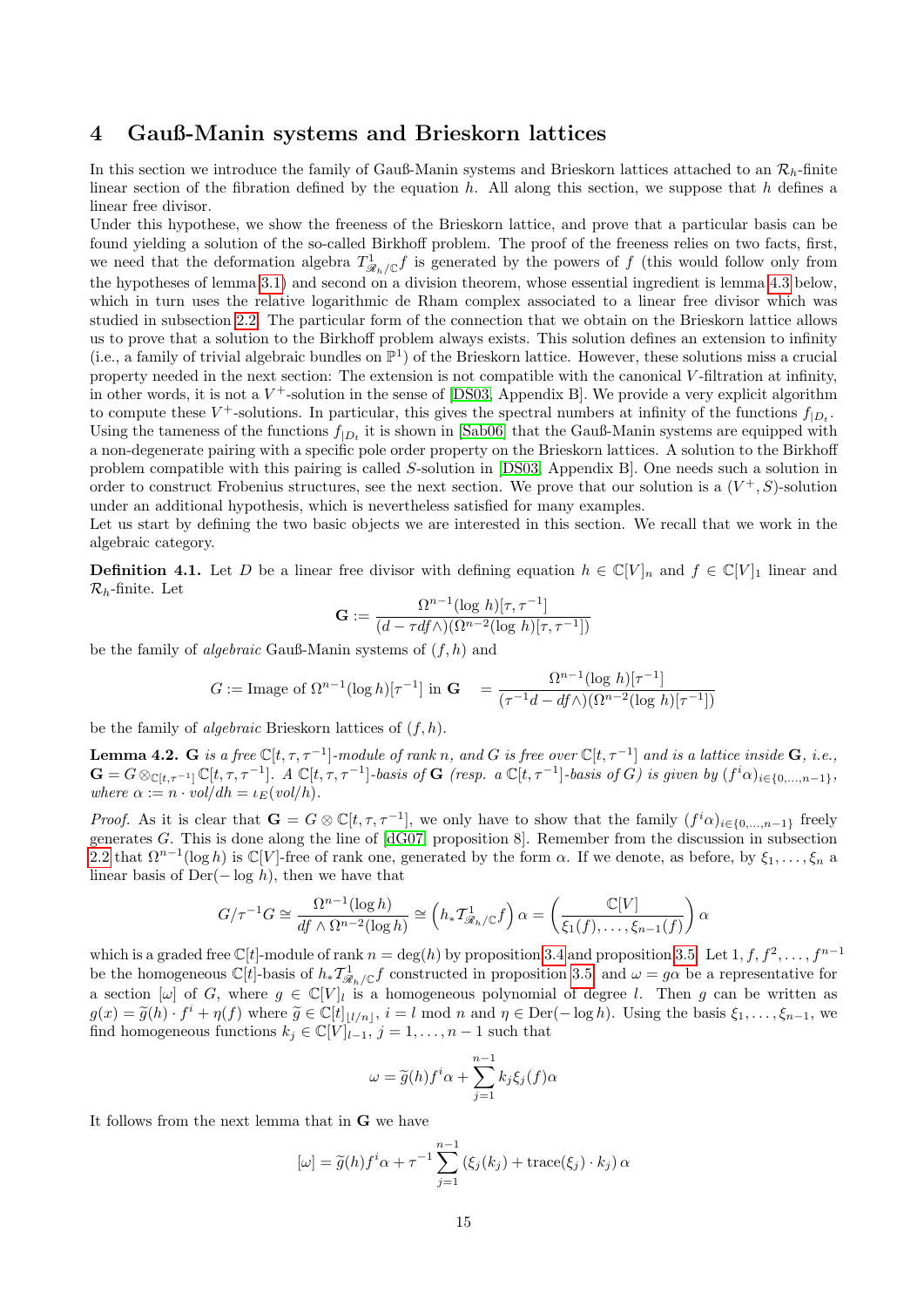## 4 Gauß-Manin systems and Brieskorn lattices

In this section we introduce the family of Gauß-Manin systems and Brieskorn lattices attached to an $\mathcal{R}_h$-finite linear section of the fibration defined by the equation $h$. All along this section, we suppose that $h$ defines a linear free divisor.

Under this hypothese, we show the freeness of the Brieskorn lattice, and prove that a particular basis can be found yielding a solution of the so-called Birkhoff problem. The proof of the freeness relies on two facts, first, we need that the deformation algebra $T^1_{\mathscr{R}_h/\mathbb{C}}f$ is generated by the powers of $f$ (this would follow only from the hypotheses of lemma 3.1) and second on a division theorem, whose essential ingredient is lemma 4.3 below, which in turn uses the relative logarithmic de Rham complex associated to a linear free divisor which was studied in subsection 2.2. The particular form of the connection that we obtain on the Brieskorn lattice allows us to prove that a solution to the Birkhoff problem always exists. This solution defines an extension to infinity (i.e., a family of trivial algebraic bundles on $\mathbb{P}^1$) of the Brieskorn lattice. However, these solutions miss a crucial property needed in the next section: The extension is not compatible with the canonical $V$-filtration at infinity, in other words, it is not a $V^+$-solution in the sense of [DS03, Appendix B]. We provide a very explicit algorithm to compute these $V^+$-solutions. In particular, this gives the spectral numbers at infinity of the functions $f_{|D_t}$. Using the tameness of the functions $f_{|D_t}$ it is shown in [Sab06] that the Gauß-Manin systems are equipped with a non-degenerate pairing with a specific pole order property on the Brieskorn lattices. A solution to the Birkhoff problem compatible with this pairing is called $S$-solution in [DS03, Appendix B]. One needs such a solution in order to construct Frobenius structures, see the next section. We prove that our solution is a $(V^+, S)$-solution under an additional hypothesis, which is nevertheless satisfied for many examples.

Let us start by defining the two basic objects we are interested in this section. We recall that we work in the algebraic category.

**Definition 4.1.** Let $D$ be a linear free divisor with defining equation $h \in \mathbb{C}[V]_n$ and $f \in \mathbb{C}[V]_1$ linear and $\mathcal{R}_h$-finite. Let

$$\mathbf{G} := \frac{\Omega^{n-1}(\log\, h)[\tau, \tau^{-1}]}{(d - \tau df\wedge)(\Omega^{n-2}(\log\, h)[\tau, \tau^{-1}])}$$

be the family of *algebraic* Gauß-Manin systems of $(f, h)$ and

$$G := \text{Image of } \Omega^{n-1}(\log h)[\tau^{-1}] \text{ in } \mathbf{G} \quad = \frac{\Omega^{n-1}(\log\, h)[\tau^{-1}]}{(\tau^{-1}d - df\wedge)(\Omega^{n-2}(\log\, h)[\tau^{-1}])}$$

be the family of *algebraic* Brieskorn lattices of $(f, h)$.

**Lemma 4.2.** *$\mathbf{G}$ is a free $\mathbb{C}[t, \tau, \tau^{-1}]$-module of rank $n$, and $G$ is free over $\mathbb{C}[t, \tau^{-1}]$ and is a lattice inside $\mathbf{G}$, i.e., $\mathbf{G} = G \otimes_{\mathbb{C}[t,\tau^{-1}]} \mathbb{C}[t, \tau, \tau^{-1}]$. A $\mathbb{C}[t, \tau, \tau^{-1}]$-basis of $\mathbf{G}$ (resp. a $\mathbb{C}[t, \tau^{-1}]$-basis of $G$) is given by $(f^i\alpha)_{i\in\{0,\ldots,n-1\}}$, where $\alpha := n \cdot vol/dh = \iota_E(vol/h)$.*

*Proof.* As it is clear that $\mathbf{G} = G \otimes \mathbb{C}[t, \tau, \tau^{-1}]$, we only have to show that the family $(f^i\alpha)_{i\in\{0,\ldots,n-1\}}$ freely generates $G$. This is done along the line of [dG07, proposition 8]. Remember from the discussion in subsection 2.2 that $\Omega^{n-1}(\log h)$ is $\mathbb{C}[V]$-free of rank one, generated by the form $\alpha$. If we denote, as before, by $\xi_1, \ldots, \xi_n$ a linear basis of $\mathrm{Der}(-\log\, h)$, then we have that

$$G/\tau^{-1}G \cong \frac{\Omega^{n-1}(\log h)}{df \wedge \Omega^{n-2}(\log h)} \cong \left(h_* \mathcal{T}^1_{\mathscr{R}_h/\mathbb{C}} f\right)\alpha = \left(\frac{\mathbb{C}[V]}{\xi_1(f), \ldots, \xi_{n-1}(f)}\right)\alpha$$

which is a graded free $\mathbb{C}[t]$-module of rank $n = \deg(h)$ by proposition 3.4 and proposition 3.5. Let $1, f, f^2, \ldots, f^{n-1}$ be the homogeneous $\mathbb{C}[t]$-basis of $h_*\mathcal{T}^1_{\mathscr{R}_h/\mathbb{C}}f$ constructed in proposition 3.5, and $\omega = g\alpha$ be a representative for a section $[\omega]$ of $G$, where $g \in \mathbb{C}[V]_l$ is a homogeneous polynomial of degree $l$. Then $g$ can be written as $g(x) = \widetilde{g}(h) \cdot f^i + \eta(f)$ where $\widetilde{g} \in \mathbb{C}[t]_{\lfloor l/n \rfloor}$, $i = l \bmod n$ and $\eta \in \mathrm{Der}(-\log h)$. Using the basis $\xi_1, \ldots, \xi_{n-1}$, we find homogeneous functions $k_j \in \mathbb{C}[V]_{l-1}$, $j = 1, \ldots, n-1$ such that

$$\omega = \widetilde{g}(h)f^i\alpha + \sum_{j=1}^{n-1} k_j\xi_j(f)\alpha$$

It follows from the next lemma that in $\mathbf{G}$ we have

$$[\omega] = \widetilde{g}(h)f^i\alpha + \tau^{-1}\sum_{j=1}^{n-1}\left(\xi_j(k_j) + \mathrm{trace}(\xi_j) \cdot k_j\right)\alpha$$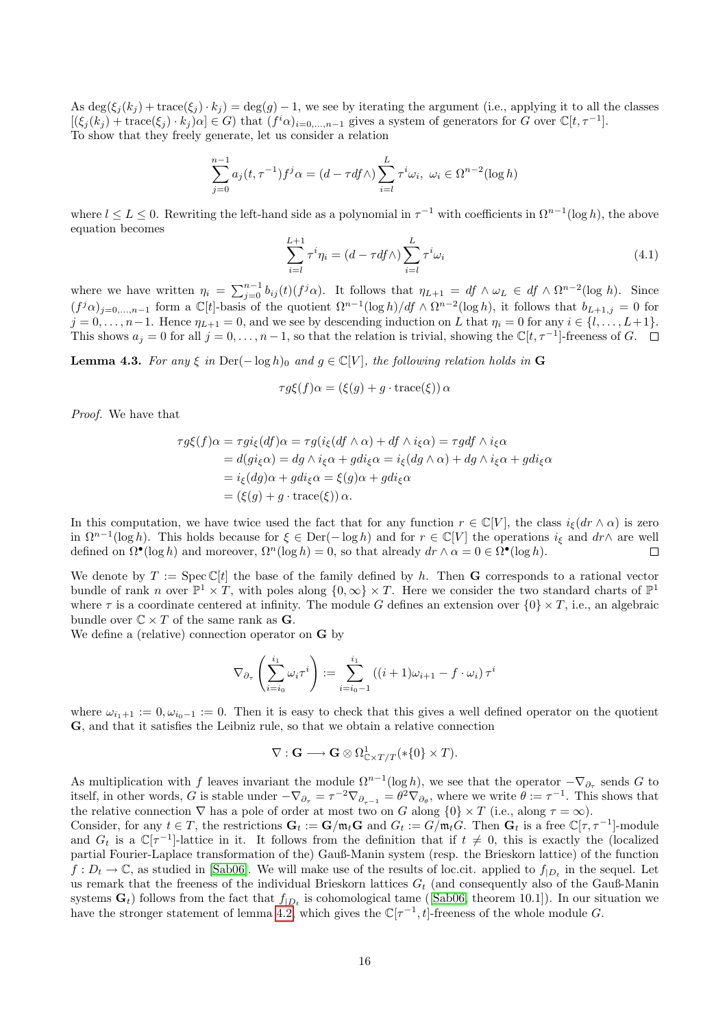As $\deg(\xi_j(k_j) + \text{trace}(\xi_j)\cdot k_j) = \deg(g) - 1$, we see by iterating the argument (i.e., applying it to all the classes $[(\xi_j(k_j) + \text{trace}(\xi_j)\cdot k_j)\alpha] \in G$) that $(f^i\alpha)_{i=0,\dots,n-1}$ gives a system of generators for $G$ over $\mathbb{C}[t,\tau^{-1}]$.
To show that they freely generate, let us consider a relation

$$\sum_{j=0}^{n-1} a_j(t,\tau^{-1}) f^j\alpha = (d - \tau df\wedge)\sum_{i=l}^{L} \tau^i\omega_i,\ \ \omega_i \in \Omega^{n-2}(\log h)$$

where $l \le L \le 0$. Rewriting the left-hand side as a polynomial in $\tau^{-1}$ with coefficients in $\Omega^{n-1}(\log h)$, the above equation becomes

$$\sum_{i=l}^{L+1} \tau^i\eta_i = (d - \tau df\wedge)\sum_{i=l}^{L} \tau^i\omega_i \tag{4.1}$$

where we have written $\eta_i = \sum_{j=0}^{n-1} b_{ij}(t)(f^j\alpha)$. It follows that $\eta_{L+1} = df\wedge\omega_L \in df\wedge\Omega^{n-2}(\log h)$. Since $(f^j\alpha)_{j=0,\dots,n-1}$ form a $\mathbb{C}[t]$-basis of the quotient $\Omega^{n-1}(\log h)/df\wedge\Omega^{n-2}(\log h)$, it follows that $b_{L+1,j} = 0$ for $j = 0,\dots,n-1$. Hence $\eta_{L+1} = 0$, and we see by descending induction on $L$ that $\eta_i = 0$ for any $i \in \{l,\dots,L+1\}$. This shows $a_j = 0$ for all $j = 0,\dots,n-1$, so that the relation is trivial, showing the $\mathbb{C}[t,\tau^{-1}]$-freeness of $G$. ◻

**Lemma 4.3.** *For any $\xi$ in $\text{Der}(-\log h)_0$ and $g \in \mathbb{C}[V]$, the following relation holds in* $\mathbf{G}$

$$\tau g\xi(f)\alpha = (\xi(g) + g\cdot\text{trace}(\xi))\,\alpha$$

*Proof.* We have that

$$\begin{aligned}
\tau g\xi(f)\alpha &= \tau g i_\xi(df)\alpha = \tau g(i_\xi(df\wedge\alpha) + df\wedge i_\xi\alpha) = \tau g df\wedge i_\xi\alpha \\
&= d(g i_\xi\alpha) = dg\wedge i_\xi\alpha + g d i_\xi\alpha = i_\xi(dg\wedge\alpha) + dg\wedge i_\xi\alpha + g d i_\xi\alpha \\
&= i_\xi(dg)\alpha + g d i_\xi\alpha = \xi(g)\alpha + g d i_\xi\alpha \\
&= (\xi(g) + g\cdot\text{trace}(\xi))\,\alpha.
\end{aligned}$$

In this computation, we have twice used the fact that for any function $r \in \mathbb{C}[V]$, the class $i_\xi(dr\wedge\alpha)$ is zero in $\Omega^{n-1}(\log h)$. This holds because for $\xi \in \text{Der}(-\log h)$ and for $r \in \mathbb{C}[V]$ the operations $i_\xi$ and $dr\wedge$ are well defined on $\Omega^\bullet(\log h)$ and moreover, $\Omega^n(\log h) = 0$, so that already $dr\wedge\alpha = 0 \in \Omega^\bullet(\log h)$. ◻

We denote by $T := \text{Spec}\,\mathbb{C}[t]$ the base of the family defined by $h$. Then $\mathbf{G}$ corresponds to a rational vector bundle of rank $n$ over $\mathbb{P}^1 \times T$, with poles along $\{0,\infty\}\times T$. Here we consider the two standard charts of $\mathbb{P}^1$ where $\tau$ is a coordinate centered at infinity. The module $G$ defines an extension over $\{0\}\times T$, i.e., an algebraic bundle over $\mathbb{C}\times T$ of the same rank as $\mathbf{G}$.
We define a (relative) connection operator on $\mathbf{G}$ by

$$\nabla_{\partial_\tau}\left(\sum_{i=i_0}^{i_1}\omega_i\tau^i\right) := \sum_{i=i_0-1}^{i_1}\left((i+1)\omega_{i+1} - f\cdot\omega_i\right)\tau^i$$

where $\omega_{i_1+1} := 0, \omega_{i_0-1} := 0$. Then it is easy to check that this gives a well defined operator on the quotient $\mathbf{G}$, and that it satisfies the Leibniz rule, so that we obtain a relative connection

$$\nabla : \mathbf{G} \longrightarrow \mathbf{G}\otimes\Omega^1_{\mathbb{C}\times T/T}(*\{0\}\times T).$$

As multiplication with $f$ leaves invariant the module $\Omega^{n-1}(\log h)$, we see that the operator $-\nabla_{\partial_\tau}$ sends $G$ to itself, in other words, $G$ is stable under $-\nabla_{\partial_\tau} = \tau^{-2}\nabla_{\partial_{\tau^{-1}}} = \theta^2\nabla_{\partial_\theta}$, where we write $\theta := \tau^{-1}$. This shows that the relative connection $\nabla$ has a pole of order at most two on $G$ along $\{0\}\times T$ (i.e., along $\tau = \infty$).
Consider, for any $t \in T$, the restrictions $\mathbf{G}_t := \mathbf{G}/\mathfrak{m}_t\mathbf{G}$ and $G_t := G/\mathfrak{m}_t G$. Then $\mathbf{G}_t$ is a free $\mathbb{C}[\tau,\tau^{-1}]$-module and $G_t$ is a $\mathbb{C}[\tau^{-1}]$-lattice in it. It follows from the definition that if $t \neq 0$, this is exactly the (localized partial Fourier-Laplace transformation of the) Gauß-Manin system (resp. the Brieskorn lattice) of the function $f : D_t \to \mathbb{C}$, as studied in [Sab06]. We will make use of the results of loc.cit. applied to $f_{|D_t}$ in the sequel. Let us remark that the freeness of the individual Brieskorn lattices $G_t$ (and consequently also of the Gauß-Manin systems $\mathbf{G}_t$) follows from the fact that $f_{|D_t}$ is cohomological tame ([Sab06, theorem 10.1]). In our situation we have the stronger statement of lemma 4.2, which gives the $\mathbb{C}[\tau^{-1},t]$-freeness of the whole module $G$.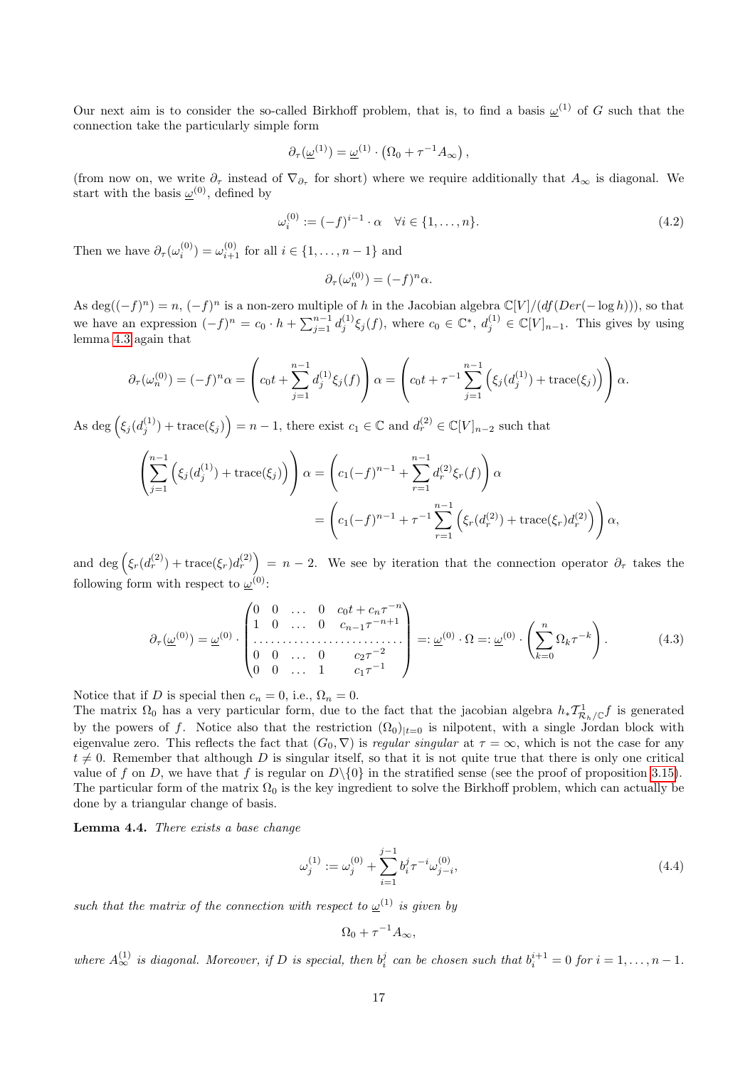Our next aim is to consider the so-called Birkhoff problem, that is, to find a basis $\underline{\omega}^{(1)}$ of $G$ such that the connection take the particularly simple form

$$\partial_\tau(\underline{\omega}^{(1)}) = \underline{\omega}^{(1)} \cdot \left(\Omega_0 + \tau^{-1} A_\infty\right),$$

(from now on, we write $\partial_\tau$ instead of $\nabla_{\partial_\tau}$ for short) where we require additionally that $A_\infty$ is diagonal. We start with the basis $\underline{\omega}^{(0)}$, defined by

$$\omega_i^{(0)} := (-f)^{i-1} \cdot \alpha \quad \forall i \in \{1, \ldots, n\}. \tag{4.2}$$

Then we have $\partial_\tau(\omega_i^{(0)}) = \omega_{i+1}^{(0)}$ for all $i \in \{1, \ldots, n-1\}$ and

$$\partial_\tau(\omega_n^{(0)}) = (-f)^n \alpha.$$

As $\deg((-f)^n) = n$, $(-f)^n$ is a non-zero multiple of $h$ in the Jacobian algebra $\mathbb{C}[V]/(df(Der(-\log h)))$, so that we have an expression $(-f)^n = c_0 \cdot h + \sum_{j=1}^{n-1} d_j^{(1)} \xi_j(f)$, where $c_0 \in \mathbb{C}^*$, $d_j^{(1)} \in \mathbb{C}[V]_{n-1}$. This gives by using lemma 4.3 again that

$$\partial_\tau(\omega_n^{(0)}) = (-f)^n \alpha = \left(c_0 t + \sum_{j=1}^{n-1} d_j^{(1)} \xi_j(f)\right) \alpha = \left(c_0 t + \tau^{-1} \sum_{j=1}^{n-1} \left(\xi_j(d_j^{(1)}) + \operatorname{trace}(\xi_j)\right)\right) \alpha.$$

As $\deg\left(\xi_j(d_j^{(1)}) + \operatorname{trace}(\xi_j)\right) = n-1$, there exist $c_1 \in \mathbb{C}$ and $d_r^{(2)} \in \mathbb{C}[V]_{n-2}$ such that

$$\begin{aligned}
\left(\sum_{j=1}^{n-1} \left(\xi_j(d_j^{(1)}) + \operatorname{trace}(\xi_j)\right)\right) \alpha &= \left(c_1 (-f)^{n-1} + \sum_{r=1}^{n-1} d_r^{(2)} \xi_r(f)\right) \alpha \\
&= \left(c_1 (-f)^{n-1} + \tau^{-1} \sum_{r=1}^{n-1} \left(\xi_r(d_r^{(2)}) + \operatorname{trace}(\xi_r) d_r^{(2)}\right)\right) \alpha,
\end{aligned}$$

and $\deg\left(\xi_r(d_r^{(2)}) + \operatorname{trace}(\xi_r) d_r^{(2)}\right) = n-2$. We see by iteration that the connection operator $\partial_\tau$ takes the following form with respect to $\underline{\omega}^{(0)}$:

$$\partial_\tau(\underline{\omega}^{(0)}) = \underline{\omega}^{(0)} \cdot \begin{pmatrix} 0 & 0 & \ldots & 0 & c_0 t + c_n \tau^{-n} \\ 1 & 0 & \ldots & 0 & c_{n-1} \tau^{-n+1} \\ \ldots & \ldots & \ldots & \ldots & \ldots \\ 0 & 0 & \ldots & 0 & c_2 \tau^{-2} \\ 0 & 0 & \ldots & 1 & c_1 \tau^{-1} \end{pmatrix} =: \underline{\omega}^{(0)} \cdot \Omega =: \underline{\omega}^{(0)} \cdot \left(\sum_{k=0}^{n} \Omega_k \tau^{-k}\right). \tag{4.3}$$

Notice that if $D$ is special then $c_n = 0$, i.e., $\Omega_n = 0$.
The matrix $\Omega_0$ has a very particular form, due to the fact that the jacobian algebra $h_* \mathcal{T}^1_{\mathcal{R}_h/\mathbb{C}} f$ is generated by the powers of $f$. Notice also that the restriction $(\Omega_0)_{|t=0}$ is nilpotent, with a single Jordan block with eigenvalue zero. This reflects the fact that $(G_0, \nabla)$ is *regular singular* at $\tau = \infty$, which is not the case for any $t \neq 0$. Remember that although $D$ is singular itself, so that it is not quite true that there is only one critical value of $f$ on $D$, we have that $f$ is regular on $D\backslash\{0\}$ in the stratified sense (see the proof of proposition 3.15). The particular form of the matrix $\Omega_0$ is the key ingredient to solve the Birkhoff problem, which can actually be done by a triangular change of basis.

**Lemma 4.4.** *There exists a base change*

$$\omega_j^{(1)} := \omega_j^{(0)} + \sum_{i=1}^{j-1} b_i^j \tau^{-i} \omega_{j-i}^{(0)}, \tag{4.4}$$

*such that the matrix of the connection with respect to $\underline{\omega}^{(1)}$ is given by*

$$\Omega_0 + \tau^{-1} A_\infty,$$

*where $A_\infty^{(1)}$ is diagonal. Moreover, if $D$ is special, then $b_i^j$ can be chosen such that $b_i^{i+1} = 0$ for $i = 1, \ldots, n-1$.*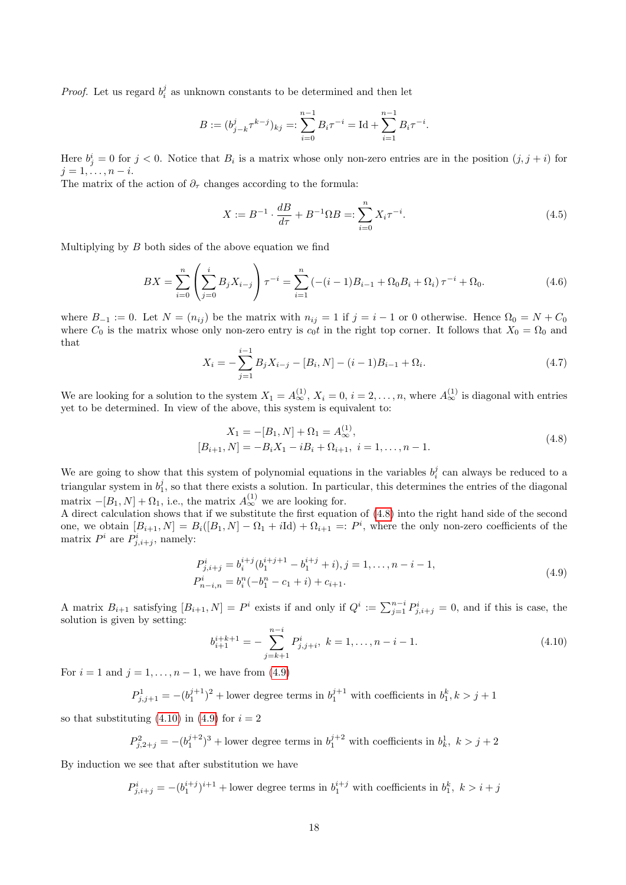*Proof.* Let us regard $b_i^j$ as unknown constants to be determined and then let

$$B := (b^j_{j-k}\tau^{k-j})_{kj} =: \sum_{i=0}^{n-1} B_i\tau^{-i} = \mathrm{Id} + \sum_{i=1}^{n-1} B_i\tau^{-i}.$$

Here $b^i_j = 0$ for $j < 0$. Notice that $B_i$ is a matrix whose only non-zero entries are in the position $(j, j+i)$ for $j = 1, \dots, n-i$.

The matrix of the action of $\partial_\tau$ changes according to the formula:

$$X := B^{-1}\cdot\frac{dB}{d\tau} + B^{-1}\Omega B =: \sum_{i=0}^{n} X_i\tau^{-i}. \tag{4.5}$$

Multiplying by $B$ both sides of the above equation we find

$$BX = \sum_{i=0}^{n}\left(\sum_{j=0}^{i} B_jX_{i-j}\right)\tau^{-i} = \sum_{i=1}^{n}\left(-(i-1)B_{i-1} + \Omega_0B_i + \Omega_i\right)\tau^{-i} + \Omega_0. \tag{4.6}$$

where $B_{-1} := 0$. Let $N = (n_{ij})$ be the matrix with $n_{ij} = 1$ if $j = i-1$ or 0 otherwise. Hence $\Omega_0 = N + C_0$ where $C_0$ is the matrix whose only non-zero entry is $c_0t$ in the right top corner. It follows that $X_0 = \Omega_0$ and that

$$X_i = -\sum_{j=1}^{i-1} B_jX_{i-j} - [B_i, N] - (i-1)B_{i-1} + \Omega_i. \tag{4.7}$$

We are looking for a solution to the system $X_1 = A^{(1)}_\infty$, $X_i = 0$, $i = 2, \dots, n$, where $A^{(1)}_\infty$ is diagonal with entries yet to be determined. In view of the above, this system is equivalent to:

$$\begin{aligned} X_1 = -[B_1, N] + \Omega_1 = A^{(1)}_\infty,\\ [B_{i+1}, N] = -B_iX_1 - iB_i + \Omega_{i+1},\ i = 1, \dots, n-1. \end{aligned} \tag{4.8}$$

We are going to show that this system of polynomial equations in the variables $b_i^j$ can always be reduced to a triangular system in $b^j_1$, so that there exists a solution. In particular, this determines the entries of the diagonal matrix $-[B_1, N] + \Omega_1$, i.e., the matrix $A^{(1)}_\infty$ we are looking for.

A direct calculation shows that if we substitute the first equation of (4.8) into the right hand side of the second one, we obtain $[B_{i+1}, N] = B_i([B_1, N] - \Omega_1 + i\mathrm{Id}) + \Omega_{i+1} =: P^i$, where the only non-zero coefficients of the matrix $P^i$ are $P^i_{j,i+j}$, namely:

$$\begin{aligned} P^i_{j,i+j} &= b^{i+j}_i(b^{i+j+1}_1 - b^{i+j}_1 + i), j = 1, \dots, n-i-1,\\ P^i_{n-i,n} &= b^n_i(-b^n_1 - c_1 + i) + c_{i+1}. \end{aligned} \tag{4.9}$$

A matrix $B_{i+1}$ satisfying $[B_{i+1}, N] = P^i$ exists if and only if $Q^i := \sum_{j=1}^{n-i} P^i_{j,i+j} = 0$, and if this is case, the solution is given by setting:

$$b^{i+k+1}_{i+1} = -\sum_{j=k+1}^{n-i} P^i_{j,j+i},\ k = 1, \dots, n-i-1. \tag{4.10}$$

For $i = 1$ and $j = 1, \dots, n-1$, we have from (4.9)

$$P^1_{j,j+1} = -(b^{j+1}_1)^2 + \text{lower degree terms in } b^{j+1}_1 \text{ with coefficients in } b^k_1, k > j+1$$

so that substituting (4.10) in (4.9) for $i = 2$

$$P^2_{j,2+j} = -(b^{j+2}_1)^3 + \text{lower degree terms in } b^{j+2}_1 \text{ with coefficients in } b^1_k,\ k > j+2$$

By induction we see that after substitution we have

$$P^i_{j,i+j} = -(b^{i+j}_1)^{i+1} + \text{lower degree terms in } b^{i+j}_1 \text{ with coefficients in } b^k_1,\ k > i+j$$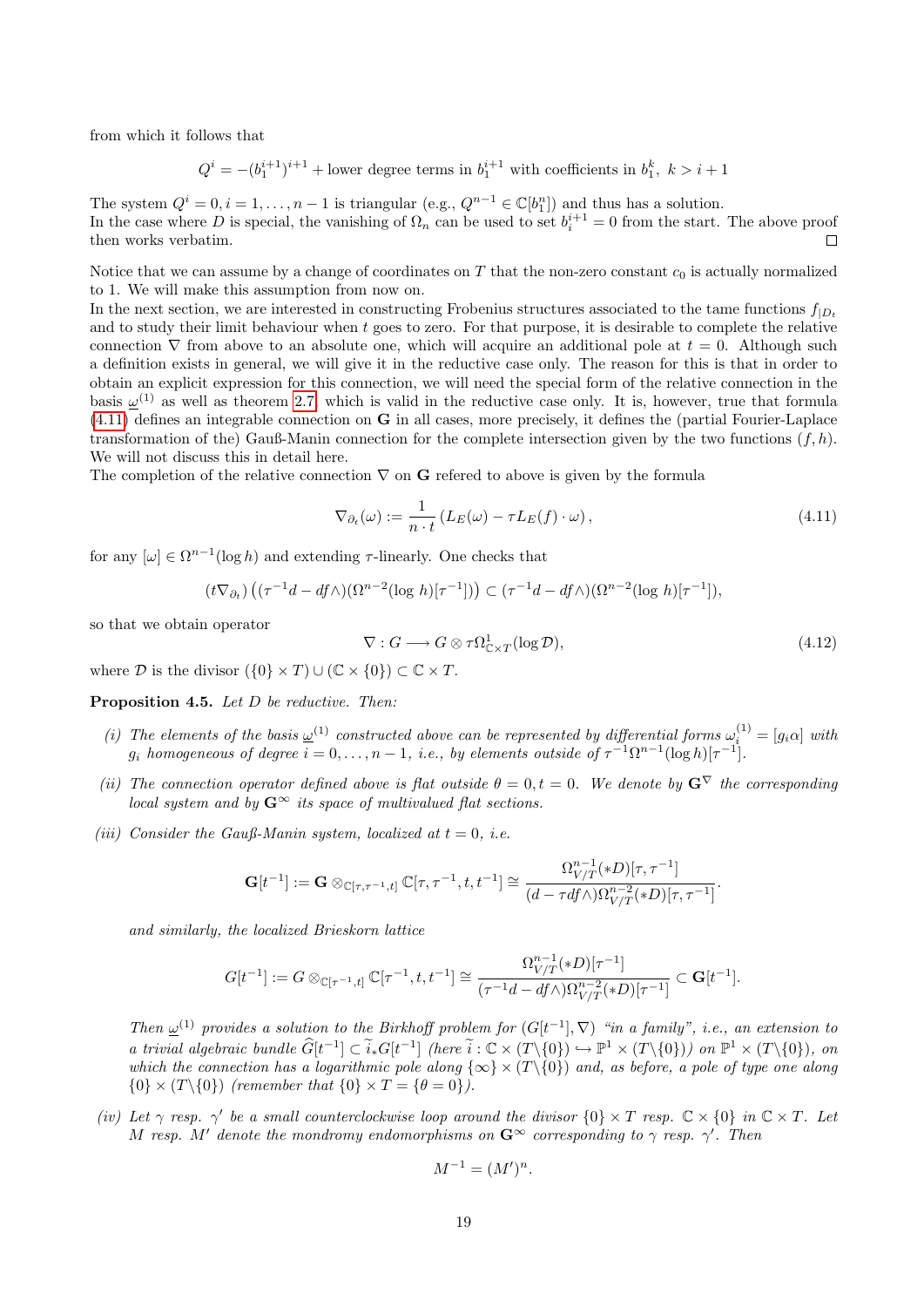from which it follows that

$$Q^i = -(b_1^{i+1})^{i+1} + \text{lower degree terms in } b_1^{i+1} \text{ with coefficients in } b_1^k,\ k > i+1$$

The system $Q^i = 0, i = 1, \ldots, n-1$ is triangular (e.g., $Q^{n-1} \in \mathbb{C}[b_1^n]$) and thus has a solution.
In the case where $D$ is special, the vanishing of $\Omega_n$ can be used to set $b_i^{i+1} = 0$ from the start. The above proof then works verbatim. □

Notice that we can assume by a change of coordinates on $T$ that the non-zero constant $c_0$ is actually normalized to 1. We will make this assumption from now on.
In the next section, we are interested in constructing Frobenius structures associated to the tame functions $f_{|D_t}$ and to study their limit behaviour when $t$ goes to zero. For that purpose, it is desirable to complete the relative connection $\nabla$ from above to an absolute one, which will acquire an additional pole at $t = 0$. Although such a definition exists in general, we will give it in the reductive case only. The reason for this is that in order to obtain an explicit expression for this connection, we will need the special form of the relative connection in the basis $\underline{\omega}^{(1)}$ as well as theorem 2.7 which is valid in the reductive case only. It is, however, true that formula (4.11) defines an integrable connection on $\mathbf{G}$ in all cases, more precisely, it defines the (partial Fourier-Laplace transformation of the) Gauß-Manin connection for the complete intersection given by the two functions $(f, h)$. We will not discuss this in detail here.
The completion of the relative connection $\nabla$ on $\mathbf{G}$ refered to above is given by the formula

$$\nabla_{\partial_t}(\omega) := \frac{1}{n \cdot t}\left(L_E(\omega) - \tau L_E(f)\cdot\omega\right), \tag{4.11}$$

for any $[\omega] \in \Omega^{n-1}(\log h)$ and extending $\tau$-linearly. One checks that

$$(t\nabla_{\partial_t})\left((\tau^{-1}d - df\wedge)(\Omega^{n-2}(\log h)[\tau^{-1}])\right) \subset (\tau^{-1}d - df\wedge)(\Omega^{n-2}(\log h)[\tau^{-1}]),$$

so that we obtain operator

$$\nabla : G \longrightarrow G \otimes \tau\Omega^1_{\mathbb{C}\times T}(\log \mathcal{D}), \tag{4.12}$$

where $\mathcal{D}$ is the divisor $(\{0\} \times T) \cup (\mathbb{C} \times \{0\}) \subset \mathbb{C} \times T$.

**Proposition 4.5.** *Let $D$ be reductive. Then:*

*(i) The elements of the basis $\underline{\omega}^{(1)}$ constructed above can be represented by differential forms $\omega_i^{(1)} = [g_i\alpha]$ with $g_i$ homogeneous of degree $i = 0, \ldots, n-1$, i.e., by elements outside of $\tau^{-1}\Omega^{n-1}(\log h)[\tau^{-1}]$.*

*(ii) The connection operator defined above is flat outside $\theta = 0, t = 0$. We denote by $\mathbf{G}^\nabla$ the corresponding local system and by $\mathbf{G}^\infty$ its space of multivalued flat sections.*

*(iii) Consider the Gauß-Manin system, localized at $t = 0$, i.e.*

$$\mathbf{G}[t^{-1}] := \mathbf{G} \otimes_{\mathbb{C}[\tau,\tau^{-1},t]} \mathbb{C}[\tau,\tau^{-1},t,t^{-1}] \cong \frac{\Omega^{n-1}_{V/T}(*D)[\tau,\tau^{-1}]}{(d - \tau df\wedge)\Omega^{n-2}_{V/T}(*D)[\tau,\tau^{-1}]}.$$

*and similarly, the localized Brieskorn lattice*

$$G[t^{-1}] := G \otimes_{\mathbb{C}[\tau^{-1},t]} \mathbb{C}[\tau^{-1},t,t^{-1}] \cong \frac{\Omega^{n-1}_{V/T}(*D)[\tau^{-1}]}{(\tau^{-1}d - df\wedge)\Omega^{n-2}_{V/T}(*D)[\tau^{-1}]} \subset \mathbf{G}[t^{-1}].$$

*Then $\underline{\omega}^{(1)}$ provides a solution to the Birkhoff problem for $(G[t^{-1}], \nabla)$ "in a family", i.e., an extension to a trivial algebraic bundle $\widehat{G}[t^{-1}] \subset \widetilde{i}_*G[t^{-1}]$ (here $\widetilde{i} : \mathbb{C} \times (T\backslash\{0\}) \hookrightarrow \mathbb{P}^1 \times (T\backslash\{0\})$) on $\mathbb{P}^1 \times (T\backslash\{0\})$, on which the connection has a logarithmic pole along $\{\infty\} \times (T\backslash\{0\})$ and, as before, a pole of type one along $\{0\} \times (T\backslash\{0\})$ (remember that $\{0\} \times T = \{\theta = 0\}$).*

*(iv) Let $\gamma$ resp. $\gamma'$ be a small counterclockwise loop around the divisor $\{0\} \times T$ resp. $\mathbb{C} \times \{0\}$ in $\mathbb{C} \times T$. Let $M$ resp. $M'$ denote the mondromy endomorphisms on $\mathbf{G}^\infty$ corresponding to $\gamma$ resp. $\gamma'$. Then*

$$M^{-1} = (M')^n.$$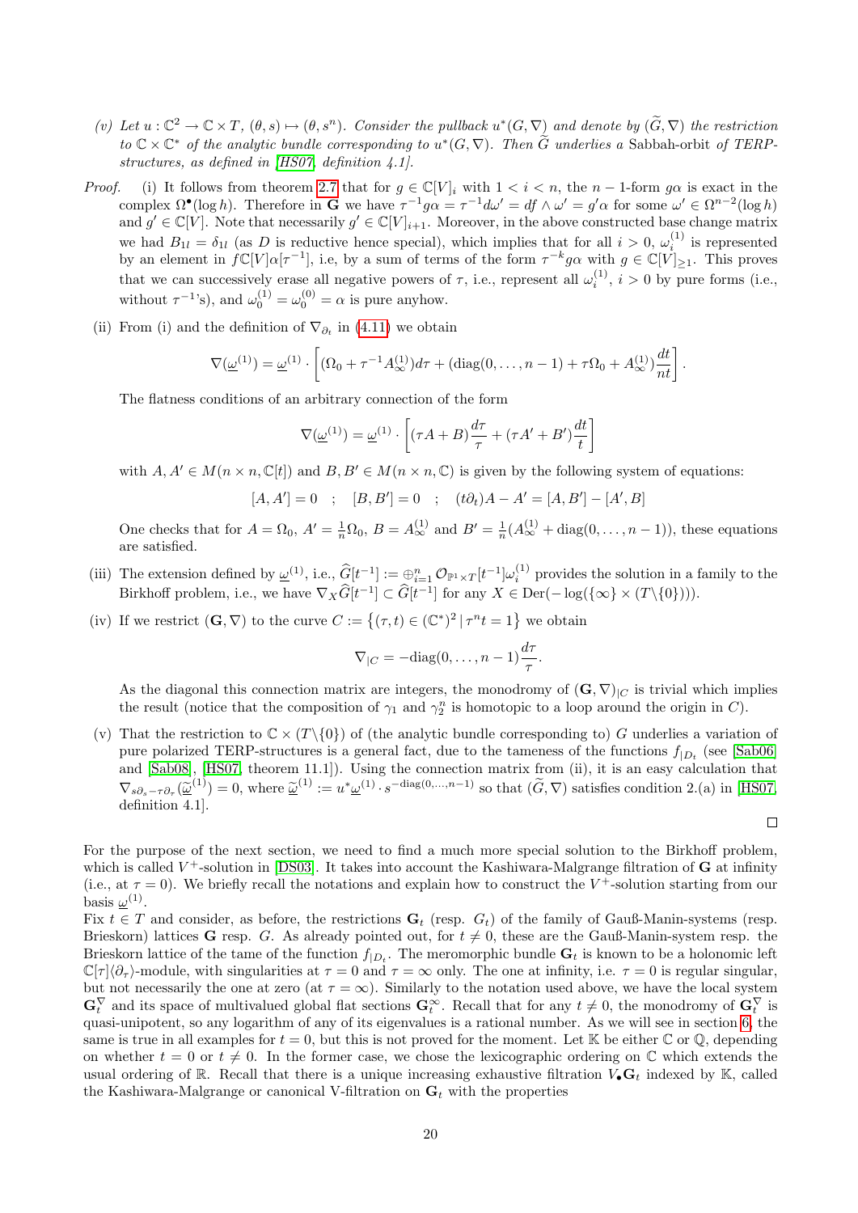*(v) Let $u : \mathbb{C}^2 \to \mathbb{C} \times T$, $(\theta, s) \mapsto (\theta, s^n)$. Consider the pullback $u^*(G, \nabla)$ and denote by $(\widetilde{G}, \nabla)$ the restriction to $\mathbb{C} \times \mathbb{C}^*$ of the analytic bundle corresponding to $u^*(G, \nabla)$. Then $\widetilde{G}$ underlies a* Sabbah-orbit *of TERP-structures, as defined in [HS07, definition 4.1].*

*Proof.* (i) It follows from theorem 2.7 that for $g \in \mathbb{C}[V]_i$ with $1 < i < n$, the $n-1$-form $g\alpha$ is exact in the complex $\Omega^\bullet(\log h)$. Therefore in $\mathbf{G}$ we have $\tau^{-1} g\alpha = \tau^{-1} d\omega' = df \wedge \omega' = g'\alpha$ for some $\omega' \in \Omega^{n-2}(\log h)$ and $g' \in \mathbb{C}[V]$. Note that necessarily $g' \in \mathbb{C}[V]_{i+1}$. Moreover, in the above constructed base change matrix we had $B_{1l} = \delta_{1l}$ (as $D$ is reductive hence special), which implies that for all $i > 0$, $\omega_i^{(1)}$ is represented by an element in $f\mathbb{C}[V]\alpha[\tau^{-1}]$, i.e, by a sum of terms of the form $\tau^{-k} g\alpha$ with $g \in \mathbb{C}[V]_{\geq 1}$. This proves that we can successively erase all negative powers of $\tau$, i.e., represent all $\omega_i^{(1)}$, $i > 0$ by pure forms (i.e., without $\tau^{-1}$'s), and $\omega_0^{(1)} = \omega_0^{(0)} = \alpha$ is pure anyhow.

(ii) From (i) and the definition of $\nabla_{\partial_t}$ in (4.11) we obtain

$$\nabla(\underline{\omega}^{(1)}) = \underline{\omega}^{(1)} \cdot \left[ (\Omega_0 + \tau^{-1} A_\infty^{(1)}) d\tau + (\mathrm{diag}(0, \ldots, n-1) + \tau\Omega_0 + A_\infty^{(1)}) \frac{dt}{nt} \right].$$

The flatness conditions of an arbitrary connection of the form

$$\nabla(\underline{\omega}^{(1)}) = \underline{\omega}^{(1)} \cdot \left[ (\tau A + B) \frac{d\tau}{\tau} + (\tau A' + B') \frac{dt}{t} \right]$$

with $A, A' \in M(n \times n, \mathbb{C}[t])$ and $B, B' \in M(n \times n, \mathbb{C})$ is given by the following system of equations:

$$[A, A'] = 0 \quad ; \quad [B, B'] = 0 \quad ; \quad (t\partial_t)A - A' = [A, B'] - [A', B]$$

One checks that for $A = \Omega_0$, $A' = \frac{1}{n}\Omega_0$, $B = A_\infty^{(1)}$ and $B' = \frac{1}{n}(A_\infty^{(1)} + \mathrm{diag}(0, \ldots, n-1))$, these equations are satisfied.

(iii) The extension defined by $\underline{\omega}^{(1)}$, i.e., $\widehat{G}[t^{-1}] := \oplus_{i=1}^n \mathcal{O}_{\mathbb{P}^1 \times T}[t^{-1}]\omega_i^{(1)}$ provides the solution in a family to the Birkhoff problem, i.e., we have $\nabla_X \widehat{G}[t^{-1}] \subset \widehat{G}[t^{-1}]$ for any $X \in \mathrm{Der}(-\log(\{\infty\} \times (T \backslash \{0\})))$.

(iv) If we restrict $(\mathbf{G}, \nabla)$ to the curve $C := \{(\tau, t) \in (\mathbb{C}^*)^2 \mid \tau^n t = 1\}$ we obtain

$$\nabla_{|C} = -\mathrm{diag}(0, \ldots, n-1) \frac{d\tau}{\tau}.$$

As the diagonal this connection matrix are integers, the monodromy of $(\mathbf{G}, \nabla)_{|C}$ is trivial which implies the result (notice that the composition of $\gamma_1$ and $\gamma_2^n$ is homotopic to a loop around the origin in $C$).

(v) That the restriction to $\mathbb{C} \times (T \backslash \{0\})$ of (the analytic bundle corresponding to) $G$ underlies a variation of pure polarized TERP-structures is a general fact, due to the tameness of the functions $f_{|D_t}$ (see [Sab06] and [Sab08], [HS07, theorem 11.1]). Using the connection matrix from (ii), it is an easy calculation that $\nabla_{s\partial_s - \tau\partial_\tau}(\underline{\widetilde{\omega}}^{(1)}) = 0$, where $\underline{\widetilde{\omega}}^{(1)} := u^* \underline{\omega}^{(1)} \cdot s^{-\mathrm{diag}(0, \ldots, n-1)}$ so that $(\widetilde{G}, \nabla)$ satisfies condition 2.(a) in [HS07, definition 4.1].

∎

For the purpose of the next section, we need to find a much more special solution to the Birkhoff problem, which is called $V^+$-solution in [DS03]. It takes into account the Kashiwara-Malgrange filtration of $\mathbf{G}$ at infinity (i.e., at $\tau = 0$). We briefly recall the notations and explain how to construct the $V^+$-solution starting from our basis $\underline{\omega}^{(1)}$.

Fix $t \in T$ and consider, as before, the restrictions $\mathbf{G}_t$ (resp. $G_t$) of the family of Gauß-Manin-systems (resp. Brieskorn) lattices $\mathbf{G}$ resp. $G$. As already pointed out, for $t \neq 0$, these are the Gauß-Manin-system resp. the Brieskorn lattice of the tame of the function $f_{|D_t}$. The meromorphic bundle $\mathbf{G}_t$ is known to be a holonomic left $\mathbb{C}[\tau]\langle\partial_\tau\rangle$-module, with singularities at $\tau = 0$ and $\tau = \infty$ only. The one at infinity, i.e. $\tau = 0$ is regular singular, but not necessarily the one at zero (at $\tau = \infty$). Similarly to the notation used above, we have the local system $\mathbf{G}_t^\nabla$ and its space of multivalued global flat sections $\mathbf{G}_t^\infty$. Recall that for any $t \neq 0$, the monodromy of $\mathbf{G}_t^\nabla$ is quasi-unipotent, so any logarithm of any of its eigenvalues is a rational number. As we will see in section 6, the same is true in all examples for $t = 0$, but this is not proved for the moment. Let $\mathbb{K}$ be either $\mathbb{C}$ or $\mathbb{Q}$, depending on whether $t = 0$ or $t \neq 0$. In the former case, we chose the lexicographic ordering on $\mathbb{C}$ which extends the usual ordering of $\mathbb{R}$. Recall that there is a unique increasing exhaustive filtration $V_\bullet \mathbf{G}_t$ indexed by $\mathbb{K}$, called the Kashiwara-Malgrange or canonical V-filtration on $\mathbf{G}_t$ with the properties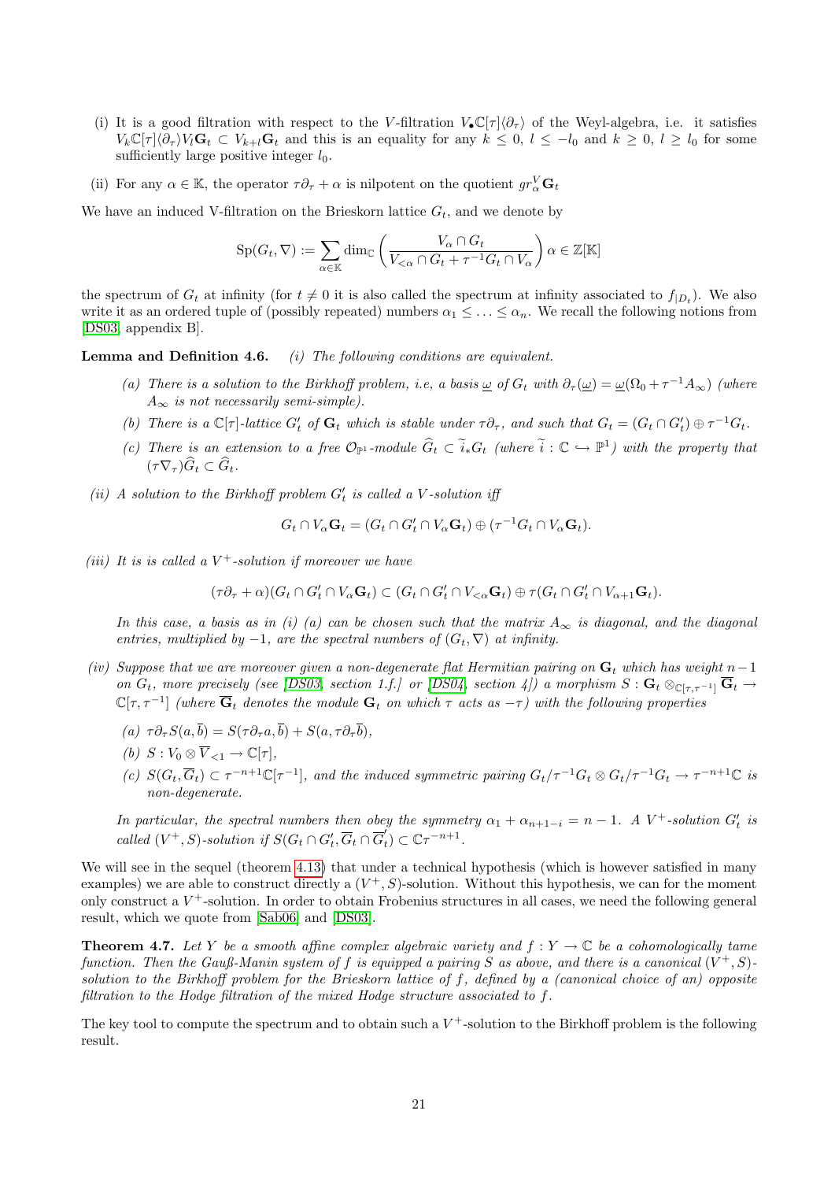(i) It is a good filtration with respect to the $V$-filtration $V_\bullet\mathbb{C}[\tau]\langle\partial_\tau\rangle$ of the Weyl-algebra, i.e. it satisfies $V_k\mathbb{C}[\tau]\langle\partial_\tau\rangle V_l\mathbf{G}_t \subset V_{k+l}\mathbf{G}_t$ and this is an equality for any $k \leq 0$, $l \leq -l_0$ and $k \geq 0$, $l \geq l_0$ for some sufficiently large positive integer $l_0$.

(ii) For any $\alpha \in \mathbb{K}$, the operator $\tau\partial_\tau + \alpha$ is nilpotent on the quotient $gr^V_\alpha \mathbf{G}_t$

We have an induced V-filtration on the Brieskorn lattice $G_t$, and we denote by

$$\mathrm{Sp}(G_t, \nabla) := \sum_{\alpha\in\mathbb{K}} \dim_{\mathbb{C}} \left( \frac{V_\alpha \cap G_t}{V_{<\alpha} \cap G_t + \tau^{-1}G_t \cap V_\alpha} \right) \alpha \in \mathbb{Z}[\mathbb{K}]$$

the spectrum of $G_t$ at infinity (for $t \neq 0$ it is also called the spectrum at infinity associated to $f_{|D_t}$). We also write it as an ordered tuple of (possibly repeated) numbers $\alpha_1 \leq \ldots \leq \alpha_n$. We recall the following notions from [DS03, appendix B].

**Lemma and Definition 4.6.** *(i) The following conditions are equivalent.*

*(a) There is a solution to the Birkhoff problem, i.e, a basis $\underline{\omega}$ of $G_t$ with $\partial_\tau(\underline{\omega}) = \underline{\omega}(\Omega_0 + \tau^{-1}A_\infty)$ (where $A_\infty$ is not necessarily semi-simple).*

*(b) There is a $\mathbb{C}[\tau]$-lattice $G'_t$ of $\mathbf{G}_t$ which is stable under $\tau\partial_\tau$, and such that $G_t = (G_t \cap G'_t) \oplus \tau^{-1}G_t$.*

*(c) There is an extension to a free $\mathcal{O}_{\mathbb{P}^1}$-module $\widehat{G}_t \subset \widetilde{i}_*G_t$ (where $\widetilde{i} : \mathbb{C} \hookrightarrow \mathbb{P}^1$) with the property that $(\tau\nabla_\tau)\widehat{G}_t \subset \widehat{G}_t$.*

*(ii) A solution to the Birkhoff problem $G'_t$ is called a $V$-solution iff*

$$G_t \cap V_\alpha\mathbf{G}_t = (G_t \cap G'_t \cap V_\alpha\mathbf{G}_t) \oplus (\tau^{-1}G_t \cap V_\alpha\mathbf{G}_t).$$

*(iii) It is is called a $V^+$-solution if moreover we have*

$$(\tau\partial_\tau + \alpha)(G_t \cap G'_t \cap V_\alpha\mathbf{G}_t) \subset (G_t \cap G'_t \cap V_{<\alpha}\mathbf{G}_t) \oplus \tau(G_t \cap G'_t \cap V_{\alpha+1}\mathbf{G}_t).$$

*In this case, a basis as in (i) (a) can be chosen such that the matrix $A_\infty$ is diagonal, and the diagonal entries, multiplied by $-1$, are the spectral numbers of $(G_t, \nabla)$ at infinity.*

*(iv) Suppose that we are moreover given a non-degenerate flat Hermitian pairing on $\mathbf{G}_t$ which has weight $n-1$ on $G_t$, more precisely (see [DS03, section 1.f.] or [DS04, section 4]) a morphism $S : \mathbf{G}_t \otimes_{\mathbb{C}[\tau,\tau^{-1}]} \overline{\mathbf{G}}_t \to \mathbb{C}[\tau, \tau^{-1}]$ (where $\overline{\mathbf{G}}_t$ denotes the module $\mathbf{G}_t$ on which $\tau$ acts as $-\tau$) with the following properties*

*(a) $\tau\partial_\tau S(a, \overline{b}) = S(\tau\partial_\tau a, \overline{b}) + S(a, \tau\partial_\tau\overline{b})$,*

*(b) $S : V_0 \otimes \overline{V}_{<1} \to \mathbb{C}[\tau]$,*

*(c) $S(G_t, \overline{G}_t) \subset \tau^{-n+1}\mathbb{C}[\tau^{-1}]$, and the induced symmetric pairing $G_t/\tau^{-1}G_t \otimes G_t/\tau^{-1}G_t \to \tau^{-n+1}\mathbb{C}$ is non-degenerate.*

*In particular, the spectral numbers then obey the symmetry $\alpha_1 + \alpha_{n+1-i} = n - 1$. A $V^+$-solution $G'_t$ is called $(V^+, S)$-solution if $S(G_t \cap G'_t, \overline{G}_t \cap \overline{G'_t}) \subset \mathbb{C}\tau^{-n+1}$.*

We will see in the sequel (theorem 4.13) that under a technical hypothesis (which is however satisfied in many examples) we are able to construct directly a $(V^+, S)$-solution. Without this hypothesis, we can for the moment only construct a $V^+$-solution. In order to obtain Frobenius structures in all cases, we need the following general result, which we quote from [Sab06] and [DS03].

**Theorem 4.7.** *Let $Y$ be a smooth affine complex algebraic variety and $f : Y \to \mathbb{C}$ be a cohomologically tame function. Then the Gauß-Manin system of $f$ is equipped a pairing $S$ as above, and there is a canonical $(V^+, S)$-solution to the Birkhoff problem for the Brieskorn lattice of $f$, defined by a (canonical choice of an) opposite filtration to the Hodge filtration of the mixed Hodge structure associated to $f$.*

The key tool to compute the spectrum and to obtain such a $V^+$-solution to the Birkhoff problem is the following result.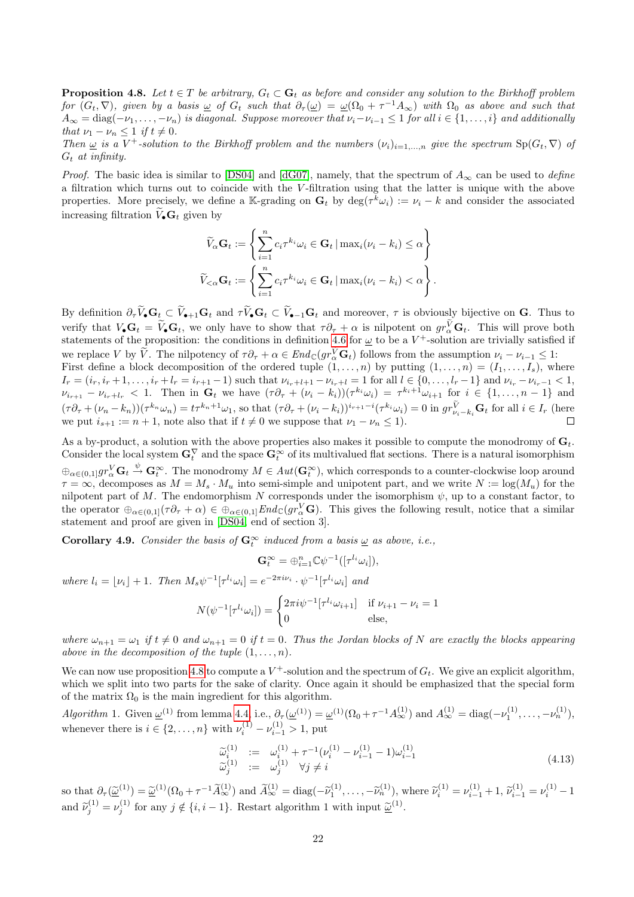**Proposition 4.8.** *Let $t \in T$ be arbitrary, $G_t \subset \mathbf{G}_t$ as before and consider any solution to the Birkhoff problem for $(G_t, \nabla)$, given by a basis $\underline{\omega}$ of $G_t$ such that $\partial_\tau(\underline{\omega}) = \underline{\omega}(\Omega_0 + \tau^{-1}A_\infty)$ with $\Omega_0$ as above and such that $A_\infty = \mathrm{diag}(-\nu_1, \ldots, -\nu_n)$ is diagonal. Suppose moreover that $\nu_i - \nu_{i-1} \le 1$ for all $i \in \{1, \ldots, i\}$ and additionally that $\nu_1 - \nu_n \le 1$ if $t \neq 0$.*
*Then $\underline{\omega}$ is a $V^+$-solution to the Birkhoff problem and the numbers $(\nu_i)_{i=1,\ldots,n}$ give the spectrum $\mathrm{Sp}(G_t, \nabla)$ of $G_t$ at infinity.*

*Proof.* The basic idea is similar to [DS04] and [dG07], namely, that the spectrum of $A_\infty$ can be used to *define* a filtration which turns out to coincide with the $V$-filtration using that the latter is unique with the above properties. More precisely, we define a $\mathbb{K}$-grading on $\mathbf{G}_t$ by $\deg(\tau^k \omega_i) := \nu_i - k$ and consider the associated increasing filtration $\widetilde{V}_\bullet \mathbf{G}_t$ given by

$$
\begin{aligned}
\widetilde{V}_\alpha \mathbf{G}_t &:= \left\{ \sum_{i=1}^n c_i \tau^{k_i} \omega_i \in \mathbf{G}_t \,|\, \max_i(\nu_i - k_i) \le \alpha \right\} \\
\widetilde{V}_{<\alpha} \mathbf{G}_t &:= \left\{ \sum_{i=1}^n c_i \tau^{k_i} \omega_i \in \mathbf{G}_t \,|\, \max_i(\nu_i - k_i) < \alpha \right\}.
\end{aligned}
$$

By definition $\partial_\tau \widetilde{V}_\bullet \mathbf{G}_t \subset \widetilde{V}_{\bullet+1} \mathbf{G}_t$ and $\tau \widetilde{V}_\bullet \mathbf{G}_t \subset \widetilde{V}_{\bullet-1} \mathbf{G}_t$ and moreover, $\tau$ is obviously bijective on $\mathbf{G}$. Thus to verify that $V_\bullet \mathbf{G}_t = \widetilde{V}_\bullet \mathbf{G}_t$, we only have to show that $\tau\partial_\tau + \alpha$ is nilpotent on $gr^{\widetilde{V}}_\alpha \mathbf{G}_t$. This will prove both statements of the proposition: the conditions in definition 4.6 for $\underline{\omega}$ to be a $V^+$-solution are trivially satisfied if we replace $V$ by $\widetilde{V}$. The nilpotency of $\tau\partial_\tau + \alpha \in End_\mathbb{C}(gr^V_\alpha \mathbf{G}_t)$ follows from the assumption $\nu_i - \nu_{i-1} \le 1$:
First define a block decomposition of the ordered tuple $(1, \ldots, n)$ by putting $(1, \ldots, n) = (I_1, \ldots, I_s)$, where $I_r = (i_r, i_r + 1, \ldots, i_r + l_r = i_{r+1} - 1)$ such that $\nu_{i_r+l+1} - \nu_{i_r+l} = 1$ for all $l \in \{0, \ldots, l_r - 1\}$ and $\nu_{i_r} - \nu_{i_r-1} < 1$, $\nu_{i_{r+1}} - \nu_{i_r+l_r} < 1$. Then in $\mathbf{G}_t$ we have $(\tau\partial_\tau + (\nu_i - k_i))(\tau^{k_i}\omega_i) = \tau^{k_i+1}\omega_{i+1}$ for $i \in \{1, \ldots, n-1\}$ and $(\tau\partial_\tau + (\nu_n - k_n))(\tau^{k_n}\omega_n) = t\tau^{k_n+1}\omega_1$, so that $(\tau\partial_\tau + (\nu_i - k_i))^{i_{r+1}-i}(\tau^{k_i}\omega_i) = 0$ in $gr^{\widetilde{V}}_{\nu_i - k_i} \mathbf{G}_t$ for all $i \in I_r$ (here we put $i_{s+1} := n+1$, note also that if $t \neq 0$ we suppose that $\nu_1 - \nu_n \le 1$). $\square$

As a by-product, a solution with the above properties also makes it possible to compute the monodromy of $\mathbf{G}_t$. Consider the local system $\mathbf{G}_t^\nabla$ and the space $\mathbf{G}_t^\infty$ of its multivalued flat sections. There is a natural isomorphism $\oplus_{\alpha \in (0,1]} gr^V_\alpha \mathbf{G}_t \xrightarrow{\psi} \mathbf{G}_t^\infty$. The monodromy $M \in Aut(\mathbf{G}_t^\infty)$, which corresponds to a counter-clockwise loop around $\tau = \infty$, decomposes as $M = M_s \cdot M_u$ into semi-simple and unipotent part, and we write $N := \log(M_u)$ for the nilpotent part of $M$. The endomorphism $N$ corresponds under the isomorphism $\psi$, up to a constant factor, to the operator $\oplus_{\alpha \in (0,1]}(\tau\partial_\tau + \alpha) \in \oplus_{\alpha \in (0,1]} End_\mathbb{C}(gr^V_\alpha \mathbf{G})$. This gives the following result, notice that a similar statement and proof are given in [DS04, end of section 3].

**Corollary 4.9.** *Consider the basis of $\mathbf{G}_t^\infty$ induced from a basis $\underline{\omega}$ as above, i.e.,*

$$
\mathbf{G}_t^\infty = \oplus_{i=1}^n \mathbb{C}\psi^{-1}([\tau^{l_i}\omega_i]),
$$

*where $l_i = \lfloor \nu_i \rfloor + 1$. Then $M_s \psi^{-1}[\tau^{l_i}\omega_i] = e^{-2\pi i \nu_i} \cdot \psi^{-1}[\tau^{l_i}\omega_i]$ and*

$$
N(\psi^{-1}[\tau^{l_i}\omega_i]) = \begin{cases} 2\pi i \psi^{-1}[\tau^{l_i}\omega_{i+1}] & \text{if } \nu_{i+1} - \nu_i = 1 \\ 0 & \text{else,} \end{cases}
$$

*where $\omega_{n+1} = \omega_1$ if $t \neq 0$ and $\omega_{n+1} = 0$ if $t = 0$. Thus the Jordan blocks of $N$ are exactly the blocks appearing above in the decomposition of the tuple $(1, \ldots, n)$.*

We can now use proposition 4.8 to compute a $V^+$-solution and the spectrum of $G_t$. We give an explicit algorithm, which we split into two parts for the sake of clarity. Once again it should be emphasized that the special form of the matrix $\Omega_0$ is the main ingredient for this algorithm.

*Algorithm* 1. Given $\underline{\omega}^{(1)}$ from lemma 4.4, i.e., $\partial_\tau(\underline{\omega}^{(1)}) = \underline{\omega}^{(1)}(\Omega_0 + \tau^{-1}A_\infty^{(1)})$ and $A_\infty^{(1)} = \mathrm{diag}(-\nu_1^{(1)}, \ldots, -\nu_n^{(1)})$, whenever there is $i \in \{2, \ldots, n\}$ with $\nu_i^{(1)} - \nu_{i-1}^{(1)} > 1$, put

$$
\begin{array}{rcl}
\widetilde{\omega}_i^{(1)} & := & \omega_i^{(1)} + \tau^{-1}(\nu_i^{(1)} - \nu_{i-1}^{(1)} - 1)\omega_{i-1}^{(1)} \\
\widetilde{\omega}_j^{(1)} & := & \omega_j^{(1)} \quad \forall j \neq i
\end{array}
\tag{4.13}
$$

so that $\partial_\tau(\underline{\widetilde{\omega}}^{(1)}) = \underline{\widetilde{\omega}}^{(1)}(\Omega_0 + \tau^{-1}\widetilde{A}_\infty^{(1)})$ and $\widetilde{A}_\infty^{(1)} = \mathrm{diag}(-\widetilde{\nu}_1^{(1)}, \ldots, -\widetilde{\nu}_n^{(1)})$, where $\widetilde{\nu}_i^{(1)} = \nu_{i-1}^{(1)} + 1$, $\widetilde{\nu}_{i-1}^{(1)} = \nu_i^{(1)} - 1$ and $\widetilde{\nu}_j^{(1)} = \nu_j^{(1)}$ for any $j \notin \{i, i-1\}$. Restart algorithm 1 with input $\underline{\widetilde{\omega}}^{(1)}$.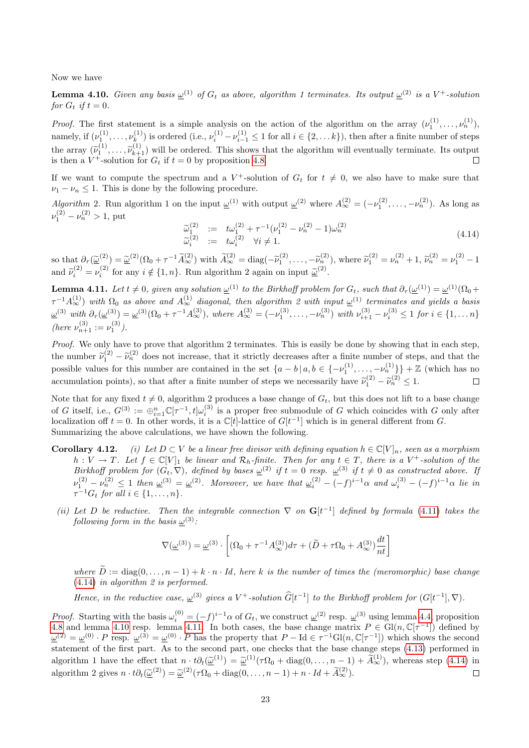Now we have

**Lemma 4.10.** *Given any basis $\underline{\omega}^{(1)}$ of $G_t$ as above, algorithm 1 terminates. Its output $\underline{\omega}^{(2)}$ is a $V^+$-solution for $G_t$ if $t = 0$.*

*Proof.* The first statement is a simple analysis on the action of the algorithm on the array $(\nu_1^{(1)}, \ldots, \nu_n^{(1)})$, namely, if $(\nu_1^{(1)}, \ldots, \nu_k^{(1)})$ is ordered (i.e., $\nu_i^{(1)} - \nu_{i-1}^{(1)} \leq 1$ for all $i \in \{2, \ldots k\}$), then after a finite number of steps the array $(\widetilde{\nu}_1^{(1)}, \ldots, \widetilde{\nu}_{k+1}^{(1)})$ will be ordered. This shows that the algorithm will eventually terminate. Its output is then a $V^+$-solution for $G_t$ if $t = 0$ by proposition 4.8. □

If we want to compute the spectrum and a $V^+$-solution of $G_t$ for $t \neq 0$, we also have to make sure that $\nu_1 - \nu_n \leq 1$. This is done by the following procedure.

*Algorithm* 2. Run algorithm 1 on the input $\underline{\omega}^{(1)}$ with output $\underline{\omega}^{(2)}$ where $A_\infty^{(2)} = (-\nu_1^{(2)}, \ldots, -\nu_n^{(2)})$. As long as $\nu_1^{(2)} - \nu_n^{(2)} > 1$, put

$$
\begin{aligned}
\widetilde{\omega}_1^{(2)} &:= t\omega_1^{(2)} + \tau^{-1}(\nu_1^{(2)} - \nu_n^{(2)} - 1)\omega_n^{(2)} \\
\widetilde{\omega}_i^{(2)} &:= t\omega_i^{(2)} \quad \forall i \neq 1.
\end{aligned}
\tag{4.14}
$$

so that $\partial_\tau(\underline{\widetilde{\omega}}^{(2)}) = \underline{\widetilde{\omega}}^{(2)}(\Omega_0 + \tau^{-1}\widetilde{A}_\infty^{(2)})$ with $\widetilde{A}_\infty^{(2)} = \mathrm{diag}(-\widetilde{\nu}_1^{(2)}, \ldots, -\widetilde{\nu}_n^{(2)})$, where $\widetilde{\nu}_1^{(2)} = \nu_n^{(2)} + 1$, $\widetilde{\nu}_n^{(2)} = \nu_1^{(2)} - 1$ and $\widetilde{\nu}_i^{(2)} = \nu_i^{(2)}$ for any $i \notin \{1, n\}$. Run algorithm 2 again on input $\underline{\widetilde{\omega}}^{(2)}$.

**Lemma 4.11.** *Let $t \neq 0$, given any solution $\underline{\omega}^{(1)}$ to the Birkhoff problem for $G_t$, such that $\partial_\tau(\underline{\omega}^{(1)}) = \underline{\omega}^{(1)}(\Omega_0 + \tau^{-1}A_\infty^{(1)})$ with $\Omega_0$ as above and $A_\infty^{(1)}$ diagonal, then algorithm 2 with input $\underline{\omega}^{(1)}$ terminates and yields a basis $\underline{\omega}^{(3)}$ with $\partial_\tau(\underline{\omega}^{(3)}) = \underline{\omega}^{(3)}(\Omega_0 + \tau^{-1}A_\infty^{(3)})$, where $A_\infty^{(3)} = (-\nu_1^{(3)}, \ldots, -\nu_n^{(3)})$ with $\nu_{i+1}^{(3)} - \nu_i^{(3)} \leq 1$ for $i \in \{1, \ldots n\}$ (here $\nu_{n+1}^{(3)} := \nu_1^{(3)}$).*

*Proof.* We only have to prove that algorithm 2 terminates. This is easily be done by showing that in each step, the number $\widetilde{\nu}_1^{(2)} - \widetilde{\nu}_n^{(2)}$ does not increase, that it strictly decreases after a finite number of steps, and that the possible values for this number are contained in the set $\{a - b \,|\, a, b \in \{-\nu_1^{(1)}, \ldots, -\nu_n^{(1)}\}\} + \mathbb{Z}$ (which has no accumulation points), so that after a finite number of steps we necessarily have $\widetilde{\nu}_1^{(2)} - \widetilde{\nu}_n^{(2)} \leq 1$. □

Note that for any fixed $t \neq 0$, algorithm 2 produces a base change of $G_t$, but this does not lift to a base change of $G$ itself, i.e., $G^{(3)} := \oplus_{i=1}^n \mathbb{C}[\tau^{-1}, t]\omega_i^{(3)}$ is a proper free submodule of $G$ which coincides with $G$ only after localization off $t = 0$. In other words, it is a $\mathbb{C}[t]$-lattice of $G[t^{-1}]$ which is in general different from $G$. Summarizing the above calculations, we have shown the following.

**Corollary 4.12.** *(i) Let $D \subset V$ be a linear free divisor with defining equation $h \in \mathbb{C}[V]_n$, seen as a morphism $h : V \to T$. Let $f \in \mathbb{C}[V]_1$ be linear and $\mathcal{R}_h$-finite. Then for any $t \in T$, there is a $V^+$-solution of the Birkhoff problem for $(G_t, \nabla)$, defined by bases $\underline{\omega}^{(2)}$ if $t = 0$ resp. $\underline{\omega}^{(3)}$ if $t \neq 0$ as constructed above. If $\nu_1^{(2)} - \nu_n^{(2)} \leq 1$ then $\underline{\omega}^{(3)} = \underline{\omega}^{(2)}$. Moreover, we have that $\underline{\omega}_i^{(2)} - (-f)^{i-1}\alpha$ and $\omega_i^{(3)} - (-f)^{i-1}\alpha$ lie in $\tau^{-1}G_t$ for all $i \in \{1, \ldots, n\}$.*

*(ii) Let $D$ be reductive. Then the integrable connection $\nabla$ on $\mathbf{G}[t^{-1}]$ defined by formula (4.11) takes the following form in the basis $\underline{\omega}^{(3)}$:*

$$
\nabla(\underline{\omega}^{(3)}) = \underline{\omega}^{(3)} \cdot \left[ (\Omega_0 + \tau^{-1}A_\infty^{(3)})d\tau + (\widetilde{D} + \tau\Omega_0 + A_\infty^{(3)})\frac{dt}{nt} \right]
$$

*where $\widetilde{D} := \mathrm{diag}(0, \ldots, n-1) + k \cdot n \cdot Id$, here $k$ is the number of times the (meromorphic) base change (4.14) in algorithm 2 is performed.*

*Hence, in the reductive case, $\underline{\omega}^{(3)}$ gives a $V^+$-solution $\widehat{G}[t^{-1}]$ to the Birkhoff problem for $(G[t^{-1}], \nabla)$.*

*Proof.* Starting with the basis $\omega_i^{(0)} = (-f)^{i-1}\alpha$ of $G_t$, we construct $\underline{\omega}^{(2)}$ resp. $\underline{\omega}^{(3)}$ using lemma 4.4, proposition 4.8 and lemma 4.10 resp. lemma 4.11. In both cases, the base change matrix $P \in \mathrm{Gl}(n, \mathbb{C}[\tau^{-1}])$ defined by $\underline{\omega}^{(2)} = \underline{\omega}^{(0)} \cdot P$ resp. $\underline{\omega}^{(3)} = \underline{\omega}^{(0)} \cdot P$ has the property that $P - \mathrm{Id} \in \tau^{-1}\mathrm{Gl}(n, \mathbb{C}[\tau^{-1}])$ which shows the second statement of the first part. As to the second part, one checks that the base change steps (4.13) performed in algorithm 1 have the effect that $n \cdot t\partial_t(\underline{\widetilde{\omega}}^{(1)}) = \underline{\widetilde{\omega}}^{(1)}(\tau\Omega_0 + \mathrm{diag}(0, \ldots, n-1) + \widetilde{A}_\infty^{(1)})$, whereas step (4.14) in algorithm 2 gives $n \cdot t\partial_t(\underline{\widetilde{\omega}}^{(2)}) = \underline{\widetilde{\omega}}^{(2)}(\tau\Omega_0 + \mathrm{diag}(0, \ldots, n-1) + n \cdot Id + \widetilde{A}_\infty^{(2)})$. □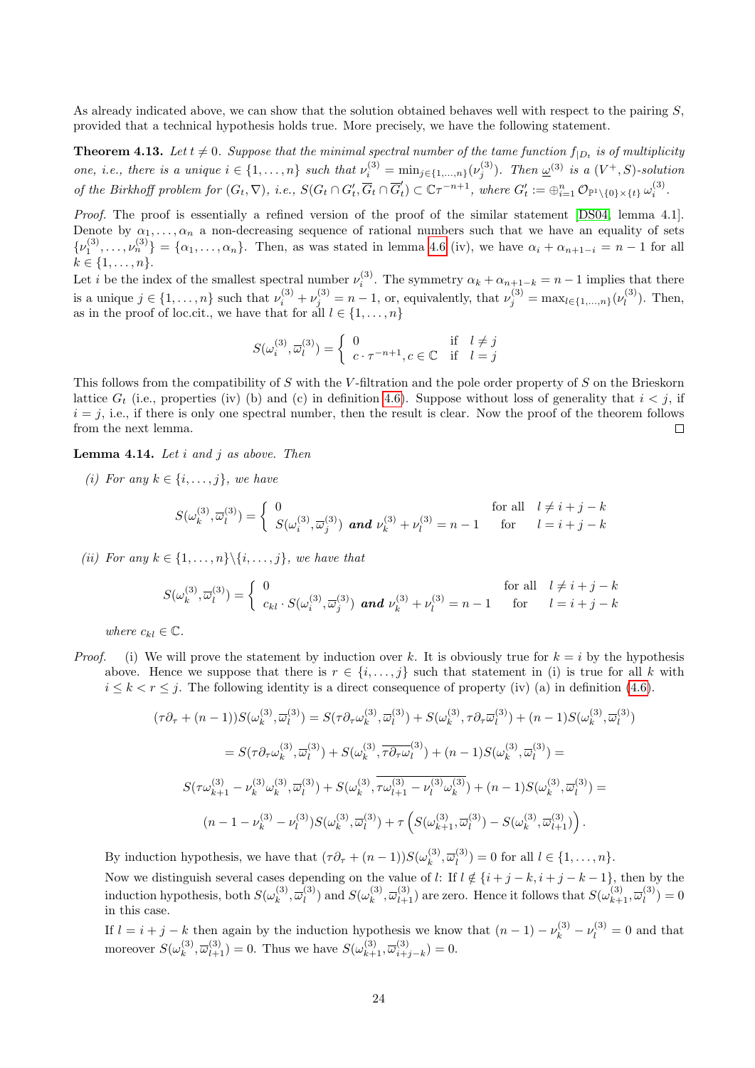As already indicated above, we can show that the solution obtained behaves well with respect to the pairing $S$, provided that a technical hypothesis holds true. More precisely, we have the following statement.

**Theorem 4.13.** *Let $t \neq 0$. Suppose that the minimal spectral number of the tame function $f_{|D_t}$ is of multiplicity one, i.e., there is a unique $i \in \{1, \ldots, n\}$ such that $\nu_i^{(3)} = \min_{j \in \{1,\ldots,n\}}(\nu_j^{(3)})$. Then $\underline{\omega}^{(3)}$ is a $(V^+, S)$-solution of the Birkhoff problem for $(G_t, \nabla)$, i.e., $S(G_t \cap G'_t, \overline{G}_t \cap \overline{G}'_t) \subset \mathbb{C}\tau^{-n+1}$, where $G'_t := \oplus_{i=1}^n \mathcal{O}_{\mathbb{P}^1 \setminus \{0\} \times \{t\}}\, \omega_i^{(3)}$.*

*Proof.* The proof is essentially a refined version of the proof of the similar statement [DS04, lemma 4.1]. Denote by $\alpha_1, \ldots, \alpha_n$ a non-decreasing sequence of rational numbers such that we have an equality of sets $\{\nu_1^{(3)}, \ldots, \nu_n^{(3)}\} = \{\alpha_1, \ldots, \alpha_n\}$. Then, as was stated in lemma 4.6 (iv), we have $\alpha_i + \alpha_{n+1-i} = n-1$ for all $k \in \{1, \ldots, n\}$.
Let $i$ be the index of the smallest spectral number $\nu_i^{(3)}$. The symmetry $\alpha_k + \alpha_{n+1-k} = n-1$ implies that there is a unique $j \in \{1, \ldots, n\}$ such that $\nu_i^{(3)} + \nu_j^{(3)} = n-1$, or, equivalently, that $\nu_j^{(3)} = \max_{l \in \{1,\ldots,n\}}(\nu_l^{(3)})$. Then, as in the proof of loc.cit., we have that for all $l \in \{1, \ldots, n\}$

$$S(\omega_i^{(3)}, \overline{\omega}_l^{(3)}) = \left\{ \begin{array}{lll} 0 & \text{if} & l \neq j \\ c \cdot \tau^{-n+1}, c \in \mathbb{C} & \text{if} & l = j \end{array} \right.$$

This follows from the compatibility of $S$ with the $V$-filtration and the pole order property of $S$ on the Brieskorn lattice $G_t$ (i.e., properties (iv) (b) and (c) in definition 4.6). Suppose without loss of generality that $i < j$, if $i = j$, i.e., if there is only one spectral number, then the result is clear. Now the proof of the theorem follows from the next lemma. $\square$

**Lemma 4.14.** *Let $i$ and $j$ as above. Then*

*(i) For any $k \in \{i, \ldots, j\}$, we have*

$$S(\omega_k^{(3)}, \overline{\omega}_l^{(3)}) = \left\{ \begin{array}{lll} 0 & & \text{for all} \quad l \neq i+j-k \\ S(\omega_i^{(3)}, \overline{\omega}_j^{(3)}) \textbf{ and } \nu_k^{(3)} + \nu_l^{(3)} = n-1 & & \text{for} \quad l = i+j-k \end{array} \right.$$

*(ii) For any $k \in \{1, \ldots, n\} \backslash \{i, \ldots, j\}$, we have that*

$$S(\omega_k^{(3)}, \overline{\omega}_l^{(3)}) = \left\{ \begin{array}{lll} 0 & & \text{for all} \quad l \neq i+j-k \\ c_{kl} \cdot S(\omega_i^{(3)}, \overline{\omega}_j^{(3)}) \textbf{ and } \nu_k^{(3)} + \nu_l^{(3)} = n-1 & & \text{for} \quad l = i+j-k \end{array} \right.$$

*where $c_{kl} \in \mathbb{C}$.*

*Proof.* (i) We will prove the statement by induction over $k$. It is obviously true for $k = i$ by the hypothesis above. Hence we suppose that there is $r \in \{i, \ldots, j\}$ such that statement in (i) is true for all $k$ with $i \leq k < r \leq j$. The following identity is a direct consequence of property (iv) (a) in definition (4.6).

$$(\tau\partial_\tau + (n-1))S(\omega_k^{(3)}, \overline{\omega}_l^{(3)}) = S(\tau\partial_\tau \omega_k^{(3)}, \overline{\omega}_l^{(3)}) + S(\omega_k^{(3)}, \tau\partial_\tau \overline{\omega}_l^{(3)}) + (n-1)S(\omega_k^{(3)}, \overline{\omega}_l^{(3)})$$

$$= S(\tau\partial_\tau \omega_k^{(3)}, \overline{\omega}_l^{(3)}) + S(\omega_k^{(3)}, \overline{\tau\partial_\tau \omega_l}^{(3)}) + (n-1)S(\omega_k^{(3)}, \overline{\omega}_l^{(3)}) =$$

$$S(\tau\omega_{k+1}^{(3)} - \nu_k^{(3)}\omega_k^{(3)}, \overline{\omega}_l^{(3)}) + S(\omega_k^{(3)}, \overline{\tau\omega_{l+1}^{(3)} - \nu_l^{(3)}\omega_k^{(3)}}) + (n-1)S(\omega_k^{(3)}, \overline{\omega}_l^{(3)}) =$$

$$(n-1-\nu_k^{(3)} - \nu_l^{(3)})S(\omega_k^{(3)}, \overline{\omega}_l^{(3)}) + \tau\left(S(\omega_{k+1}^{(3)}, \overline{\omega}_l^{(3)}) - S(\omega_k^{(3)}, \overline{\omega}_{l+1}^{(3)})\right).$$

By induction hypothesis, we have that $(\tau\partial_\tau + (n-1))S(\omega_k^{(3)}, \overline{\omega}_l^{(3)}) = 0$ for all $l \in \{1, \ldots, n\}$.

Now we distinguish several cases depending on the value of $l$: If $l \notin \{i+j-k, i+j-k-1\}$, then by the induction hypothesis, both $S(\omega_k^{(3)}, \overline{\omega}_l^{(3)})$ and $S(\omega_k^{(3)}, \overline{\omega}_{l+1}^{(3)})$ are zero. Hence it follows that $S(\omega_{k+1}^{(3)}, \overline{\omega}_l^{(3)}) = 0$ in this case.

If $l = i+j-k$ then again by the induction hypothesis we know that $(n-1) - \nu_k^{(3)} - \nu_l^{(3)} = 0$ and that moreover $S(\omega_k^{(3)}, \overline{\omega}_{l+1}^{(3)}) = 0$. Thus we have $S(\omega_{k+1}^{(3)}, \overline{\omega}_{i+j-k}^{(3)}) = 0$.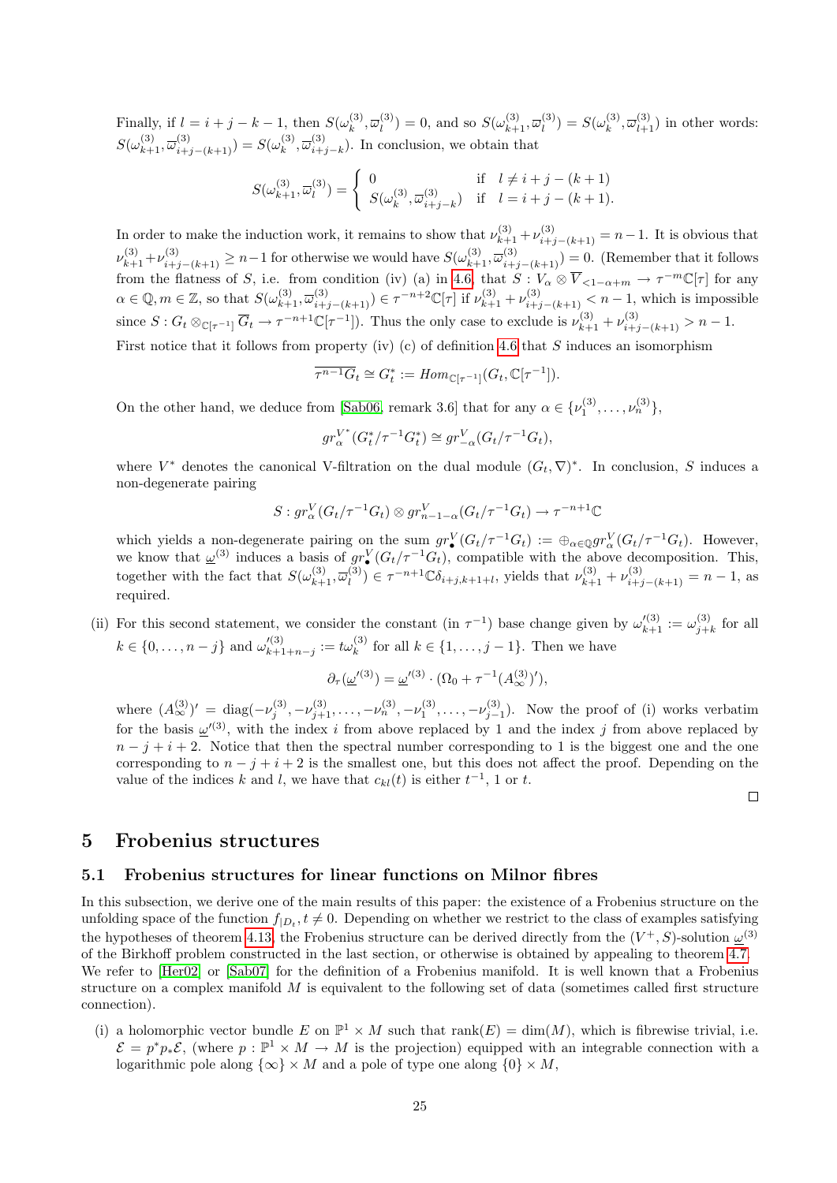Finally, if $l = i + j - k - 1$, then $S(\omega^{(3)}_k, \overline{\omega}^{(3)}_l) = 0$, and so $S(\omega^{(3)}_{k+1}, \overline{\omega}^{(3)}_l) = S(\omega^{(3)}_k, \overline{\omega}^{(3)}_{l+1})$ in other words: $S(\omega^{(3)}_{k+1}, \overline{\omega}^{(3)}_{i+j-(k+1)}) = S(\omega^{(3)}_k, \overline{\omega}^{(3)}_{i+j-k})$. In conclusion, we obtain that

$$S(\omega^{(3)}_{k+1}, \overline{\omega}^{(3)}_l) = \begin{cases} 0 & \text{if} \quad l \neq i + j - (k+1) \\ S(\omega^{(3)}_k, \overline{\omega}^{(3)}_{i+j-k}) & \text{if} \quad l = i + j - (k+1). \end{cases}$$

In order to make the induction work, it remains to show that $\nu^{(3)}_{k+1} + \nu^{(3)}_{i+j-(k+1)} = n - 1$. It is obvious that $\nu^{(3)}_{k+1} + \nu^{(3)}_{i+j-(k+1)} \geq n-1$ for otherwise we would have $S(\omega^{(3)}_{k+1}, \overline{\omega}^{(3)}_{i+j-(k+1)}) = 0$. (Remember that it follows from the flatness of $S$, i.e. from condition (iv) (a) in 4.6, that $S : V_\alpha \otimes \overline{V}_{<1-\alpha+m} \to \tau^{-m}\mathbb{C}[\tau]$ for any $\alpha \in \mathbb{Q}, m \in \mathbb{Z}$, so that $S(\omega^{(3)}_{k+1}, \overline{\omega}^{(3)}_{i+j-(k+1)}) \in \tau^{-n+2}\mathbb{C}[\tau]$ if $\nu^{(3)}_{k+1} + \nu^{(3)}_{i+j-(k+1)} < n - 1$, which is impossible since $S : G_t \otimes_{\mathbb{C}[\tau^{-1}]} \overline{G}_t \to \tau^{-n+1}\mathbb{C}[\tau^{-1}]$). Thus the only case to exclude is $\nu^{(3)}_{k+1} + \nu^{(3)}_{i+j-(k+1)} > n - 1$.

First notice that it follows from property (iv) (c) of definition 4.6 that $S$ induces an isomorphism

$$\overline{\tau^{n-1} G_t} \cong G_t^* := Hom_{\mathbb{C}[\tau^{-1}]}(G_t, \mathbb{C}[\tau^{-1}]).$$

On the other hand, we deduce from [Sab06, remark 3.6] that for any $\alpha \in \{\nu^{(3)}_1, \ldots, \nu^{(3)}_n\}$,

$$gr^{V^*}_\alpha (G_t^*/\tau^{-1} G_t^*) \cong gr^V_{-\alpha}(G_t/\tau^{-1}G_t),$$

where $V^*$ denotes the canonical V-filtration on the dual module $(G_t, \nabla)^*$. In conclusion, $S$ induces a non-degenerate pairing

$$S : gr^V_\alpha (G_t/\tau^{-1}G_t) \otimes gr^V_{n-1-\alpha}(G_t/\tau^{-1}G_t) \to \tau^{-n+1}\mathbb{C}$$

which yields a non-degenerate pairing on the sum $gr^V_\bullet(G_t/\tau^{-1}G_t) := \oplus_{\alpha\in\mathbb{Q}} gr^V_\alpha(G_t/\tau^{-1}G_t)$. However, we know that $\underline{\omega}^{(3)}$ induces a basis of $gr^V_\bullet(G_t/\tau^{-1}G_t)$, compatible with the above decomposition. This, together with the fact that $S(\omega^{(3)}_{k+1}, \overline{\omega}^{(3)}_l) \in \tau^{-n+1}\mathbb{C}\delta_{i+j,k+1+l}$, yields that $\nu^{(3)}_{k+1} + \nu^{(3)}_{i+j-(k+1)} = n-1$, as required.

(ii) For this second statement, we consider the constant (in $\tau^{-1}$) base change given by $\omega'^{(3)}_{k+1} := \omega^{(3)}_{j+k}$ for all $k \in \{0, \ldots, n-j\}$ and $\omega'^{(3)}_{k+1+n-j} := t\omega^{(3)}_k$ for all $k \in \{1, \ldots, j-1\}$. Then we have

$$\partial_\tau(\underline{\omega}'^{(3)}) = \underline{\omega}'^{(3)} \cdot (\Omega_0 + \tau^{-1}(A^{(3)}_\infty)'),$$

where $(A^{(3)}_\infty)' = \operatorname{diag}(-\nu^{(3)}_j, -\nu^{(3)}_{j+1}, \ldots, -\nu^{(3)}_n, -\nu^{(3)}_1, \ldots, -\nu^{(3)}_{j-1})$. Now the proof of (i) works verbatim for the basis $\underline{\omega}'^{(3)}$, with the index $i$ from above replaced by 1 and the index $j$ from above replaced by $n - j + i + 2$. Notice that then the spectral number corresponding to 1 is the biggest one and the one corresponding to $n - j + i + 2$ is the smallest one, but this does not affect the proof. Depending on the value of the indices $k$ and $l$, we have that $c_{kl}(t)$ is either $t^{-1}$, 1 or $t$.

□

# 5 Frobenius structures

## 5.1 Frobenius structures for linear functions on Milnor fibres

In this subsection, we derive one of the main results of this paper: the existence of a Frobenius structure on the unfolding space of the function $f_{|D_t}, t \neq 0$. Depending on whether we restrict to the class of examples satisfying the hypotheses of theorem 4.13, the Frobenius structure can be derived directly from the $(V^+, S)$-solution $\underline{\omega}^{(3)}$ of the Birkhoff problem constructed in the last section, or otherwise is obtained by appealing to theorem 4.7. We refer to [Her02] or [Sab07] for the definition of a Frobenius manifold. It is well known that a Frobenius structure on a complex manifold $M$ is equivalent to the following set of data (sometimes called first structure connection).

(i) a holomorphic vector bundle $E$ on $\mathbb{P}^1 \times M$ such that $\operatorname{rank}(E) = \dim(M)$, which is fibrewise trivial, i.e. $\mathcal{E} = p^* p_* \mathcal{E}$, (where $p : \mathbb{P}^1 \times M \to M$ is the projection) equipped with an integrable connection with a logarithmic pole along $\{\infty\} \times M$ and a pole of type one along $\{0\} \times M$,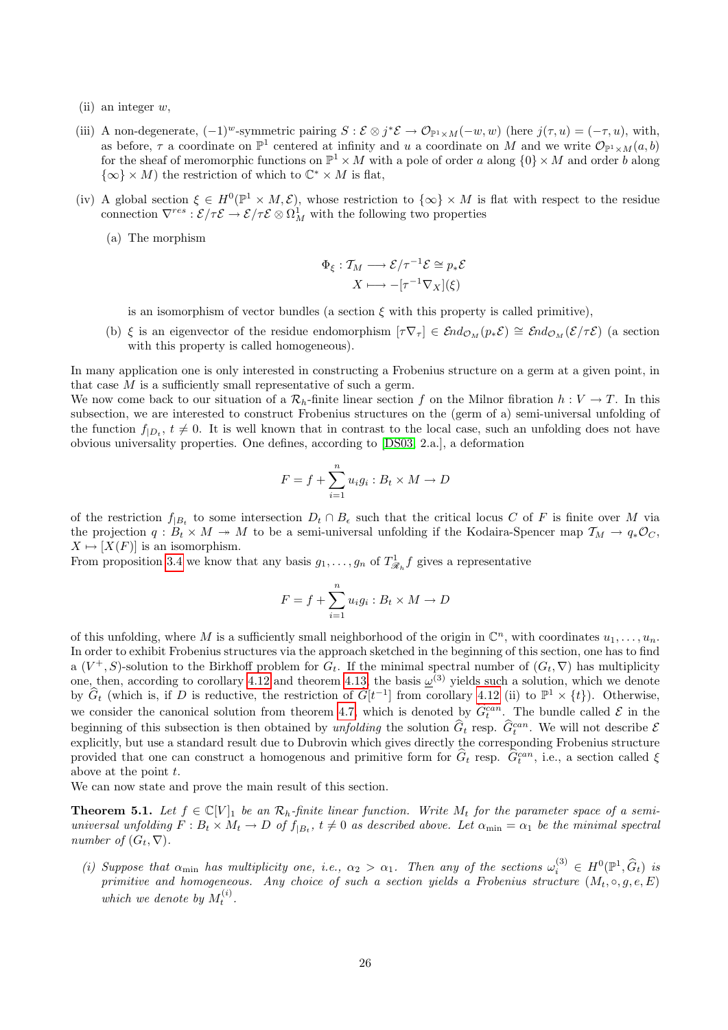(ii) an integer $w$,

(iii) A non-degenerate, $(-1)^w$-symmetric pairing $S : \mathcal{E} \otimes j^*\mathcal{E} \to \mathcal{O}_{\mathbb{P}^1\times M}(-w, w)$ (here $j(\tau, u) = (-\tau, u)$, with, as before, $\tau$ a coordinate on $\mathbb{P}^1$ centered at infinity and $u$ a coordinate on $M$ and we write $\mathcal{O}_{\mathbb{P}^1\times M}(a, b)$ for the sheaf of meromorphic functions on $\mathbb{P}^1 \times M$ with a pole of order $a$ along $\{0\} \times M$ and order $b$ along $\{\infty\} \times M$) the restriction of which to $\mathbb{C}^* \times M$ is flat,

(iv) A global section $\xi \in H^0(\mathbb{P}^1 \times M, \mathcal{E})$, whose restriction to $\{\infty\} \times M$ is flat with respect to the residue connection $\nabla^{res} : \mathcal{E}/\tau\mathcal{E} \to \mathcal{E}/\tau\mathcal{E} \otimes \Omega^1_M$ with the following two properties

   (a) The morphism

$$
\begin{aligned}
\Phi_\xi : \mathcal{T}_M &\longrightarrow \mathcal{E}/\tau^{-1}\mathcal{E} \cong p_*\mathcal{E} \\
X &\longmapsto -[\tau^{-1}\nabla_X](\xi)
\end{aligned}
$$

   is an isomorphism of vector bundles (a section $\xi$ with this property is called primitive),

   (b) $\xi$ is an eigenvector of the residue endomorphism $[\tau\nabla_\tau] \in \mathcal{E}nd_{\mathcal{O}_M}(p_*\mathcal{E}) \cong \mathcal{E}nd_{\mathcal{O}_M}(\mathcal{E}/\tau\mathcal{E})$ (a section with this property is called homogeneous).

In many application one is only interested in constructing a Frobenius structure on a germ at a given point, in that case $M$ is a sufficiently small representative of such a germ.
We now come back to our situation of a $\mathcal{R}_h$-finite linear section $f$ on the Milnor fibration $h : V \to T$. In this subsection, we are interested to construct Frobenius structures on the (germ of a) semi-universal unfolding of the function $f_{|D_t}$, $t \neq 0$. It is well known that in contrast to the local case, such an unfolding does not have obvious universality properties. One defines, according to [DS03, 2.a.], a deformation

$$
F = f + \sum_{i=1}^{n} u_i g_i : B_t \times M \to D
$$

of the restriction $f_{|B_t}$ to some intersection $D_t \cap B_\epsilon$ such that the critical locus $C$ of $F$ is finite over $M$ via the projection $q : B_t \times M \twoheadrightarrow M$ to be a semi-universal unfolding if the Kodaira-Spencer map $\mathcal{T}_M \to q_*\mathcal{O}_C$, $X \mapsto [X(F)]$ is an isomorphism.
From proposition 3.4 we know that any basis $g_1, \ldots, g_n$ of $T^1_{\mathscr{R}_h} f$ gives a representative

$$
F = f + \sum_{i=1}^{n} u_i g_i : B_t \times M \to D
$$

of this unfolding, where $M$ is a sufficiently small neighborhood of the origin in $\mathbb{C}^n$, with coordinates $u_1, \ldots, u_n$.
In order to exhibit Frobenius structures via the approach sketched in the beginning of this section, one has to find a $(V^+, S)$-solution to the Birkhoff problem for $G_t$. If the minimal spectral number of $(G_t, \nabla)$ has multiplicity one, then, according to corollary 4.12 and theorem 4.13, the basis $\underline{\omega}^{(3)}$ yields such a solution, which we denote by $\widehat{G}_t$ (which is, if $D$ is reductive, the restriction of $G[t^{-1}]$ from corollary 4.12 (ii) to $\mathbb{P}^1 \times \{t\}$). Otherwise, we consider the canonical solution from theorem 4.7, which is denoted by $\widehat{G}^{can}_t$. The bundle called $\mathcal{E}$ in the beginning of this subsection is then obtained by *unfolding* the solution $\widehat{G}_t$ resp. $\widehat{G}^{can}_t$. We will not describe $\mathcal{E}$ explicitly, but use a standard result due to Dubrovin which gives directly the corresponding Frobenius structure provided that one can construct a homogenous and primitive form for $\widehat{G}_t$ resp. $\widehat{G}^{can}_t$, i.e., a section called $\xi$ above at the point $t$.
We can now state and prove the main result of this section.

**Theorem 5.1.** *Let $f \in \mathbb{C}[V]_1$ be an $\mathcal{R}_h$-finite linear function. Write $M_t$ for the parameter space of a semi-universal unfolding $F : B_t \times M_t \to D$ of $f_{|B_t}$, $t \neq 0$ as described above. Let $\alpha_{\min} = \alpha_1$ be the minimal spectral number of $(G_t, \nabla)$.*

*(i) Suppose that $\alpha_{\min}$ has multiplicity one, i.e., $\alpha_2 > \alpha_1$. Then any of the sections $\omega^{(3)}_i \in H^0(\mathbb{P}^1, \widehat{G}_t)$ is primitive and homogeneous. Any choice of such a section yields a Frobenius structure $(M_t, \circ, g, e, E)$ which we denote by $M^{(i)}_t$.*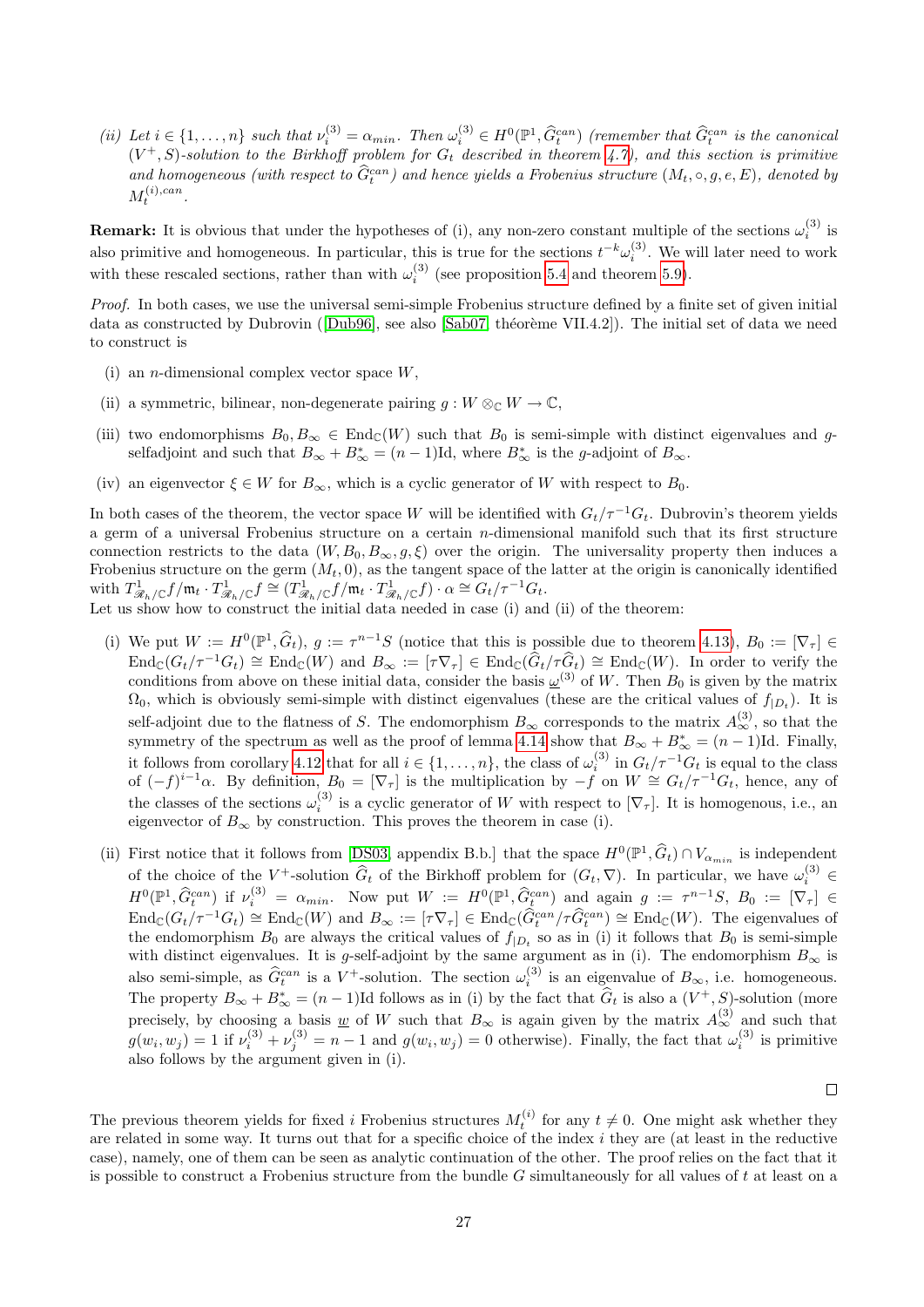*(ii) Let $i \in \{1, \ldots, n\}$ such that $\nu_i^{(3)} = \alpha_{min}$. Then $\omega_i^{(3)} \in H^0(\mathbb{P}^1, \widehat{G}_t^{can})$ (remember that $\widehat{G}_t^{can}$ is the canonical $(V^+, S)$-solution to the Birkhoff problem for $G_t$ described in theorem 4.7), and this section is primitive and homogeneous (with respect to $\widehat{G}_t^{can}$) and hence yields a Frobenius structure $(M_t, \circ, g, e, E)$, denoted by $M_t^{(i),can}$.*

**Remark:** It is obvious that under the hypotheses of (i), any non-zero constant multiple of the sections $\omega_i^{(3)}$ is also primitive and homogeneous. In particular, this is true for the sections $t^{-k}\omega_i^{(3)}$. We will later need to work with these rescaled sections, rather than with $\omega_i^{(3)}$ (see proposition 5.4 and theorem 5.9).

*Proof.* In both cases, we use the universal semi-simple Frobenius structure defined by a finite set of given initial data as constructed by Dubrovin ([Dub96], see also [Sab07, théorème VII.4.2]). The initial set of data we need to construct is

(i) an $n$-dimensional complex vector space $W$,

(ii) a symmetric, bilinear, non-degenerate pairing $g : W \otimes_{\mathbb{C}} W \to \mathbb{C}$,

(iii) two endomorphisms $B_0, B_\infty \in \mathrm{End}_{\mathbb{C}}(W)$ such that $B_0$ is semi-simple with distinct eigenvalues and $g$-selfadjoint and such that $B_\infty + B_\infty^* = (n-1)\mathrm{Id}$, where $B_\infty^*$ is the $g$-adjoint of $B_\infty$.

(iv) an eigenvector $\xi \in W$ for $B_\infty$, which is a cyclic generator of $W$ with respect to $B_0$.

In both cases of the theorem, the vector space $W$ will be identified with $G_t/\tau^{-1}G_t$. Dubrovin's theorem yields a germ of a universal Frobenius structure on a certain $n$-dimensional manifold such that its first structure connection restricts to the data $(W, B_0, B_\infty, g, \xi)$ over the origin. The universality property then induces a Frobenius structure on the germ $(M_t, 0)$, as the tangent space of the latter at the origin is canonically identified with $T^1_{\mathscr{R}_h/\mathbb{C}} f/\mathfrak{m}_t \cdot T^1_{\mathscr{R}_h/\mathbb{C}} f \cong (T^1_{\mathscr{R}_h/\mathbb{C}} f/\mathfrak{m}_t \cdot T^1_{\mathscr{R}_h/\mathbb{C}} f) \cdot \alpha \cong G_t/\tau^{-1}G_t$.
Let us show how to construct the initial data needed in case (i) and (ii) of the theorem:

(i) We put $W := H^0(\mathbb{P}^1, \widehat{G}_t)$, $g := \tau^{n-1}S$ (notice that this is possible due to theorem 4.13), $B_0 := [\nabla_\tau] \in \mathrm{End}_{\mathbb{C}}(G_t/\tau^{-1}G_t) \cong \mathrm{End}_{\mathbb{C}}(W)$ and $B_\infty := [\tau\nabla_\tau] \in \mathrm{End}_{\mathbb{C}}(\widehat{G}_t/\tau\widehat{G}_t) \cong \mathrm{End}_{\mathbb{C}}(W)$. In order to verify the conditions from above on these initial data, consider the basis $\underline{\omega}^{(3)}$ of $W$. Then $B_0$ is given by the matrix $\Omega_0$, which is obviously semi-simple with distinct eigenvalues (these are the critical values of $f_{|D_t}$). It is self-adjoint due to the flatness of $S$. The endomorphism $B_\infty$ corresponds to the matrix $A_\infty^{(3)}$, so that the symmetry of the spectrum as well as the proof of lemma 4.14 show that $B_\infty + B_\infty^* = (n-1)\mathrm{Id}$. Finally, it follows from corollary 4.12 that for all $i \in \{1, \ldots, n\}$, the class of $\omega_i^{(3)}$ in $G_t/\tau^{-1}G_t$ is equal to the class of $(-f)^{i-1}\alpha$. By definition, $B_0 = [\nabla_\tau]$ is the multiplication by $-f$ on $W \cong G_t/\tau^{-1}G_t$, hence, any of the classes of the sections $\omega_i^{(3)}$ is a cyclic generator of $W$ with respect to $[\nabla_\tau]$. It is homogenous, i.e., an eigenvector of $B_\infty$ by construction. This proves the theorem in case (i).

(ii) First notice that it follows from [DS03, appendix B.b.] that the space $H^0(\mathbb{P}^1, \widehat{G}_t) \cap V_{\alpha_{min}}$ is independent of the choice of the $V^+$-solution $\widehat{G}_t$ of the Birkhoff problem for $(G_t, \nabla)$. In particular, we have $\omega_i^{(3)} \in H^0(\mathbb{P}^1, \widehat{G}_t^{can})$ if $\nu_i^{(3)} = \alpha_{min}$. Now put $W := H^0(\mathbb{P}^1, \widehat{G}_t^{can})$ and again $g := \tau^{n-1}S$, $B_0 := [\nabla_\tau] \in \mathrm{End}_{\mathbb{C}}(G_t/\tau^{-1}G_t) \cong \mathrm{End}_{\mathbb{C}}(W)$ and $B_\infty := [\tau\nabla_\tau] \in \mathrm{End}_{\mathbb{C}}(\widehat{G}_t^{can}/\tau\widehat{G}_t^{can}) \cong \mathrm{End}_{\mathbb{C}}(W)$. The eigenvalues of the endomorphism $B_0$ are always the critical values of $f_{|D_t}$ so as in (i) it follows that $B_0$ is semi-simple with distinct eigenvalues. It is $g$-self-adjoint by the same argument as in (i). The endomorphism $B_\infty$ is also semi-simple, as $\widehat{G}_t^{can}$ is a $V^+$-solution. The section $\omega_i^{(3)}$ is an eigenvalue of $B_\infty$, i.e. homogeneous. The property $B_\infty + B_\infty^* = (n-1)\mathrm{Id}$ follows as in (i) by the fact that $\widehat{G}_t$ is also a $(V^+, S)$-solution (more precisely, by choosing a basis $\underline{w}$ of $W$ such that $B_\infty$ is again given by the matrix $A_\infty^{(3)}$ and such that $g(w_i, w_j) = 1$ if $\nu_i^{(3)} + \nu_j^{(3)} = n-1$ and $g(w_i, w_j) = 0$ otherwise). Finally, the fact that $\omega_i^{(3)}$ is primitive also follows by the argument given in (i).

∎

The previous theorem yields for fixed $i$ Frobenius structures $M_t^{(i)}$ for any $t \neq 0$. One might ask whether they are related in some way. It turns out that for a specific choice of the index $i$ they are (at least in the reductive case), namely, one of them can be seen as analytic continuation of the other. The proof relies on the fact that it is possible to construct a Frobenius structure from the bundle $G$ simultaneously for all values of $t$ at least on a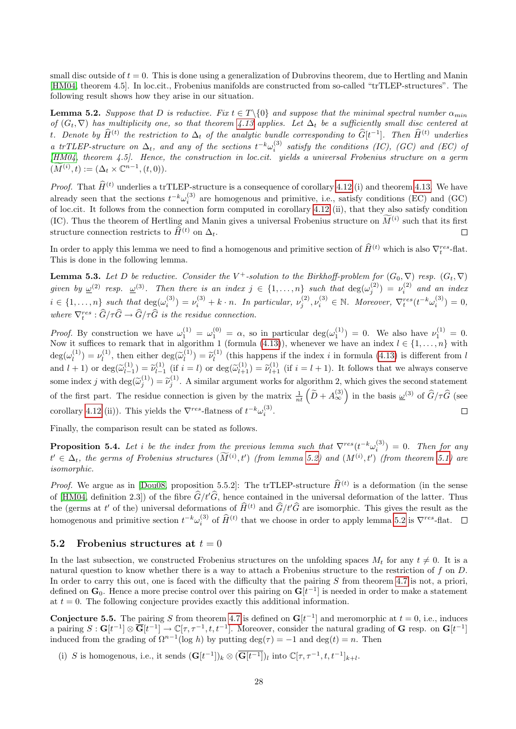small disc outside of $t = 0$. This is done using a generalization of Dubrovins theorem, due to Hertling and Manin [HM04, theorem 4.5]. In loc.cit., Frobenius manifolds are constructed from so-called "trTLEP-structures". The following result shows how they arise in our situation.

**Lemma 5.2.** *Suppose that $D$ is reductive. Fix $t \in T\backslash\{0\}$ and suppose that the minimal spectral number $\alpha_{min}$ of $(G_t, \nabla)$ has multiplicity one, so that theorem 4.13 applies. Let $\Delta_t$ be a sufficiently small disc centered at $t$. Denote by $\widehat{H}^{(t)}$ the restriction to $\Delta_t$ of the analytic bundle corresponding to $\widehat{G}[t^{-1}]$. Then $\widehat{H}^{(t)}$ underlies a trTLEP-structure on $\Delta_t$, and any of the sections $t^{-k}\omega_i^{(3)}$ satisfy the conditions (IC), (GC) and (EC) of [HM04, theorem 4.5]. Hence, the construction in loc.cit. yields a universal Frobenius structure on a germ $(\widetilde{M}^{(i)}, t) := (\Delta_t \times \mathbb{C}^{n-1}, (t, 0))$.*

*Proof.* That $\widehat{H}^{(t)}$ underlies a trTLEP-structure is a consequence of corollary 4.12 (i) and theorem 4.13. We have already seen that the sections $t^{-k}\omega_i^{(3)}$ are homogenous and primitive, i.e., satisfy conditions (EC) and (GC) of loc.cit. It follows from the connection form computed in corollary 4.12 (ii), that they also satisfy condition (IC). Thus the theorem of Hertling and Manin gives a universal Frobenius structure on $\widetilde{M}^{(i)}$ such that its first structure connection restricts to $\widehat{H}^{(t)}$ on $\Delta_t$. □

In order to apply this lemma we need to find a homogenous and primitive section of $\widehat{H}^{(t)}$ which is also $\nabla_t^{res}$-flat. This is done in the following lemma.

**Lemma 5.3.** *Let $D$ be reductive. Consider the $V^+$-solution to the Birkhoff-problem for $(G_0, \nabla)$ resp. $(G_t, \nabla)$ given by $\underline{\omega}^{(2)}$ resp. $\underline{\omega}^{(3)}$. Then there is an index $j \in \{1, \ldots, n\}$ such that $\deg(\omega_j^{(2)}) = \nu_j^{(2)}$ and an index $i \in \{1, \ldots, n\}$ such that $\deg(\omega_i^{(3)}) = \nu_i^{(3)} + k \cdot n$. In particular, $\nu_j^{(2)}, \nu_i^{(3)} \in \mathbb{N}$. Moreover, $\nabla_t^{res}(t^{-k}\omega_i^{(3)}) = 0$, where $\nabla_t^{res} : \widehat{G}/\tau\widehat{G} \to \widehat{G}/\tau\widehat{G}$ is the residue connection.*

*Proof.* By construction we have $\omega_1^{(1)} = \omega_1^{(0)} = \alpha$, so in particular $\deg(\omega_1^{(1)}) = 0$. We also have $\nu_1^{(1)} = 0$. Now it suffices to remark that in algorithm 1 (formula (4.13)), whenever we have an index $l \in \{1, \ldots, n\}$ with $\deg(\omega_l^{(1)}) = \nu_l^{(1)}$, then either $\deg(\widetilde{\omega}_l^{(1)}) = \widetilde{\nu}_l^{(1)}$ (this happens if the index $i$ in formula (4.13) is different from $l$ and $l+1$) or $\deg(\widetilde{\omega}_{l-1}^{(1)}) = \widetilde{\nu}_{l-1}^{(1)}$ (if $i = l$) or $\deg(\widetilde{\omega}_{l+1}^{(1)}) = \widetilde{\nu}_{l+1}^{(1)}$ (if $i = l+1$). It follows that we always conserve some index $j$ with $\deg(\widetilde{\omega}_j^{(1)}) = \widetilde{\nu}_j^{(1)}$. A similar argument works for algorithm 2, which gives the second statement of the first part. The residue connection is given by the matrix $\frac{1}{nt}\left(\widetilde{D} + A_\infty^{(3)}\right)$ in the basis $\underline{\omega}^{(3)}$ of $\widehat{G}/\tau\widehat{G}$ (see corollary 4.12 (ii)). This yields the $\nabla^{res}$-flatness of $t^{-k}\omega_i^{(3)}$. □

Finally, the comparison result can be stated as follows.

**Proposition 5.4.** *Let $i$ be the index from the previous lemma such that $\nabla^{res}(t^{-k}\omega_i^{(3)}) = 0$. Then for any $t' \in \Delta_t$, the germs of Frobenius structures $(\widetilde{M}^{(i)}, t')$ (from lemma 5.2) and $(M^{(i)}, t')$ (from theorem 5.1) are isomorphic.*

*Proof.* We argue as in [Dou08, proposition 5.5.2]: The trTLEP-structure $\widehat{H}^{(t)}$ is a deformation (in the sense of [HM04, definition 2.3]) of the fibre $\widehat{G}/t'\widehat{G}$, hence contained in the universal deformation of the latter. Thus the (germs at $t'$ of the) universal deformations of $\widehat{H}^{(t)}$ and $\widehat{G}/t'\widehat{G}$ are isomorphic. This gives the result as the homogenous and primitive section $t^{-k}\omega_i^{(3)}$ of $\widehat{H}^{(t)}$ that we choose in order to apply lemma 5.2 is $\nabla^{res}$-flat. □

## 5.2 Frobenius structures at $t = 0$

In the last subsection, we constructed Frobenius structures on the unfolding spaces $M_t$ for any $t \neq 0$. It is a natural question to know whether there is a way to attach a Frobenius structure to the restriction of $f$ on $D$. In order to carry this out, one is faced with the difficulty that the pairing $S$ from theorem 4.7 is not, a priori, defined on $\mathbf{G}_0$. Hence a more precise control over this pairing on $\mathbf{G}[t^{-1}]$ is needed in order to make a statement at $t = 0$. The following conjecture provides exactly this additional information.

**Conjecture 5.5.** The pairing $S$ from theorem 4.7 is defined on $\mathbf{G}[t^{-1}]$ and meromorphic at $t = 0$, i.e., induces a pairing $S : \mathbf{G}[t^{-1}] \otimes \overline{\mathbf{G}}[t^{-1}] \to \mathbb{C}[\tau, \tau^{-1}, t, t^{-1}]$. Moreover, consider the natural grading of $\mathbf{G}$ resp. on $\mathbf{G}[t^{-1}]$ induced from the grading of $\Omega^{n-1}(\log h)$ by putting $\deg(\tau) = -1$ and $\deg(t) = n$. Then

(i) $S$ is homogenous, i.e., it sends $(\mathbf{G}[t^{-1}])_k \otimes (\overline{\mathbf{G}[t^{-1}]})_l$ into $\mathbb{C}[\tau, \tau^{-1}, t, t^{-1}]_{k+l}$.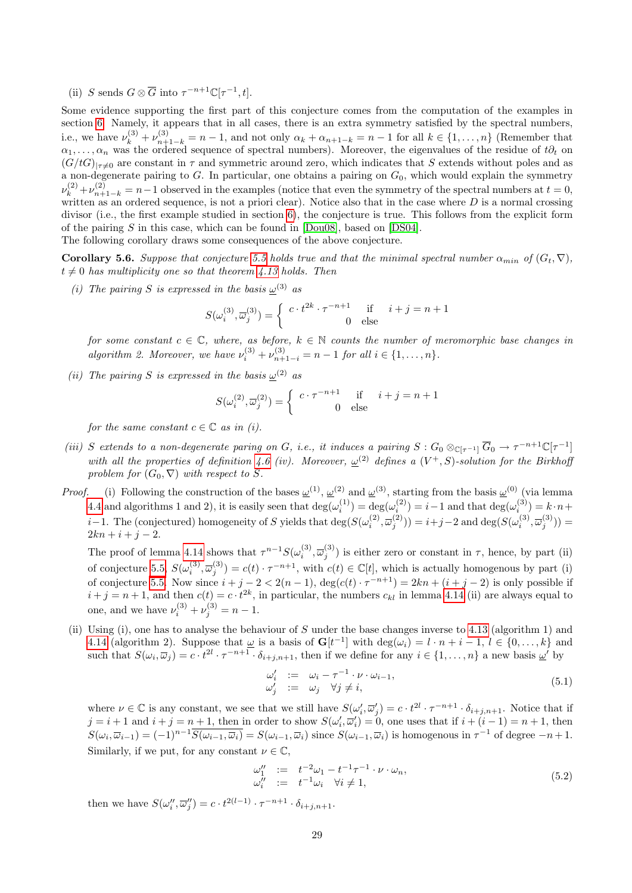(ii) $S$ sends $G \otimes \overline{G}$ into $\tau^{-n+1}\mathbb{C}[\tau^{-1}, t]$.

Some evidence supporting the first part of this conjecture comes from the computation of the examples in section 6. Namely, it appears that in all cases, there is an extra symmetry satisfied by the spectral numbers, i.e., we have $\nu^{(3)}_k + \nu^{(3)}_{n+1-k} = n-1$, and not only $\alpha_k + \alpha_{n+1-k} = n-1$ for all $k \in \{1, \ldots, n\}$ (Remember that $\alpha_1, \ldots, \alpha_n$ was the ordered sequence of spectral numbers). Moreover, the eigenvalues of the residue of $t\partial_t$ on $(G/tG)_{|\tau\neq 0}$ are constant in $\tau$ and symmetric around zero, which indicates that $S$ extends without poles and as a non-degenerate pairing to $G$. In particular, one obtains a pairing on $G_0$, which would explain the symmetry $\nu^{(2)}_k + \nu^{(2)}_{n+1-k} = n-1$ observed in the examples (notice that even the symmetry of the spectral numbers at $t = 0$, written as an ordered sequence, is not a priori clear). Notice also that in the case where $D$ is a normal crossing divisor (i.e., the first example studied in section 6), the conjecture is true. This follows from the explicit form of the pairing $S$ in this case, which can be found in [Dou08], based on [DS04].

The following corollary draws some consequences of the above conjecture.

**Corollary 5.6.** *Suppose that conjecture 5.5 holds true and that the minimal spectral number $\alpha_{min}$ of $(G_t, \nabla)$, $t \neq 0$ has multiplicity one so that theorem 4.13 holds. Then*

*(i) The pairing $S$ is expressed in the basis $\underline{\omega}^{(3)}$ as*

$$S(\omega^{(3)}_i, \overline{\omega}^{(3)}_j) = \begin{cases} c \cdot t^{2k} \cdot \tau^{-n+1} & \text{if} \quad i+j = n+1 \\ 0 & \text{else} \end{cases}$$

*for some constant $c \in \mathbb{C}$, where, as before, $k \in \mathbb{N}$ counts the number of meromorphic base changes in algorithm 2. Moreover, we have $\nu^{(3)}_i + \nu^{(3)}_{n+1-i} = n-1$ for all $i \in \{1, \ldots, n\}$.*

*(ii) The pairing $S$ is expressed in the basis $\underline{\omega}^{(2)}$ as*

$$S(\omega^{(2)}_i, \overline{\omega}^{(2)}_j) = \begin{cases} c \cdot \tau^{-n+1} & \text{if} \quad i+j = n+1 \\ 0 & \text{else} \end{cases}$$

*for the same constant $c \in \mathbb{C}$ as in (i).*

*(iii) $S$ extends to a non-degenerate paring on $G$, i.e., it induces a pairing $S : G_0 \otimes_{\mathbb{C}[\tau^{-1}]} \overline{G}_0 \to \tau^{-n+1}\mathbb{C}[\tau^{-1}]$ with all the properties of definition 4.6 (iv). Moreover, $\underline{\omega}^{(2)}$ defines a $(V^+, S)$-solution for the Birkhoff problem for $(G_0, \nabla)$ with respect to $S$.*

*Proof.* (i) Following the construction of the bases $\underline{\omega}^{(1)}$, $\underline{\omega}^{(2)}$ and $\underline{\omega}^{(3)}$, starting from the basis $\underline{\omega}^{(0)}$ (via lemma 4.4 and algorithms 1 and 2), it is easily seen that $\deg(\omega^{(1)}_i) = \deg(\omega^{(2)}_i) = i-1$ and that $\deg(\omega^{(3)}_i) = k \cdot n + i - 1$. The (conjectured) homogeneity of $S$ yields that $\deg(S(\omega^{(2)}_i, \overline{\omega}^{(2)}_j)) = i+j-2$ and $\deg(S(\omega^{(3)}_i, \overline{\omega}^{(3)}_j)) = 2kn + i + j - 2$.

The proof of lemma 4.14 shows that $\tau^{n-1}S(\omega^{(3)}_i, \overline{\omega}^{(3)}_j)$ is either zero or constant in $\tau$, hence, by part (ii) of conjecture 5.5, $S(\omega^{(3)}_i, \overline{\omega}^{(3)}_j) = c(t) \cdot \tau^{-n+1}$, with $c(t) \in \mathbb{C}[t]$, which is actually homogenous by part (i) of conjecture 5.5. Now since $i + j - 2 < 2(n-1)$, $\deg(c(t) \cdot \tau^{-n+1}) = 2kn + (i + j - 2)$ is only possible if $i + j = n + 1$, and then $c(t) = c \cdot t^{2k}$, in particular, the numbers $c_{kl}$ in lemma 4.14 (ii) are always equal to one, and we have $\nu^{(3)}_i + \nu^{(3)}_j = n-1$.

(ii) Using (i), one has to analyse the behaviour of $S$ under the base changes inverse to 4.13 (algorithm 1) and 4.14 (algorithm 2). Suppose that $\underline{\omega}$ is a basis of $\mathbf{G}[t^{-1}]$ with $\deg(\omega_i) = l \cdot n + i - 1$, $l \in \{0, \ldots, k\}$ and such that $S(\omega_i, \overline{\omega}_j) = c \cdot t^{2l} \cdot \tau^{-n+1} \cdot \delta_{i+j,n+1}$, then if we define for any $i \in \{1, \ldots, n\}$ a new basis $\underline{\omega}'$ by

$$\begin{array}{rcl} \omega'_i & := & \omega_i - \tau^{-1} \cdot \nu \cdot \omega_{i-1}, \\ \omega'_j & := & \omega_j \quad \forall j \neq i, \end{array} \tag{5.1}$$

where $\nu \in \mathbb{C}$ is any constant, we see that we still have $S(\omega'_i, \overline{\omega}'_j) = c \cdot t^{2l} \cdot \tau^{-n+1} \cdot \delta_{i+j,n+1}$. Notice that if $j = i+1$ and $i+j = n+1$, then in order to show $S(\omega'_i, \overline{\omega}'_i) = 0$, one uses that if $i + (i-1) = n+1$, then $S(\omega_i, \overline{\omega}_{i-1}) = (-1)^{n-1}\overline{S(\omega_{i-1}, \overline{\omega}_i)} = S(\omega_{i-1}, \overline{\omega}_i)$ since $S(\omega_{i-1}, \overline{\omega}_i)$ is homogenous in $\tau^{-1}$ of degree $-n+1$. Similarly, if we put, for any constant $\nu \in \mathbb{C}$,

$$\begin{array}{rcl} \omega''_1 & := & t^{-2}\omega_1 - t^{-1}\tau^{-1} \cdot \nu \cdot \omega_n, \\ \omega''_i & := & t^{-1}\omega_i \quad \forall i \neq 1, \end{array} \tag{5.2}$$

then we have $S(\omega''_i, \overline{\omega}''_j) = c \cdot t^{2(l-1)} \cdot \tau^{-n+1} \cdot \delta_{i+j,n+1}$.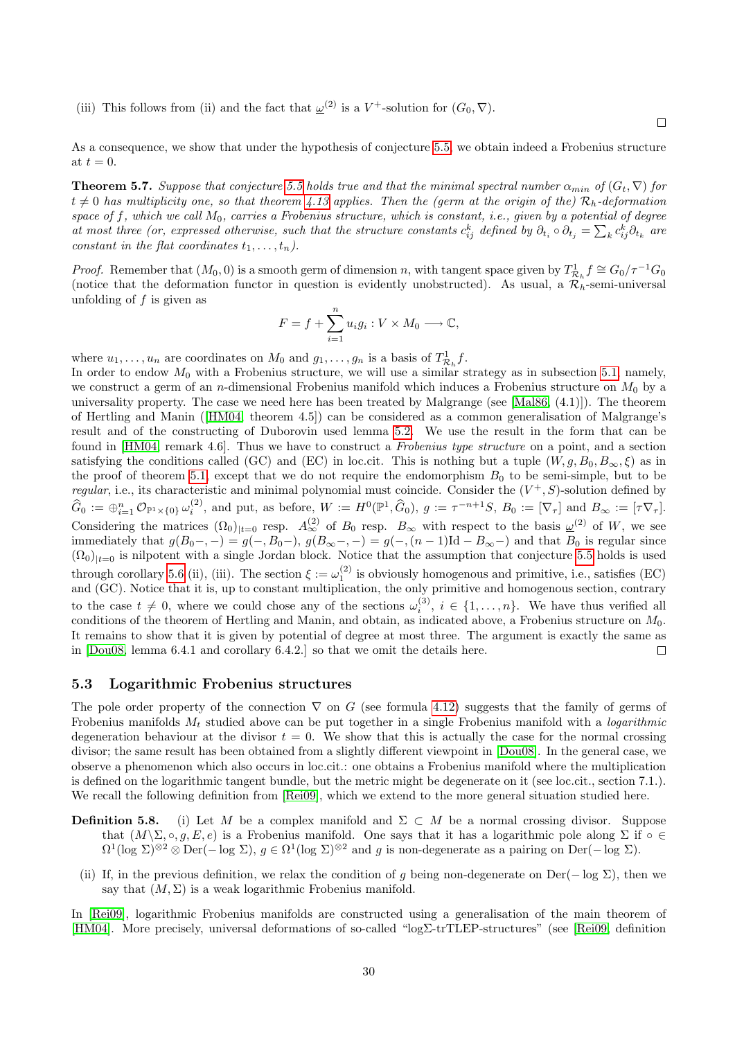(iii) This follows from (ii) and the fact that $\underline{\omega}^{(2)}$ is a $V^+$-solution for $(G_0, \nabla)$.

∎

As a consequence, we show that under the hypothesis of conjecture 5.5 we obtain indeed a Frobenius structure at $t = 0$.

**Theorem 5.7.** *Suppose that conjecture 5.5 holds true and that the minimal spectral number $\alpha_{min}$ of $(G_t, \nabla)$ for $t \neq 0$ has multiplicity one, so that theorem 4.13 applies. Then the (germ at the origin of the) $\mathcal{R}_h$-deformation space of $f$, which we call $M_0$, carries a Frobenius structure, which is constant, i.e., given by a potential of degree at most three (or, expressed otherwise, such that the structure constants $c_{ij}^k$ defined by $\partial_{t_i} \circ \partial_{t_j} = \sum_k c_{ij}^k \partial_{t_k}$ are constant in the flat coordinates $t_1, \ldots, t_n$).*

*Proof.* Remember that $(M_0, 0)$ is a smooth germ of dimension $n$, with tangent space given by $T^1_{\mathcal{R}_h} f \cong G_0/\tau^{-1} G_0$ (notice that the deformation functor in question is evidently unobstructed). As usual, a $\mathcal{R}_h$-semi-universal unfolding of $f$ is given as

$$F = f + \sum_{i=1}^{n} u_i g_i : V \times M_0 \longrightarrow \mathbb{C},$$

where $u_1, \ldots, u_n$ are coordinates on $M_0$ and $g_1, \ldots, g_n$ is a basis of $T^1_{\mathcal{R}_h} f$.
In order to endow $M_0$ with a Frobenius structure, we will use a similar strategy as in subsection 5.1, namely, we construct a germ of an $n$-dimensional Frobenius manifold which induces a Frobenius structure on $M_0$ by a universality property. The case we need here has been treated by Malgrange (see [Mal86, (4.1)]). The theorem of Hertling and Manin ([HM04, theorem 4.5]) can be considered as a common generalisation of Malgrange's result and of the constructing of Duborovin used lemma 5.2. We use the result in the form that can be found in [HM04, remark 4.6]. Thus we have to construct a *Frobenius type structure* on a point, and a section satisfying the conditions called (GC) and (EC) in loc.cit. This is nothing but a tuple $(W, g, B_0, B_\infty, \xi)$ as in the proof of theorem 5.1, except that we do not require the endomorphism $B_0$ to be semi-simple, but to be *regular*, i.e., its characteristic and minimal polynomial must coincide. Consider the $(V^+, S)$-solution defined by $\widehat{G}_0 := \oplus_{i=1}^n \mathcal{O}_{\mathbb{P}^1 \times \{0\}} \, \omega_i^{(2)}$, and put, as before, $W := H^0(\mathbb{P}^1, \widehat{G}_0)$, $g := \tau^{-n+1} S$, $B_0 := [\nabla_\tau]$ and $B_\infty := [\tau \nabla_\tau]$. Considering the matrices $(\Omega_0)_{|t=0}$ resp. $A_\infty^{(2)}$ of $B_0$ resp. $B_\infty$ with respect to the basis $\underline{\omega}^{(2)}$ of $W$, we see immediately that $g(B_0 -, -) = g(-, B_0 -)$, $g(B_\infty -, -) = g(-, (n-1)\mathrm{Id} - B_\infty -)$ and that $B_0$ is regular since $(\Omega_0)_{|t=0}$ is nilpotent with a single Jordan block. Notice that the assumption that conjecture 5.5 holds is used through corollary 5.6 (ii), (iii). The section $\xi := \omega_1^{(2)}$ is obviously homogenous and primitive, i.e., satisfies (EC) and (GC). Notice that it is, up to constant multiplication, the only primitive and homogenous section, contrary to the case $t \neq 0$, where we could chose any of the sections $\omega_i^{(3)}$, $i \in \{1, \ldots, n\}$. We have thus verified all conditions of the theorem of Hertling and Manin, and obtain, as indicated above, a Frobenius structure on $M_0$. It remains to show that it is given by potential of degree at most three. The argument is exactly the same as in [Dou08, lemma 6.4.1 and corollary 6.4.2.] so that we omit the details here. ∎

### 5.3 Logarithmic Frobenius structures

The pole order property of the connection $\nabla$ on $G$ (see formula 4.12) suggests that the family of germs of Frobenius manifolds $M_t$ studied above can be put together in a single Frobenius manifold with a *logarithmic* degeneration behaviour at the divisor $t = 0$. We show that this is actually the case for the normal crossing divisor; the same result has been obtained from a slightly different viewpoint in [Dou08]. In the general case, we observe a phenomenon which also occurs in loc.cit.: one obtains a Frobenius manifold where the multiplication is defined on the logarithmic tangent bundle, but the metric might be degenerate on it (see loc.cit., section 7.1.). We recall the following definition from [Rei09], which we extend to the more general situation studied here.

**Definition 5.8.** (i) Let $M$ be a complex manifold and $\Sigma \subset M$ be a normal crossing divisor. Suppose that $(M \backslash \Sigma, \circ, g, E, e)$ is a Frobenius manifold. One says that it has a logarithmic pole along $\Sigma$ if $\circ \in \Omega^1(\log \Sigma)^{\otimes 2} \otimes \mathrm{Der}(-\log \Sigma)$, $g \in \Omega^1(\log \Sigma)^{\otimes 2}$ and $g$ is non-degenerate as a pairing on $\mathrm{Der}(-\log \Sigma)$.

(ii) If, in the previous definition, we relax the condition of $g$ being non-degenerate on $\mathrm{Der}(-\log \Sigma)$, then we say that $(M, \Sigma)$ is a weak logarithmic Frobenius manifold.

In [Rei09], logarithmic Frobenius manifolds are constructed using a generalisation of the main theorem of [HM04]. More precisely, universal deformations of so-called "log$\Sigma$-trTLEP-structures" (see [Rei09, definition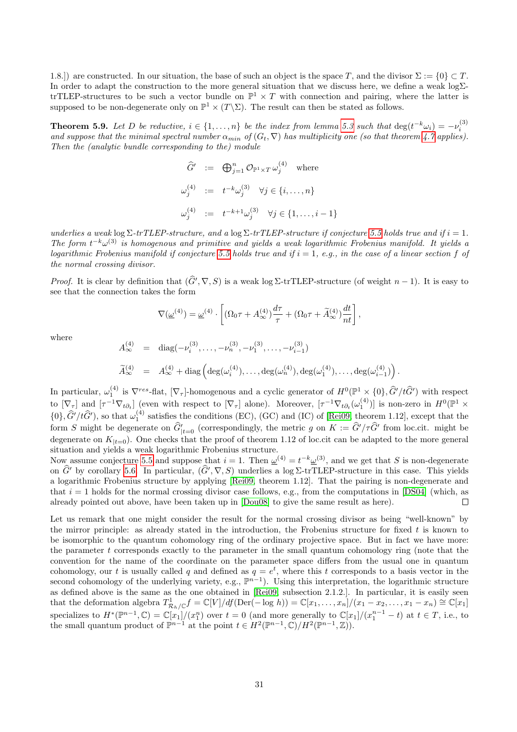1.8.]) are constructed. In our situation, the base of such an object is the space $T$, and the divisor $\Sigma := \{0\} \subset T$. In order to adapt the construction to the more general situation that we discuss here, we define a weak log$\Sigma$-trTLEP-structures to be such a vector bundle on $\mathbb{P}^1 \times T$ with connection and pairing, where the latter is supposed to be non-degenerate only on $\mathbb{P}^1 \times (T\backslash\Sigma)$. The result can then be stated as follows.

**Theorem 5.9.** *Let $D$ be reductive, $i \in \{1, \ldots, n\}$ be the index from lemma 5.3 such that $\deg(t^{-k}\omega_i) = -\nu_i^{(3)}$ and suppose that the minimal spectral number $\alpha_{min}$ of $(G_t, \nabla)$ has multiplicity one (so that theorem 4.7 applies). Then the (analytic bundle corresponding to the) module*

$$
\begin{aligned}
\widehat{G}' &:= \bigoplus\nolimits_{j=1}^n \mathcal{O}_{\mathbb{P}^1\times T}\, \omega_j^{(4)} \quad \text{where} \\
\omega_j^{(4)} &:= t^{-k}\omega_j^{(3)} \quad \forall j \in \{i, \ldots, n\} \\
\omega_j^{(4)} &:= t^{-k+1}\omega_j^{(3)} \quad \forall j \in \{1, \ldots, i-1\}
\end{aligned}
$$

*underlies a weak $\log\Sigma$-trTLEP-structure, and a $\log\Sigma$-trTLEP-structure if conjecture 5.5 holds true and if $i = 1$. The form $t^{-k}\omega^{(3)}$ is homogenous and primitive and yields a weak logarithmic Frobenius manifold. It yields a logarithmic Frobenius manifold if conjecture 5.5 holds true and if $i = 1$, e.g., in the case of a linear section $f$ of the normal crossing divisor.*

*Proof.* It is clear by definition that $(\widehat{G}', \nabla, S)$ is a weak $\log\Sigma$-trTLEP-structure (of weight $n-1$). It is easy to see that the connection takes the form

$$
\nabla(\underline{\omega}^{(4)}) = \underline{\omega}^{(4)} \cdot \left[ (\Omega_0 \tau + A_\infty^{(4)}) \frac{d\tau}{\tau} + (\Omega_0 \tau + \widetilde{A}_\infty^{(4)}) \frac{dt}{nt} \right],
$$

where

$$
\begin{aligned}
A_\infty^{(4)} &= \operatorname{diag}(-\nu_i^{(3)}, \ldots, -\nu_n^{(3)}, -\nu_1^{(3)}, \ldots, -\nu_{i-1}^{(3)}) \\
\widetilde{A}_\infty^{(4)} &= A_\infty^{(4)} + \operatorname{diag}\left(\deg(\omega_i^{(4)}), \ldots, \deg(\omega_n^{(4)}), \deg(\omega_1^{(4)}), \ldots, \deg(\omega_{i-1}^{(4)})\right).
\end{aligned}
$$

In particular, $\omega_1^{(4)}$ is $\nabla^{res}$-flat, $[\nabla_\tau]$-homogenous and a cyclic generator of $H^0(\mathbb{P}^1 \times \{0\}, \widehat{G}'/t\widehat{G}')$ with respect to $[\nabla_\tau]$ and $[\tau^{-1}\nabla_{t\partial_t}]$ (even with respect to $[\nabla_\tau]$ alone). Moreover, $[\tau^{-1}\nabla_{t\partial_t}(\omega_1^{(4)})]$ is non-zero in $H^0(\mathbb{P}^1 \times \{0\}, \widehat{G}'/t\widehat{G}')$, so that $\omega_1^{(4)}$ satisfies the conditions (EC), (GC) and (IC) of [Rei09, theorem 1.12], except that the form $S$ might be degenerate on $\widehat{G}'_{|t=0}$ (correspondingly, the metric $g$ on $K := \widehat{G}'/\tau\widehat{G}'$ from loc.cit. might be degenerate on $K_{|t=0}$). One checks that the proof of theorem 1.12 of loc.cit can be adapted to the more general situation and yields a weak logarithmic Frobenius structure.
Now assume conjecture 5.5 and suppose that $i = 1$. Then $\underline{\omega}^{(4)} = t^{-k}\underline{\omega}^{(3)}$, and we get that $S$ is non-degenerate on $\widehat{G}'$ by corollary 5.6. In particular, $(\widehat{G}', \nabla, S)$ underlies a $\log\Sigma$-trTLEP-structure in this case. This yields a logarithmic Frobenius structure by applying [Rei09, theorem 1.12]. That the pairing is non-degenerate and that $i = 1$ holds for the normal crossing divisor case follows, e.g., from the computations in [DS04] (which, as already pointed out above, have been taken up in [Dou08] to give the same result as here). $\square$

Let us remark that one might consider the result for the normal crossing divisor as being "well-known" by the mirror principle: as already stated in the introduction, the Frobenius structure for fixed $t$ is known to be isomorphic to the quantum cohomology ring of the ordinary projective space. But in fact we have more: the parameter $t$ corresponds exactly to the parameter in the small quantum cohomology ring (note that the convention for the name of the coordinate on the parameter space differs from the usual one in quantum cohomology, our $t$ is usually called $q$ and defined as $q = e^t$, where this $t$ corresponds to a basis vector in the second cohomology of the underlying variety, e.g., $\mathbb{P}^{n-1}$). Using this interpretation, the logarithmic structure as defined above is the same as the one obtained in [Rei09, subsection 2.1.2.]. In particular, it is easily seen that the deformation algebra $T^1_{\mathcal{R}_h/\mathbb{C}}f = \mathbb{C}[V]/df(\mathrm{Der}(-\log\, h)) = \mathbb{C}[x_1, \ldots, x_n]/(x_1 - x_2, \ldots, x_1 - x_n) \cong \mathbb{C}[x_1]$ specializes to $H^*(\mathbb{P}^{n-1}, \mathbb{C}) = \mathbb{C}[x_1]/(x_1^n)$ over $t = 0$ (and more generally to $\mathbb{C}[x_1]/(x_1^{n-1} - t)$ at $t \in T$, i.e., to the small quantum product of $\mathbb{P}^{n-1}$ at the point $t \in H^2(\mathbb{P}^{n-1}, \mathbb{C})/H^2(\mathbb{P}^{n-1}, \mathbb{Z})$).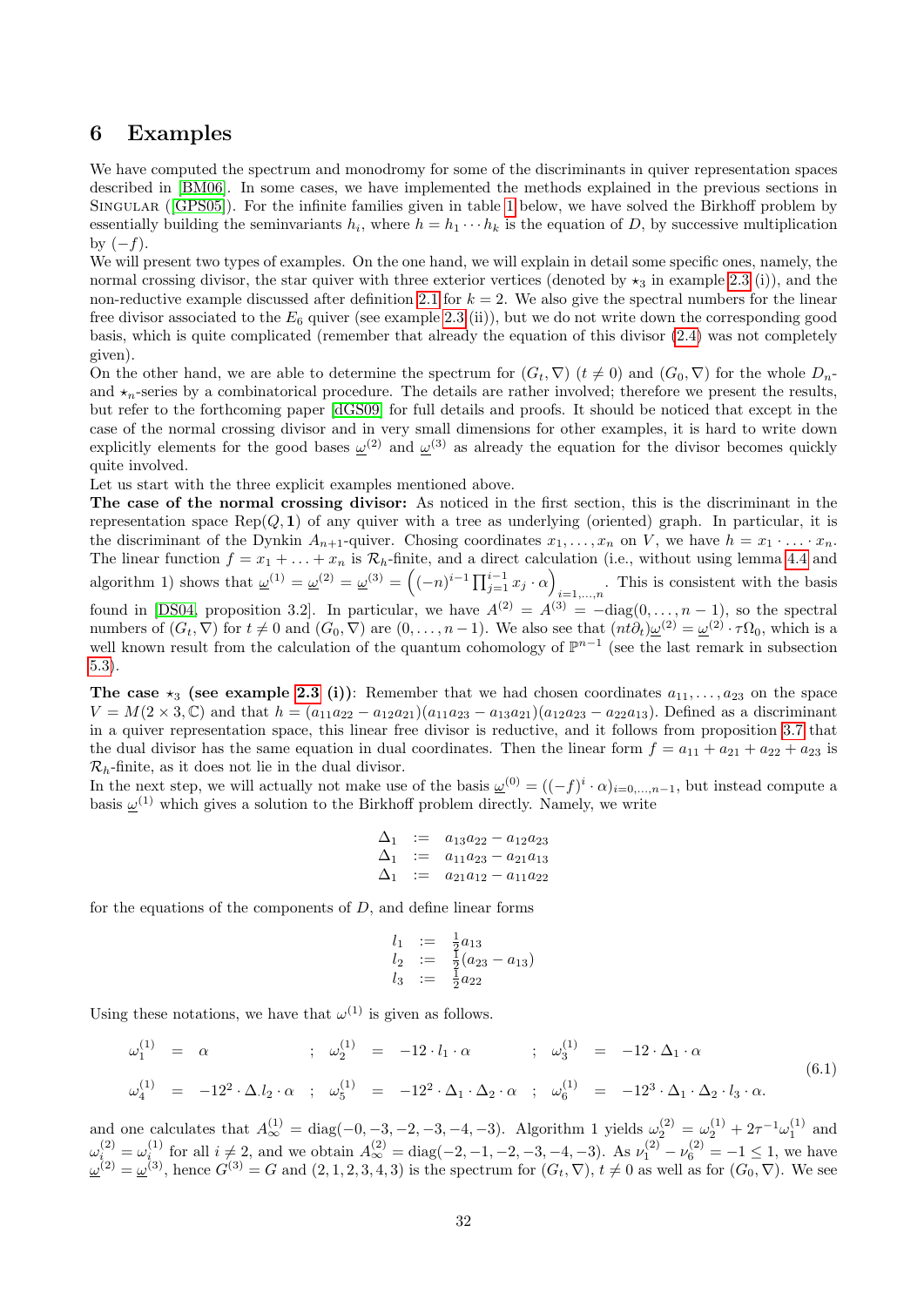# 6 Examples

We have computed the spectrum and monodromy for some of the discriminants in quiver representation spaces described in [BM06]. In some cases, we have implemented the methods explained in the previous sections in Singular ([GPS05]). For the infinite families given in table 1 below, we have solved the Birkhoff problem by essentially building the seminvariants $h_i$, where $h = h_1 \cdots h_k$ is the equation of $D$, by successive multiplication by $(-f)$.

We will present two types of examples. On the one hand, we will explain in detail some specific ones, namely, the normal crossing divisor, the star quiver with three exterior vertices (denoted by $\star_3$ in example 2.3 (i)), and the non-reductive example discussed after definition 2.1 for $k = 2$. We also give the spectral numbers for the linear free divisor associated to the $E_6$ quiver (see example 2.3 (ii)), but we do not write down the corresponding good basis, which is quite complicated (remember that already the equation of this divisor (2.4) was not completely given).

On the other hand, we are able to determine the spectrum for $(G_t, \nabla)$ $(t \neq 0)$ and $(G_0, \nabla)$ for the whole $D_n$- and $\star_n$-series by a combinatorical procedure. The details are rather involved; therefore we present the results, but refer to the forthcoming paper [dGS09] for full details and proofs. It should be noticed that except in the case of the normal crossing divisor and in very small dimensions for other examples, it is hard to write down explicitly elements for the good bases $\underline{\omega}^{(2)}$ and $\underline{\omega}^{(3)}$ as already the equation for the divisor becomes quickly quite involved.

Let us start with the three explicit examples mentioned above.

**The case of the normal crossing divisor:** As noticed in the first section, this is the discriminant in the representation space $\mathrm{Rep}(Q, \mathbf{1})$ of any quiver with a tree as underlying (oriented) graph. In particular, it is the discriminant of the Dynkin $A_{n+1}$-quiver. Chosing coordinates $x_1, \ldots, x_n$ on $V$, we have $h = x_1 \cdot \ldots \cdot x_n$. The linear function $f = x_1 + \ldots + x_n$ is $\mathcal{R}_h$-finite, and a direct calculation (i.e., without using lemma 4.4 and algorithm 1) shows that $\underline{\omega}^{(1)} = \underline{\omega}^{(2)} = \underline{\omega}^{(3)} = \left((-n)^{i-1} \prod_{j=1}^{i-1} x_j \cdot \alpha\right)_{i=1,\ldots,n}$. This is consistent with the basis found in [DS04, proposition 3.2]. In particular, we have $A^{(2)} = A^{(3)} = -\mathrm{diag}(0, \ldots, n-1)$, so the spectral numbers of $(G_t, \nabla)$ for $t \neq 0$ and $(G_0, \nabla)$ are $(0, \ldots, n-1)$. We also see that $(nt\partial_t)\underline{\omega}^{(2)} = \underline{\omega}^{(2)} \cdot \tau \Omega_0$, which is a well known result from the calculation of the quantum cohomology of $\mathbb{P}^{n-1}$ (see the last remark in subsection 5.3).

**The case $\star_3$ (see example 2.3 (i)):** Remember that we had chosen coordinates $a_{11}, \ldots, a_{23}$ on the space $V = M(2 \times 3, \mathbb{C})$ and that $h = (a_{11}a_{22} - a_{12}a_{21})(a_{11}a_{23} - a_{13}a_{21})(a_{12}a_{23} - a_{22}a_{13})$. Defined as a discriminant in a quiver representation space, this linear free divisor is reductive, and it follows from proposition 3.7 that the dual divisor has the same equation in dual coordinates. Then the linear form $f = a_{11} + a_{21} + a_{22} + a_{23}$ is $\mathcal{R}_h$-finite, as it does not lie in the dual divisor.

In the next step, we will actually not make use of the basis $\underline{\omega}^{(0)} = ((-f)^i \cdot \alpha)_{i=0,\ldots,n-1}$, but instead compute a basis $\underline{\omega}^{(1)}$ which gives a solution to the Birkhoff problem directly. Namely, we write

$$
\begin{array}{rcl}
\Delta_1 & := & a_{13}a_{22} - a_{12}a_{23} \\
\Delta_1 & := & a_{11}a_{23} - a_{21}a_{13} \\
\Delta_1 & := & a_{21}a_{12} - a_{11}a_{22}
\end{array}
$$

for the equations of the components of $D$, and define linear forms

$$
\begin{array}{rcl}
l_1 & := & \frac{1}{2}a_{13} \\
l_2 & := & \frac{1}{2}(a_{23} - a_{13}) \\
l_3 & := & \frac{1}{2}a_{22}
\end{array}
$$

Using these notations, we have that $\omega^{(1)}$ is given as follows.

$$
\begin{array}{rclcrclcrcl}
\omega_1^{(1)} & = & \alpha & ; & \omega_2^{(1)} & = & -12 \cdot l_1 \cdot \alpha & ; & \omega_3^{(1)} & = & -12 \cdot \Delta_1 \cdot \alpha \\
\omega_4^{(1)} & = & -12^2 \cdot \Delta.l_2 \cdot \alpha & ; & \omega_5^{(1)} & = & -12^2 \cdot \Delta_1 \cdot \Delta_2 \cdot \alpha & ; & \omega_6^{(1)} & = & -12^3 \cdot \Delta_1 \cdot \Delta_2 \cdot l_3 \cdot \alpha.
\end{array}
\tag{6.1}
$$

and one calculates that $A_\infty^{(1)} = \mathrm{diag}(-0, -3, -2, -3, -4, -3)$. Algorithm 1 yields $\omega_2^{(2)} = \omega_2^{(1)} + 2\tau^{-1}\omega_1^{(1)}$ and $\omega_i^{(2)} = \omega_i^{(1)}$ for all $i \neq 2$, and we obtain $A_\infty^{(2)} = \mathrm{diag}(-2, -1, -2, -3, -4, -3)$. As $\nu_1^{(2)} - \nu_6^{(2)} = -1 \leq 1$, we have $\underline{\omega}^{(2)} = \underline{\omega}^{(3)}$, hence $G^{(3)} = G$ and $(2, 1, 2, 3, 4, 3)$ is the spectrum for $(G_t, \nabla)$, $t \neq 0$ as well as for $(G_0, \nabla)$. We see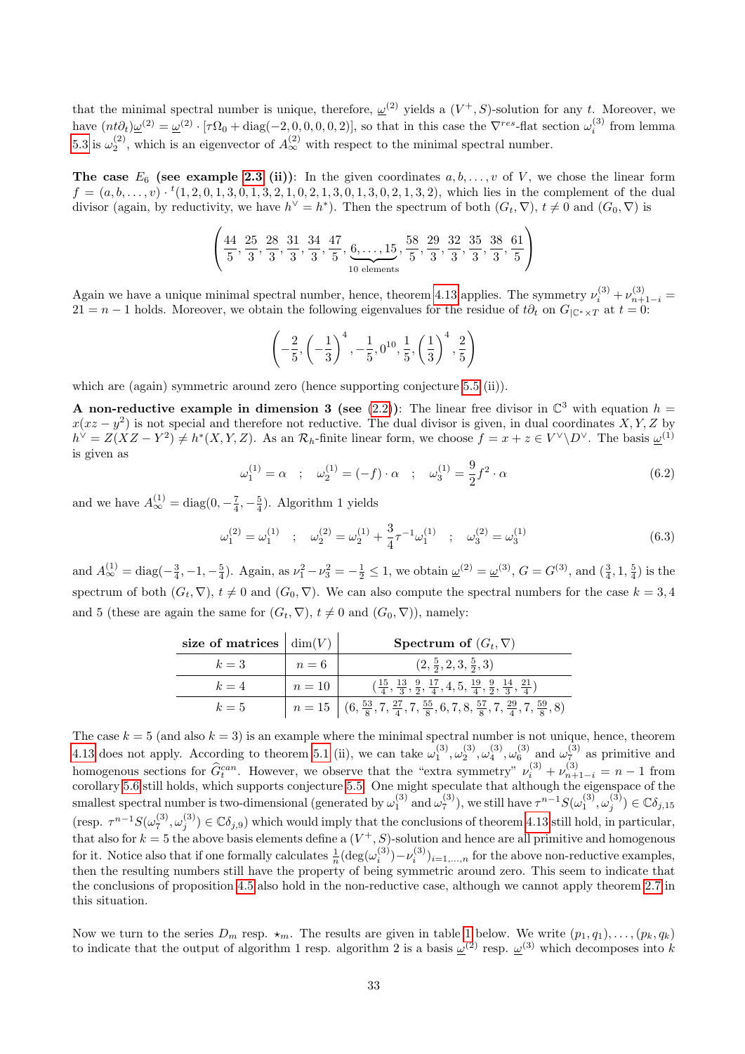that the minimal spectral number is unique, therefore, $\underline{\omega}^{(2)}$ yields a $(V^+,S)$-solution for any $t$. Moreover, we have $(nt\partial_t)\underline{\omega}^{(2)} = \underline{\omega}^{(2)} \cdot [\tau\Omega_0 + \mathrm{diag}(-2,0,0,0,0,2)]$, so that in this case the $\nabla^{res}$-flat section $\omega_i^{(3)}$ from lemma 5.3 is $\omega_2^{(2)}$, which is an eigenvector of $A_\infty^{(2)}$ with respect to the minimal spectral number.

**The case $E_6$ (see example 2.3 (ii))**: In the given coordinates $a,b,\ldots,v$ of $V$, we chose the linear form $f = (a,b,\ldots,v)\cdot {}^t(1,2,0,1,3,0,1,3,2,1,0,2,1,3,0,1,3,0,2,1,3,2)$, which lies in the complement of the dual divisor (again, by reductivity, we have $h^\vee = h^*$). Then the spectrum of both $(G_t,\nabla)$, $t\neq 0$ and $(G_0,\nabla)$ is

$$\left(\frac{44}{5},\frac{25}{3},\frac{28}{3},\frac{31}{3},\frac{34}{3},\frac{47}{5},\underbrace{6,\ldots,15}_{10\text{ elements}},\frac{58}{5},\frac{29}{3},\frac{32}{3},\frac{35}{3},\frac{38}{3},\frac{61}{5}\right)$$

Again we have a unique minimal spectral number, hence, theorem 4.13 applies. The symmetry $\nu_i^{(3)}+\nu_{n+1-i}^{(3)} = 21 = n-1$ holds. Moreover, we obtain the following eigenvalues for the residue of $t\partial_t$ on $G_{|\mathbb{C}^*\times T}$ at $t=0$:

$$\left(-\frac{2}{5},\left(-\frac{1}{3}\right)^4,-\frac{1}{5},0^{10},\frac{1}{5},\left(\frac{1}{3}\right)^4,\frac{2}{5}\right)$$

which are (again) symmetric around zero (hence supporting conjecture 5.5 (ii)).

**A non-reductive example in dimension 3 (see (2.2))**: The linear free divisor in $\mathbb{C}^3$ with equation $h = x(xz-y^2)$ is not special and therefore not reductive. The dual divisor is given, in dual coordinates $X,Y,Z$ by $h^\vee = Z(XZ-Y^2)\neq h^*(X,Y,Z)$. As an $\mathcal{R}_h$-finite linear form, we choose $f = x+z\in V^\vee\backslash D^\vee$. The basis $\underline{\omega}^{(1)}$ is given as

$$\omega_1^{(1)} = \alpha \quad ; \quad \omega_2^{(1)} = (-f)\cdot\alpha \quad ; \quad \omega_3^{(1)} = \frac{9}{2}f^2\cdot\alpha \tag{6.2}$$

and we have $A_\infty^{(1)} = \mathrm{diag}(0,-\frac{7}{4},-\frac{5}{4})$. Algorithm 1 yields

$$\omega_1^{(2)} = \omega_1^{(1)} \quad ; \quad \omega_2^{(2)} = \omega_2^{(1)} + \frac{3}{4}\tau^{-1}\omega_1^{(1)} \quad ; \quad \omega_3^{(2)} = \omega_3^{(1)} \tag{6.3}$$

and $A_\infty^{(1)} = \mathrm{diag}(-\frac{3}{4},-1,-\frac{5}{4})$. Again, as $\nu_1^2-\nu_3^2 = -\frac{1}{2}\leq 1$, we obtain $\underline{\omega}^{(2)} = \underline{\omega}^{(3)}$, $G = G^{(3)}$, and $(\frac{3}{4},1,\frac{5}{4})$ is the spectrum of both $(G_t,\nabla)$, $t\neq 0$ and $(G_0,\nabla)$. We can also compute the spectral numbers for the case $k=3,4$ and 5 (these are again the same for $(G_t,\nabla)$, $t\neq 0$ and $(G_0,\nabla)$), namely:

| size of matrices | $\dim(V)$ | Spectrum of $(G_t,\nabla)$ |
|---|---|---|
| $k=3$ | $n=6$ | $(2,\frac{5}{2},2,3,\frac{5}{2},3)$ |
| $k=4$ | $n=10$ | $(\frac{15}{4},\frac{13}{3},\frac{9}{2},\frac{17}{4},4,5,\frac{19}{4},\frac{9}{2},\frac{14}{3},\frac{21}{4})$ |
| $k=5$ | $n=15$ | $(6,\frac{53}{8},7,\frac{27}{4},7,\frac{55}{8},6,7,8,\frac{57}{8},7,\frac{29}{4},7,\frac{59}{8},8)$ |

The case $k=5$ (and also $k=3$) is an example where the minimal spectral number is not unique, hence, theorem 4.13 does not apply. According to theorem 5.1 (ii), we can take $\omega_1^{(3)},\omega_2^{(3)},\omega_4^{(3)},\omega_6^{(3)}$ and $\omega_7^{(3)}$ as primitive and homogenous sections for $\widehat{G}_t^{can}$. However, we observe that the "extra symmetry" $\nu_i^{(3)}+\nu_{n+1-i}^{(3)} = n-1$ from corollary 5.6 still holds, which supports conjecture 5.5. One might speculate that although the eigenspace of the smallest spectral number is two-dimensional (generated by $\omega_1^{(3)}$ and $\omega_7^{(3)}$), we still have $\tau^{n-1}S(\omega_1^{(3)},\omega_j^{(3)})\in\mathbb{C}\delta_{j,15}$ (resp. $\tau^{n-1}S(\omega_7^{(3)},\omega_j^{(3)})\in\mathbb{C}\delta_{j,9}$) which would imply that the conclusions of theorem 4.13 still hold, in particular, that also for $k=5$ the above basis elements define a $(V^+,S)$-solution and hence are all primitive and homogenous for it. Notice also that if one formally calculates $\frac{1}{n}(\deg(\omega_i^{(3)})-\nu_i^{(3)})_{i=1,\ldots,n}$ for the above non-reductive examples, then the resulting numbers still have the property of being symmetric around zero. This seem to indicate that the conclusions of proposition 4.5 also hold in the non-reductive case, although we cannot apply theorem 2.7 in this situation.

Now we turn to the series $D_m$ resp. $\star_m$. The results are given in table 1 below. We write $(p_1,q_1),\ldots,(p_k,q_k)$ to indicate that the output of algorithm 1 resp. algorithm 2 is a basis $\underline{\omega}^{(2)}$ resp. $\underline{\omega}^{(3)}$ which decomposes into $k$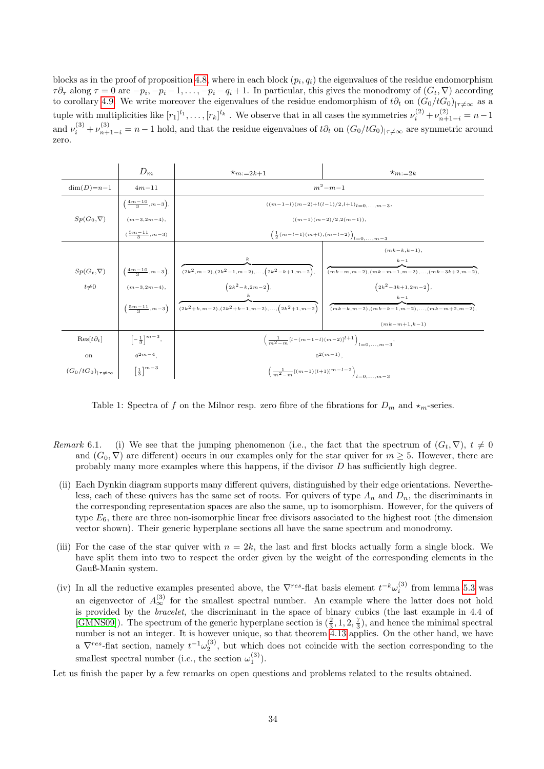blocks as in the proof of proposition 4.8, where in each block $(p_i, q_i)$ the eigenvalues of the residue endomorphism $\tau\partial_\tau$ along $\tau = 0$ are $-p_i, -p_i - 1, \ldots, -p_i - q_i + 1$. In particular, this gives the monodromy of $(G_t, \nabla)$ according to corollary 4.9. We write moreover the eigenvalues of the residue endomorphism of $t\partial_t$ on $(G_0/tG_0)_{|\tau\neq\infty}$ as a tuple with multiplicities like $[r_1]^{l_1}, \ldots, [r_k]^{l_k}$ . We observe that in all cases the symmetries $\nu_i^{(2)} + \nu_{n+1-i}^{(2)} = n-1$ and $\nu_i^{(3)} + \nu_{n+1-i}^{(3)} = n-1$ hold, and that the residue eigenvalues of $t\partial_t$ on $(G_0/tG_0)_{|\tau\neq\infty}$ are symmetric around zero.

| | $D_m$ | $\star_{m:=2k+1}$ | $\star_{m:=2k}$ |
|---|---|---|---|
| $\dim(D){=}n{-}1$ | $4m-11$ | $m^2-m-1$ | |
| $Sp(G_0,\nabla)$ | $\left(\frac{4m-10}{3},m-3\right)$, $(m-3,2m-4)$, $\left(\frac{5m-11}{3},m-3\right)$ | $((m-1-l)(m-2)+l(l-1)/2,l+1)_{l=0,\ldots,m-3}$, $((m-1)(m-2)/2,2(m-1))$, $\left(\frac{1}{2}(m-l-1)(m+l),(m-l-2)\right)_{l=0,\ldots,m-3}$ | |
| $Sp(G_t,\nabla)$ $t{\neq}0$ | $\left(\frac{4m-10}{3},m-3\right)$, $(m-3,2m-4)$, $\left(\frac{5m-11}{3},m-3\right)$ | $\overbrace{(2k^2,m-2),(2k^2-1,m-2),\ldots,(2k^2-k+1,m-2)}^{k}$, $(2k^2-k,2m-2)$, $\overbrace{(2k^2+k,m-2),(2k^2+k-1,m-2),\ldots,(2k^2+1,m-2)}^{k}$ | $(mk-k,k-1)$, $\overbrace{(mk-m,m-2),(mk-m-1,m-2),\ldots,(mk-3k+2,m-2)}^{k-1}$, $(2k^2-3k+1,2m-2)$, $\overbrace{(mk-k,m-2),(mk-k-1,m-2),\ldots,(mk-m+2,m-2)}^{k-1}$, $(mk-m+1,k-1)$ |
| $\mathrm{Res}[t\partial_t]$ on $(G_0/tG_0)_{\lvert\tau\neq\infty}$ | $\left[-\frac{1}{3}\right]^{m-3}$, $0^{2m-4}$, $\left[\frac{1}{3}\right]^{m-3}$ | $\left(\frac{1}{m^2-m}[l-(m-1-l)(m-2)]^{l+1}\right)_{l=0,\ldots,m-3}$, $0^{2(m-1)}$, $\left(\frac{1}{m^2-m}[(m-1)(l+1)]^{m-l-2}\right)_{l=0,\ldots,m-3}$ | |

Table 1: Spectra of $f$ on the Milnor resp. zero fibre of the fibrations for $D_m$ and $\star_m$-series.

*Remark* 6.1. (i) We see that the jumping phenomenon (i.e., the fact that the spectrum of $(G_t, \nabla)$, $t \neq 0$ and $(G_0, \nabla)$ are different) occurs in our examples only for the star quiver for $m \geq 5$. However, there are probably many more examples where this happens, if the divisor $D$ has sufficiently high degree.

(ii) Each Dynkin diagram supports many different quivers, distinguished by their edge orientations. Nevertheless, each of these quivers has the same set of roots. For quivers of type $A_n$ and $D_n$, the discriminants in the corresponding representation spaces are also the same, up to isomorphism. However, for the quivers of type $E_6$, there are three non-isomorphic linear free divisors associated to the highest root (the dimension vector shown). Their generic hyperplane sections all have the same spectrum and monodromy.

(iii) For the case of the star quiver with $n = 2k$, the last and first blocks actually form a single block. We have split them into two to respect the order given by the weight of the corresponding elements in the Gauß-Manin system.

(iv) In all the reductive examples presented above, the $\nabla^{res}$-flat basis element $t^{-k}\omega_i^{(3)}$ from lemma 5.3 was an eigenvector of $A_\infty^{(3)}$ for the smallest spectral number. An example where the latter does not hold is provided by the *bracelet*, the discriminant in the space of binary cubics (the last example in 4.4 of [GMNS09]). The spectrum of the generic hyperplane section is $(\frac{2}{3}, 1, 2, \frac{7}{3})$, and hence the minimal spectral number is not an integer. It is however unique, so that theorem 4.13 applies. On the other hand, we have a $\nabla^{res}$-flat section, namely $t^{-1}\omega_2^{(3)}$, but which does not coincide with the section corresponding to the smallest spectral number (i.e., the section $\omega_1^{(3)}$).

Let us finish the paper by a few remarks on open questions and problems related to the results obtained.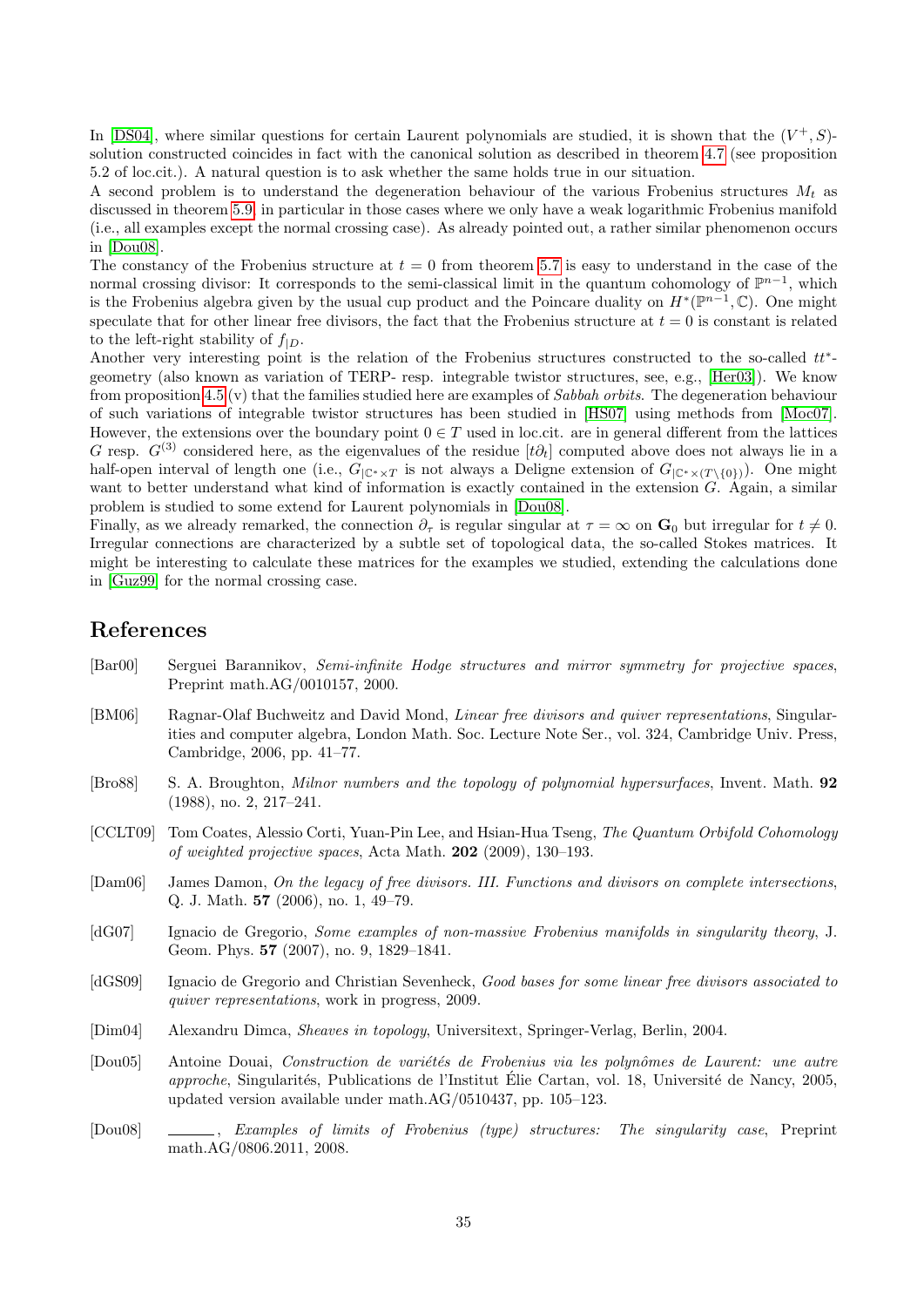In [DS04], where similar questions for certain Laurent polynomials are studied, it is shown that the $(V^+, S)$-solution constructed coincides in fact with the canonical solution as described in theorem 4.7 (see proposition 5.2 of loc.cit.). A natural question is to ask whether the same holds true in our situation.

A second problem is to understand the degeneration behaviour of the various Frobenius structures $M_t$ as discussed in theorem 5.9, in particular in those cases where we only have a weak logarithmic Frobenius manifold (i.e., all examples except the normal crossing case). As already pointed out, a rather similar phenomenon occurs in [Dou08].

The constancy of the Frobenius structure at $t = 0$ from theorem 5.7 is easy to understand in the case of the normal crossing divisor: It corresponds to the semi-classical limit in the quantum cohomology of $\mathbb{P}^{n-1}$, which is the Frobenius algebra given by the usual cup product and the Poincare duality on $H^*(\mathbb{P}^{n-1}, \mathbb{C})$. One might speculate that for other linear free divisors, the fact that the Frobenius structure at $t = 0$ is constant is related to the left-right stability of $f_{|D}$.

Another very interesting point is the relation of the Frobenius structures constructed to the so-called $tt^*$-geometry (also known as variation of TERP- resp. integrable twistor structures, see, e.g., [Her03]). We know from proposition 4.5 (v) that the families studied here are examples of *Sabbah orbits*. The degeneration behaviour of such variations of integrable twistor structures has been studied in [HS07] using methods from [Moc07]. However, the extensions over the boundary point $0 \in T$ used in loc.cit. are in general different from the lattices $G$ resp. $G^{(3)}$ considered here, as the eigenvalues of the residue $[t\partial_t]$ computed above does not always lie in a half-open interval of length one (i.e., $G_{|\mathbb{C}^* \times T}$ is not always a Deligne extension of $G_{|\mathbb{C}^* \times (T \setminus \{0\})}$). One might want to better understand what kind of information is exactly contained in the extension $G$. Again, a similar problem is studied to some extend for Laurent polynomials in [Dou08].

Finally, as we already remarked, the connection $\partial_\tau$ is regular singular at $\tau = \infty$ on $\mathbf{G}_0$ but irregular for $t \neq 0$. Irregular connections are characterized by a subtle set of topological data, the so-called Stokes matrices. It might be interesting to calculate these matrices for the examples we studied, extending the calculations done in [Guz99] for the normal crossing case.

# References

- [Bar00] Serguei Barannikov, *Semi-infinite Hodge structures and mirror symmetry for projective spaces*, Preprint math.AG/0010157, 2000.
- [BM06] Ragnar-Olaf Buchweitz and David Mond, *Linear free divisors and quiver representations*, Singularities and computer algebra, London Math. Soc. Lecture Note Ser., vol. 324, Cambridge Univ. Press, Cambridge, 2006, pp. 41–77.
- [Bro88] S. A. Broughton, *Milnor numbers and the topology of polynomial hypersurfaces*, Invent. Math. **92** (1988), no. 2, 217–241.
- [CCLT09] Tom Coates, Alessio Corti, Yuan-Pin Lee, and Hsian-Hua Tseng, *The Quantum Orbifold Cohomology of weighted projective spaces*, Acta Math. **202** (2009), 130–193.
- [Dam06] James Damon, *On the legacy of free divisors. III. Functions and divisors on complete intersections*, Q. J. Math. **57** (2006), no. 1, 49–79.
- [dG07] Ignacio de Gregorio, *Some examples of non-massive Frobenius manifolds in singularity theory*, J. Geom. Phys. **57** (2007), no. 9, 1829–1841.
- [dGS09] Ignacio de Gregorio and Christian Sevenheck, *Good bases for some linear free divisors associated to quiver representations*, work in progress, 2009.
- [Dim04] Alexandru Dimca, *Sheaves in topology*, Universitext, Springer-Verlag, Berlin, 2004.
- [Dou05] Antoine Douai, *Construction de variétés de Frobenius via les polynômes de Laurent: une autre approche*, Singularités, Publications de l'Institut Élie Cartan, vol. 18, Université de Nancy, 2005, updated version available under math.AG/0510437, pp. 105–123.
- [Dou08] ______, *Examples of limits of Frobenius (type) structures: The singularity case*, Preprint math.AG/0806.2011, 2008.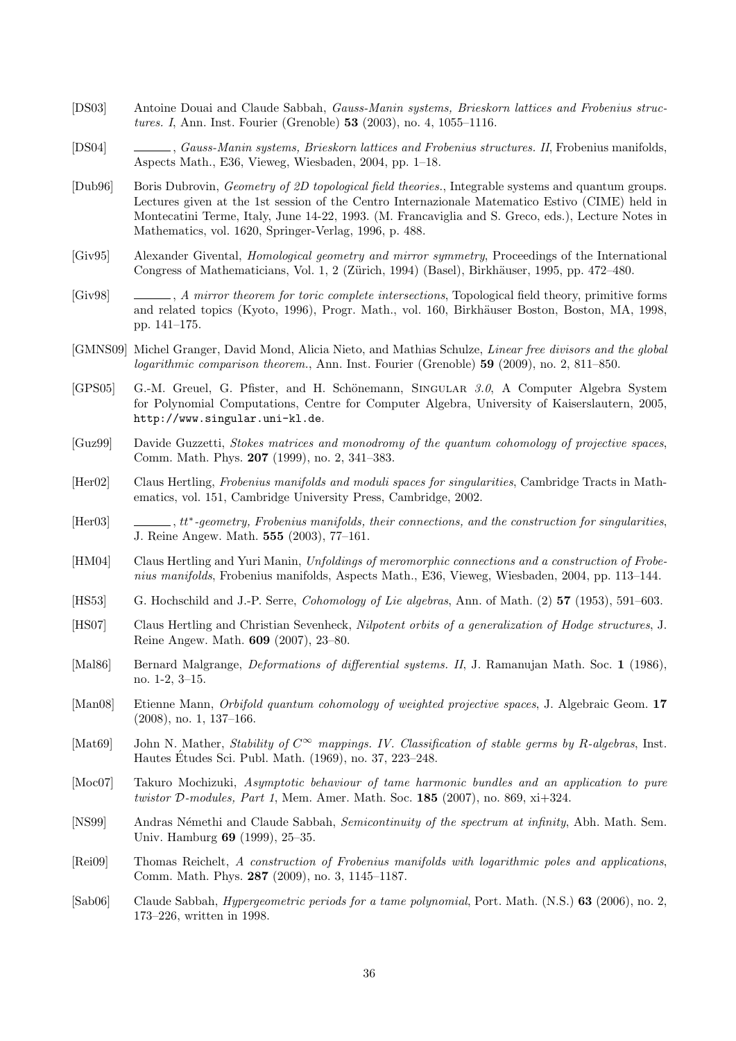[DS03] Antoine Douai and Claude Sabbah, *Gauss-Manin systems, Brieskorn lattices and Frobenius structures. I*, Ann. Inst. Fourier (Grenoble) **53** (2003), no. 4, 1055–1116.

[DS04] ______, *Gauss-Manin systems, Brieskorn lattices and Frobenius structures. II*, Frobenius manifolds, Aspects Math., E36, Vieweg, Wiesbaden, 2004, pp. 1–18.

[Dub96] Boris Dubrovin, *Geometry of 2D topological field theories.*, Integrable systems and quantum groups. Lectures given at the 1st session of the Centro Internazionale Matematico Estivo (CIME) held in Montecatini Terme, Italy, June 14-22, 1993. (M. Francaviglia and S. Greco, eds.), Lecture Notes in Mathematics, vol. 1620, Springer-Verlag, 1996, p. 488.

[Giv95] Alexander Givental, *Homological geometry and mirror symmetry*, Proceedings of the International Congress of Mathematicians, Vol. 1, 2 (Zürich, 1994) (Basel), Birkhäuser, 1995, pp. 472–480.

[Giv98] ______, *A mirror theorem for toric complete intersections*, Topological field theory, primitive forms and related topics (Kyoto, 1996), Progr. Math., vol. 160, Birkhäuser Boston, Boston, MA, 1998, pp. 141–175.

[GMNS09] Michel Granger, David Mond, Alicia Nieto, and Mathias Schulze, *Linear free divisors and the global logarithmic comparison theorem.*, Ann. Inst. Fourier (Grenoble) **59** (2009), no. 2, 811–850.

[GPS05] G.-M. Greuel, G. Pfister, and H. Schönemann, Singular *3.0*, A Computer Algebra System for Polynomial Computations, Centre for Computer Algebra, University of Kaiserslautern, 2005, http://www.singular.uni-kl.de.

[Guz99] Davide Guzzetti, *Stokes matrices and monodromy of the quantum cohomology of projective spaces*, Comm. Math. Phys. **207** (1999), no. 2, 341–383.

[Her02] Claus Hertling, *Frobenius manifolds and moduli spaces for singularities*, Cambridge Tracts in Mathematics, vol. 151, Cambridge University Press, Cambridge, 2002.

[Her03] ______, *$tt^*$-geometry, Frobenius manifolds, their connections, and the construction for singularities*, J. Reine Angew. Math. **555** (2003), 77–161.

[HM04] Claus Hertling and Yuri Manin, *Unfoldings of meromorphic connections and a construction of Frobenius manifolds*, Frobenius manifolds, Aspects Math., E36, Vieweg, Wiesbaden, 2004, pp. 113–144.

[HS53] G. Hochschild and J.-P. Serre, *Cohomology of Lie algebras*, Ann. of Math. (2) **57** (1953), 591–603.

[HS07] Claus Hertling and Christian Sevenheck, *Nilpotent orbits of a generalization of Hodge structures*, J. Reine Angew. Math. **609** (2007), 23–80.

[Mal86] Bernard Malgrange, *Deformations of differential systems. II*, J. Ramanujan Math. Soc. **1** (1986), no. 1-2, 3–15.

[Man08] Etienne Mann, *Orbifold quantum cohomology of weighted projective spaces*, J. Algebraic Geom. **17** (2008), no. 1, 137–166.

[Mat69] John N. Mather, *Stability of $C^\infty$ mappings. IV. Classification of stable germs by R-algebras*, Inst. Hautes Études Sci. Publ. Math. (1969), no. 37, 223–248.

[Moc07] Takuro Mochizuki, *Asymptotic behaviour of tame harmonic bundles and an application to pure twistor $\mathcal{D}$-modules, Part 1*, Mem. Amer. Math. Soc. **185** (2007), no. 869, xi+324.

[NS99] Andras Némethi and Claude Sabbah, *Semicontinuity of the spectrum at infinity*, Abh. Math. Sem. Univ. Hamburg **69** (1999), 25–35.

[Rei09] Thomas Reichelt, *A construction of Frobenius manifolds with logarithmic poles and applications*, Comm. Math. Phys. **287** (2009), no. 3, 1145–1187.

[Sab06] Claude Sabbah, *Hypergeometric periods for a tame polynomial*, Port. Math. (N.S.) **63** (2006), no. 2, 173–226, written in 1998.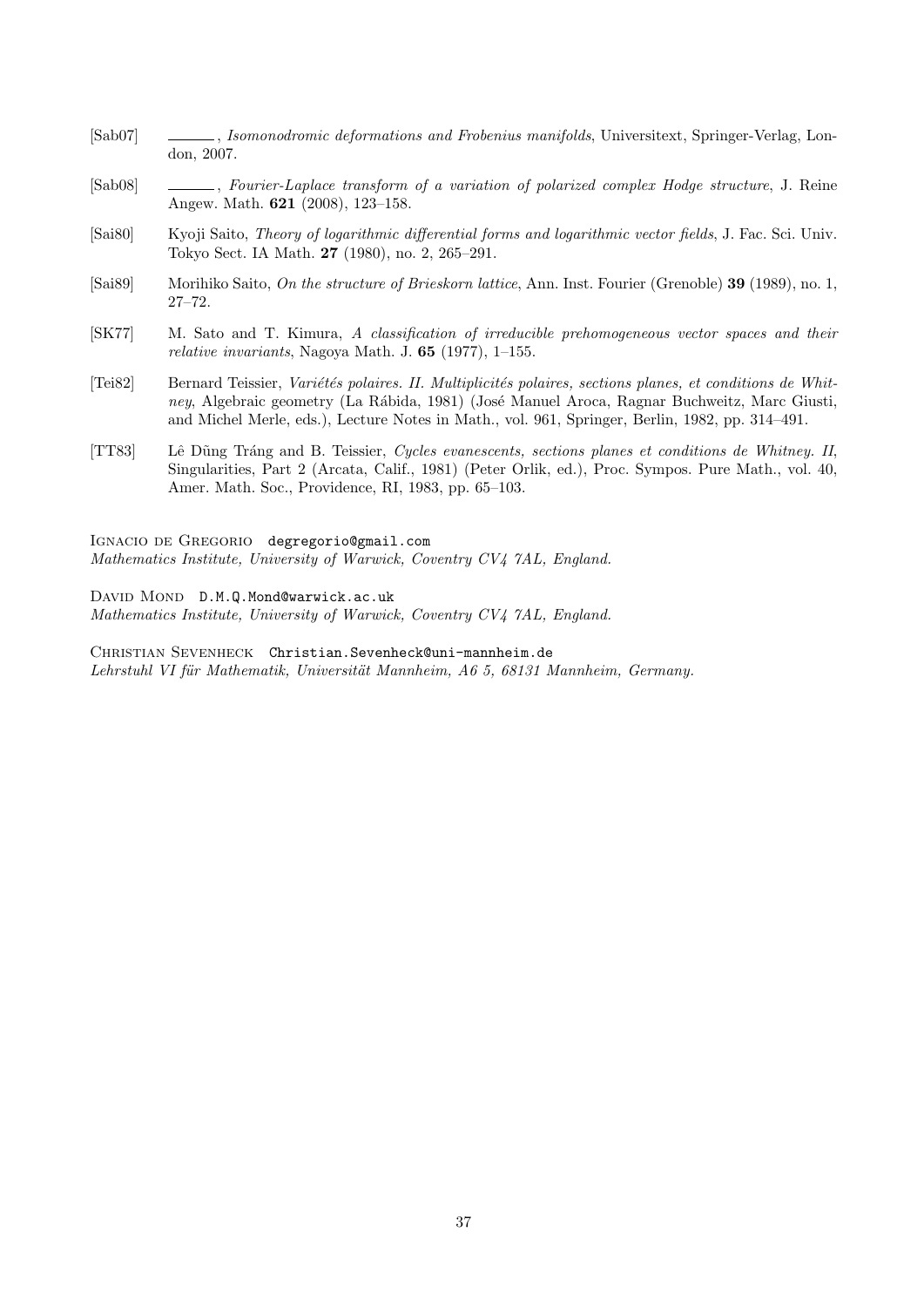[Sab07] ———, *Isomonodromic deformations and Frobenius manifolds*, Universitext, Springer-Verlag, London, 2007.

[Sab08] ———, *Fourier-Laplace transform of a variation of polarized complex Hodge structure*, J. Reine Angew. Math. **621** (2008), 123–158.

[Sai80] Kyoji Saito, *Theory of logarithmic differential forms and logarithmic vector fields*, J. Fac. Sci. Univ. Tokyo Sect. IA Math. **27** (1980), no. 2, 265–291.

[Sai89] Morihiko Saito, *On the structure of Brieskorn lattice*, Ann. Inst. Fourier (Grenoble) **39** (1989), no. 1, 27–72.

[SK77] M. Sato and T. Kimura, *A classification of irreducible prehomogeneous vector spaces and their relative invariants*, Nagoya Math. J. **65** (1977), 1–155.

[Tei82] Bernard Teissier, *Variétés polaires. II. Multiplicités polaires, sections planes, et conditions de Whitney*, Algebraic geometry (La Rábida, 1981) (José Manuel Aroca, Ragnar Buchweitz, Marc Giusti, and Michel Merle, eds.), Lecture Notes in Math., vol. 961, Springer, Berlin, 1982, pp. 314–491.

[TT83] Lê Dũng Tráng and B. Teissier, *Cycles evanescents, sections planes et conditions de Whitney. II*, Singularities, Part 2 (Arcata, Calif., 1981) (Peter Orlik, ed.), Proc. Sympos. Pure Math., vol. 40, Amer. Math. Soc., Providence, RI, 1983, pp. 65–103.

Ignacio de Gregorio `degregorio@gmail.com`
*Mathematics Institute, University of Warwick, Coventry CV4 7AL, England.*

David Mond `D.M.Q.Mond@warwick.ac.uk`
*Mathematics Institute, University of Warwick, Coventry CV4 7AL, England.*

Christian Sevenheck `Christian.Sevenheck@uni-mannheim.de`
*Lehrstuhl VI für Mathematik, Universität Mannheim, A6 5, 68131 Mannheim, Germany.*